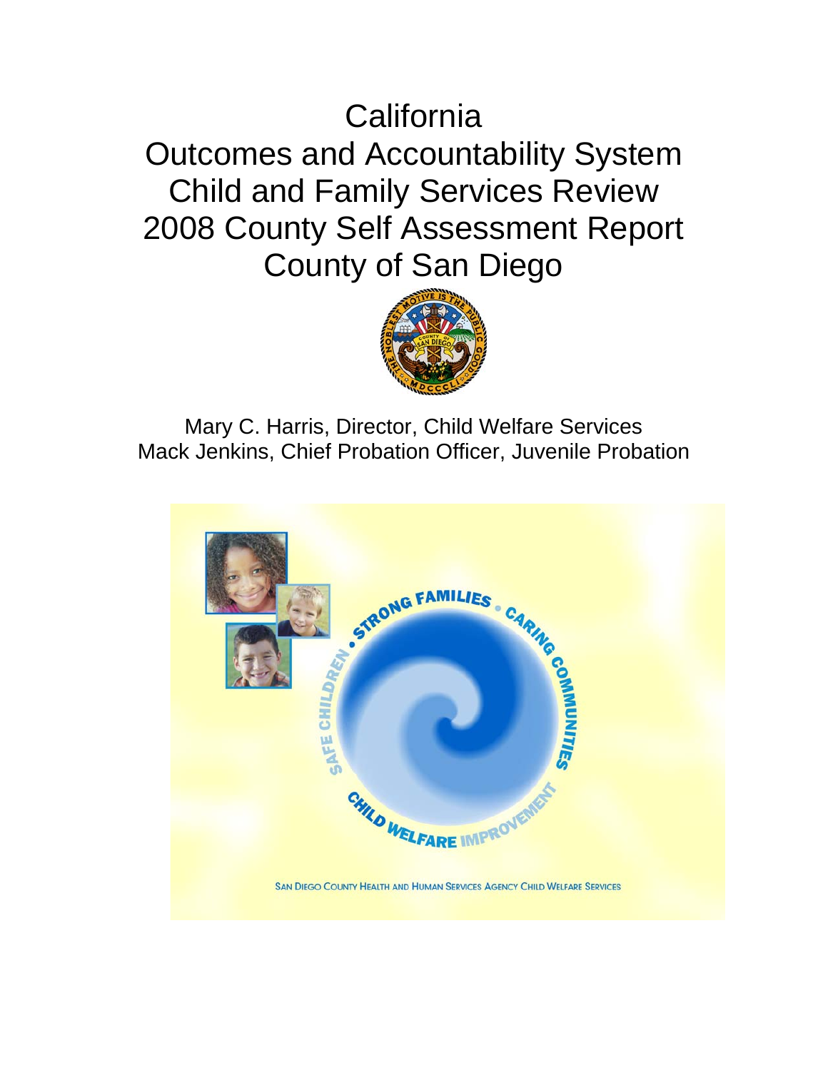# California
# Outcomes and Accountability System
# Child and Family Services Review
# 2008 County Self Assessment Report
# County of San Diego

Mary C. Harris, Director, Child Welfare Services
Mack Jenkins, Chief Probation Officer, Juvenile Probation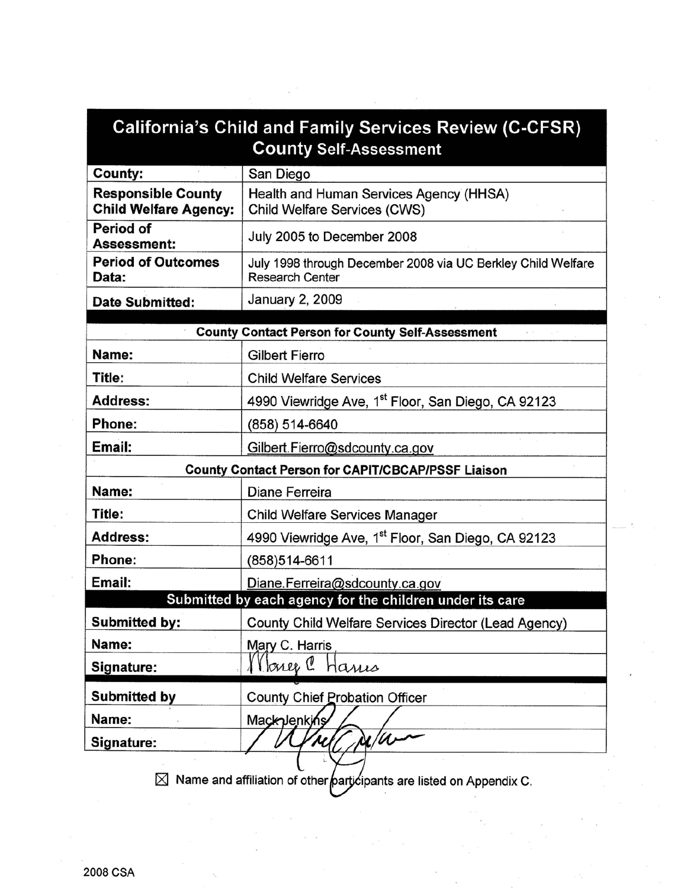| California's Child and Family Services Review (C-CFSR) County Self-Assessment | |
|---|---|
| **County:** | San Diego |
| **Responsible County Child Welfare Agency:** | Health and Human Services Agency (HHSA) Child Welfare Services (CWS) |
| **Period of Assessment:** | July 2005 to December 2008 |
| **Period of Outcomes Data:** | July 1998 through December 2008 via UC Berkley Child Welfare Research Center |
| **Date Submitted:** | January 2, 2009 |
| **County Contact Person for County Self-Assessment** | |
| **Name:** | Gilbert Fierro |
| **Title:** | Child Welfare Services |
| **Address:** | 4990 Viewridge Ave, 1st Floor, San Diego, CA 92123 |
| **Phone:** | (858) 514-6640 |
| **Email:** | Gilbert.Fierro@sdcounty.ca.gov |
| **County Contact Person for CAPIT/CBCAP/PSSF Liaison** | |
| **Name:** | Diane Ferreira |
| **Title:** | Child Welfare Services Manager |
| **Address:** | 4990 Viewridge Ave, 1st Floor, San Diego, CA 92123 |
| **Phone:** | (858)514-6611 |
| **Email:** | Diane.Ferreira@sdcounty.ca.gov |
| **Submitted by each agency for the children under its care** | |
| **Submitted by:** | County Child Welfare Services Director (Lead Agency) |
| **Name:** | Mary C. Harris |
| **Signature:** | Mary C. Harris |
| **Submitted by** | County Chief Probation Officer |
| **Name:** | Mack Jenkins |
| **Signature:** | [signature] |

☒ Name and affiliation of other participants are listed on Appendix C.

2008 CSA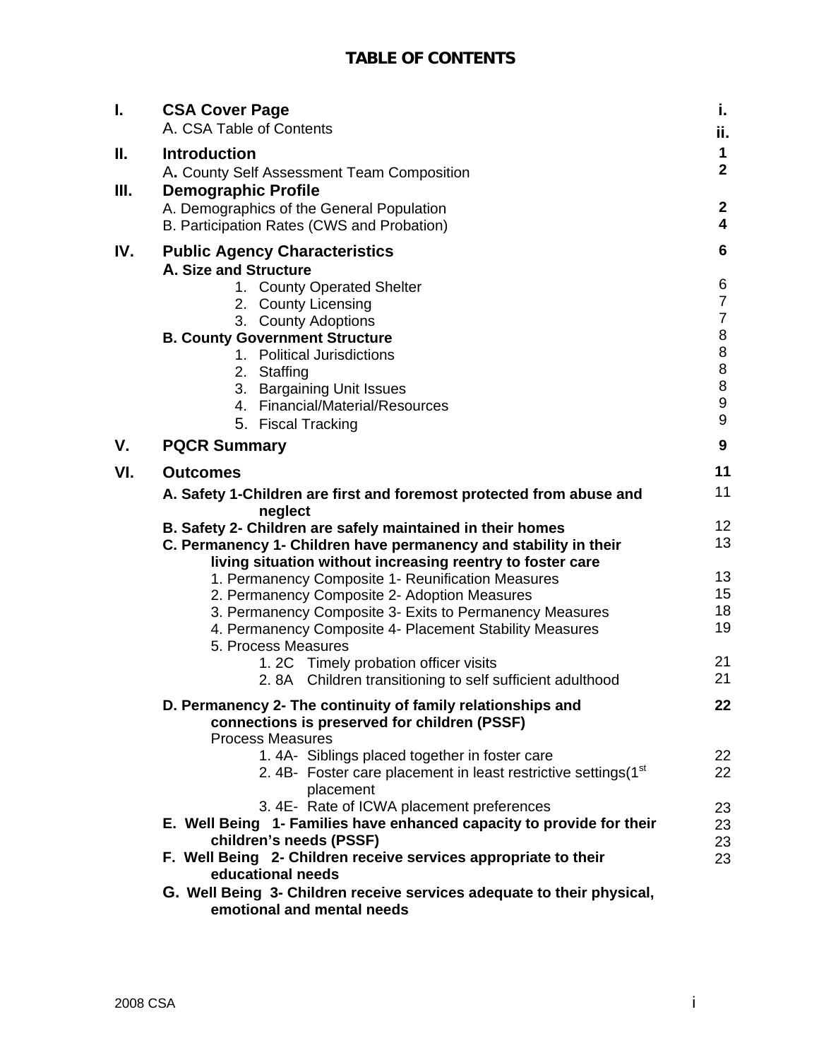# TABLE OF CONTENTS

| | | |
|---|---|---|
| **I.** | **CSA Cover Page** | **i.** |
| | A. CSA Table of Contents | **ii.** |
| **II.** | **Introduction** | **1** |
| | A. County Self Assessment Team Composition | **2** |
| **III.** | **Demographic Profile** | |
| | A. Demographics of the General Population | **2** |
| | B. Participation Rates (CWS and Probation) | **4** |
| **IV.** | **Public Agency Characteristics** | **6** |
| | **A. Size and Structure** | |
| | 1. County Operated Shelter | 6 |
| | 2. County Licensing | 7 |
| | 3. County Adoptions | 7 |
| | **B. County Government Structure** | 8 |
| | 1. Political Jurisdictions | 8 |
| | 2. Staffing | 8 |
| | 3. Bargaining Unit Issues | 8 |
| | 4. Financial/Material/Resources | 9 |
| | 5. Fiscal Tracking | 9 |
| **V.** | **PQCR Summary** | **9** |
| **VI.** | **Outcomes** | **11** |
| | **A. Safety 1-Children are first and foremost protected from abuse and neglect** | 11 |
| | **B. Safety 2- Children are safely maintained in their homes** | 12 |
| | **C. Permanency 1- Children have permanency and stability in their living situation without increasing reentry to foster care** | 13 |
| | 1. Permanency Composite 1- Reunification Measures | 13 |
| | 2. Permanency Composite 2- Adoption Measures | 15 |
| | 3. Permanency Composite 3- Exits to Permanency Measures | 18 |
| | 4. Permanency Composite 4- Placement Stability Measures | 19 |
| | 5. Process Measures | |
| | 1. 2C Timely probation officer visits | 21 |
| | 2. 8A Children transitioning to self sufficient adulthood | 21 |
| | **D. Permanency 2- The continuity of family relationships and connections is preserved for children (PSSF)** | **22** |
| | Process Measures | |
| | 1. 4A- Siblings placed together in foster care | 22 |
| | 2. 4B- Foster care placement in least restrictive settings(1st placement | 22 |
| | 3. 4E- Rate of ICWA placement preferences | 23 |
| | **E. Well Being 1- Families have enhanced capacity to provide for their children's needs (PSSF)** | 23 |
| | **F. Well Being 2- Children receive services appropriate to their educational needs** | 23 |
| | **G. Well Being 3- Children receive services adequate to their physical, emotional and mental needs** | 23 |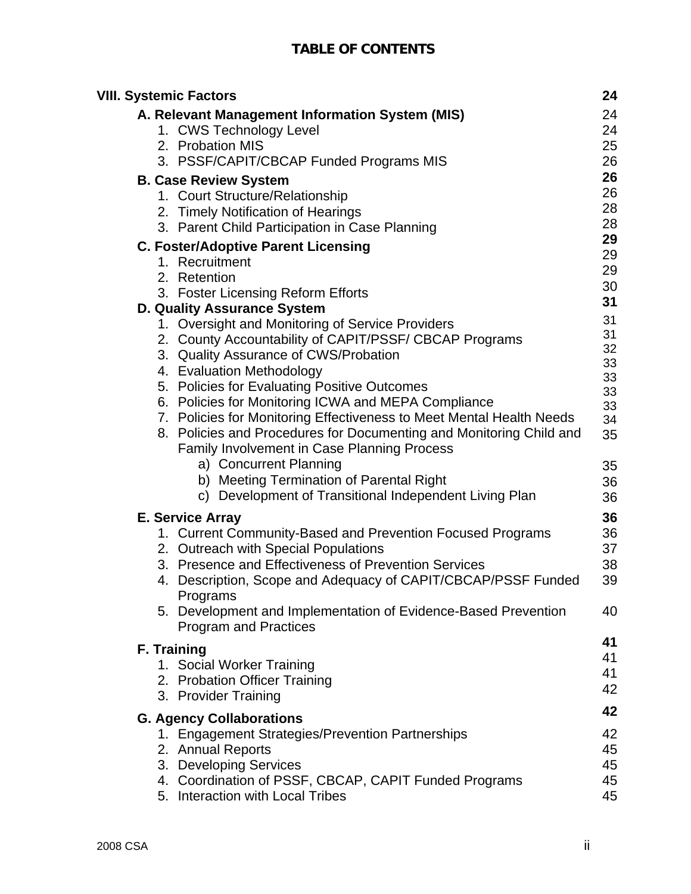**TABLE OF CONTENTS**

| | |
|---|---|
| **VIII. Systemic Factors** | **24** |
| **A. Relevant Management Information System (MIS)** | 24 |
| 1. CWS Technology Level | 24 |
| 2. Probation MIS | 25 |
| 3. PSSF/CAPIT/CBCAP Funded Programs MIS | 26 |
| **B. Case Review System** | **26** |
| 1. Court Structure/Relationship | 26 |
| 2. Timely Notification of Hearings | 28 |
| 3. Parent Child Participation in Case Planning | 28 |
| **C. Foster/Adoptive Parent Licensing** | **29** |
| 1. Recruitment | 29 |
| 2. Retention | 29 |
| 3. Foster Licensing Reform Efforts | 30 |
| **D. Quality Assurance System** | **31** |
| 1. Oversight and Monitoring of Service Providers | 31 |
| 2. County Accountability of CAPIT/PSSF/ CBCAP Programs | 31 |
| 3. Quality Assurance of CWS/Probation | 32 |
| 4. Evaluation Methodology | 33 |
| 5. Policies for Evaluating Positive Outcomes | 33 |
| 6. Policies for Monitoring ICWA and MEPA Compliance | 33 |
| 7. Policies for Monitoring Effectiveness to Meet Mental Health Needs | 33 |
| 8. Policies and Procedures for Documenting and Monitoring Child and Family Involvement in Case Planning Process | 34 |
| a) Concurrent Planning | 35 |
| b) Meeting Termination of Parental Right | 35 |
| c) Development of Transitional Independent Living Plan | 36 |
| **E. Service Array** | **36** |
| 1. Current Community-Based and Prevention Focused Programs | 36 |
| 2. Outreach with Special Populations | 37 |
| 3. Presence and Effectiveness of Prevention Services | 38 |
| 4. Description, Scope and Adequacy of CAPIT/CBCAP/PSSF Funded Programs | 39 |
| 5. Development and Implementation of Evidence-Based Prevention Program and Practices | 40 |
| **F. Training** | **41** |
| 1. Social Worker Training | 41 |
| 2. Probation Officer Training | 41 |
| 3. Provider Training | 42 |
| **G. Agency Collaborations** | **42** |
| 1. Engagement Strategies/Prevention Partnerships | 42 |
| 2. Annual Reports | 45 |
| 3. Developing Services | 45 |
| 4. Coordination of PSSF, CBCAP, CAPIT Funded Programs | 45 |
| 5. Interaction with Local Tribes | 45 |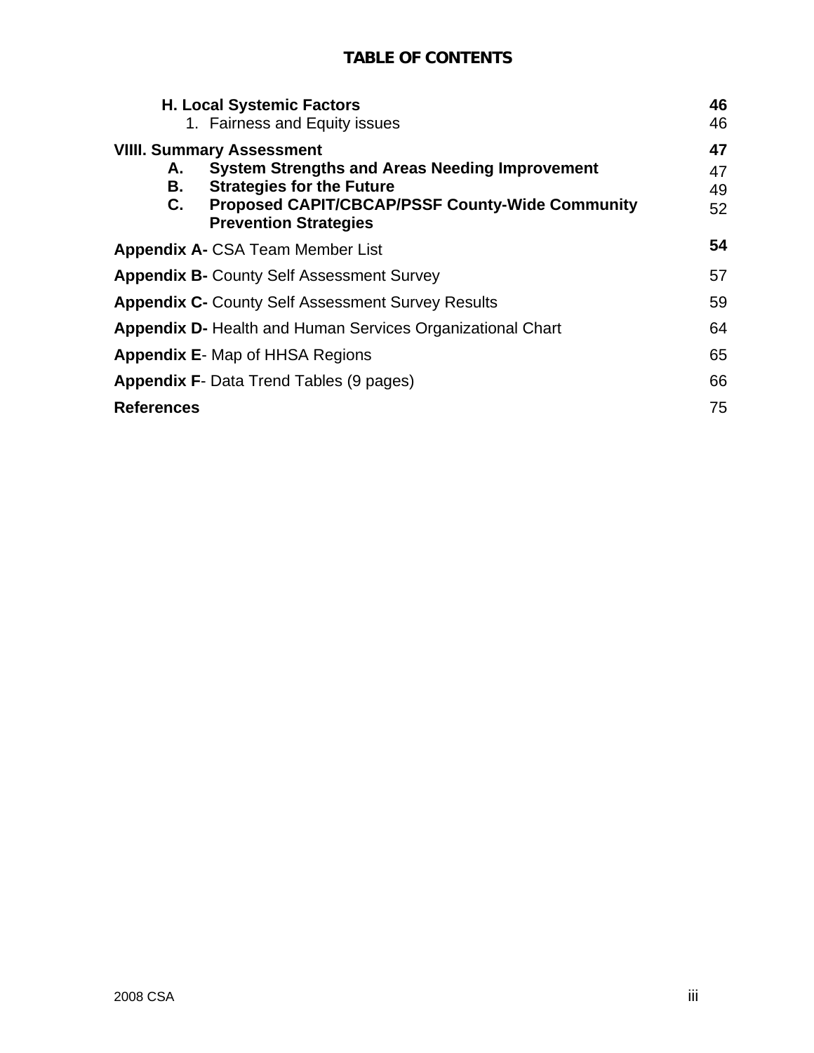**TABLE OF CONTENTS**

| | |
|---|---|
| **H. Local Systemic Factors** | **46** |
| 1. Fairness and Equity issues | 46 |
| **VIIII. Summary Assessment** | **47** |
| **A. System Strengths and Areas Needing Improvement** | 47 |
| **B. Strategies for the Future** | 49 |
| **C. Proposed CAPIT/CBCAP/PSSF County-Wide Community Prevention Strategies** | 52 |
| **Appendix A-** CSA Team Member List | **54** |
| **Appendix B-** County Self Assessment Survey | 57 |
| **Appendix C-** County Self Assessment Survey Results | 59 |
| **Appendix D-** Health and Human Services Organizational Chart | 64 |
| **Appendix E**- Map of HHSA Regions | 65 |
| **Appendix F**- Data Trend Tables (9 pages) | 66 |
| **References** | 75 |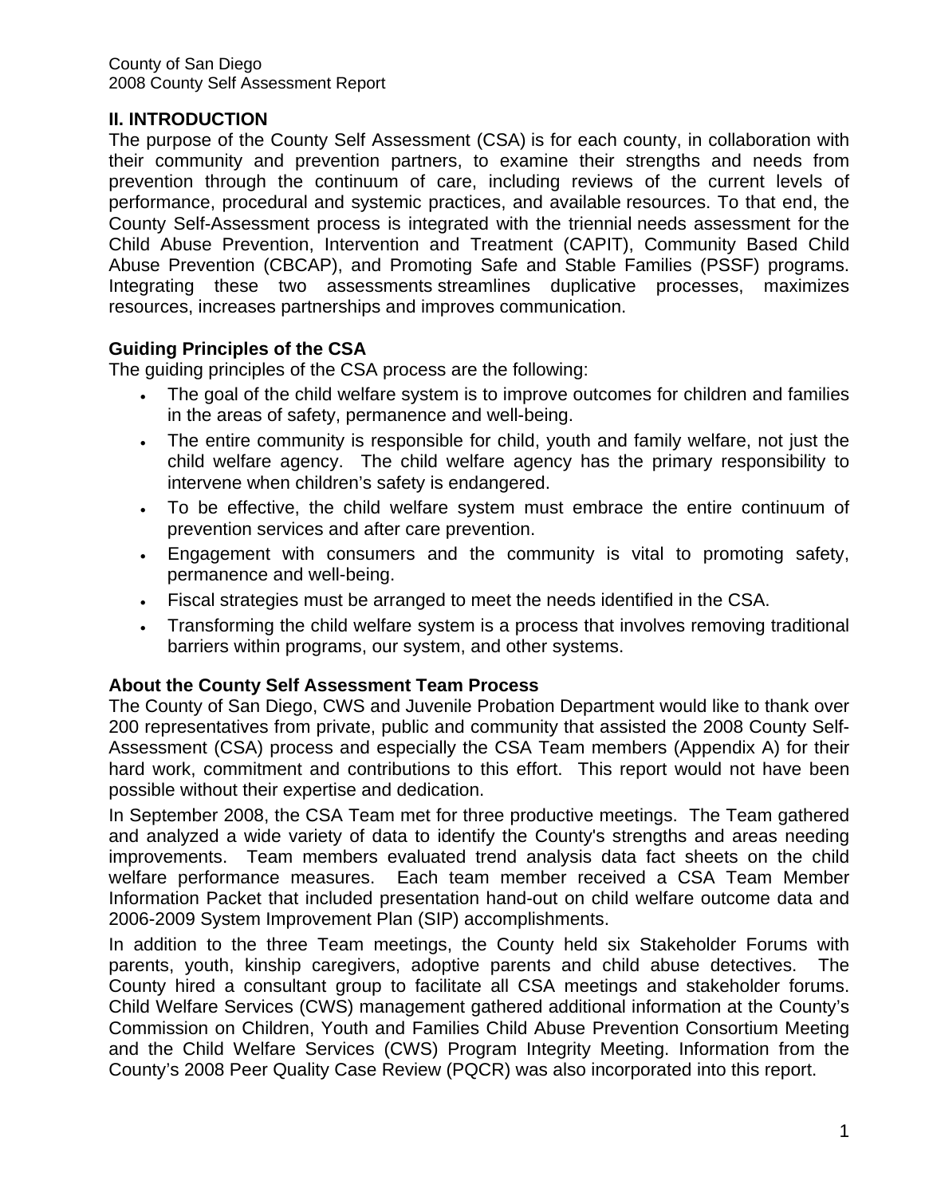## II. INTRODUCTION

The purpose of the County Self Assessment (CSA) is for each county, in collaboration with their community and prevention partners, to examine their strengths and needs from prevention through the continuum of care, including reviews of the current levels of performance, procedural and systemic practices, and available resources. To that end, the County Self-Assessment process is integrated with the triennial needs assessment for the Child Abuse Prevention, Intervention and Treatment (CAPIT), Community Based Child Abuse Prevention (CBCAP), and Promoting Safe and Stable Families (PSSF) programs. Integrating these two assessments streamlines duplicative processes, maximizes resources, increases partnerships and improves communication.

### Guiding Principles of the CSA

The guiding principles of the CSA process are the following:

- The goal of the child welfare system is to improve outcomes for children and families in the areas of safety, permanence and well-being.
- The entire community is responsible for child, youth and family welfare, not just the child welfare agency. The child welfare agency has the primary responsibility to intervene when children's safety is endangered.
- To be effective, the child welfare system must embrace the entire continuum of prevention services and after care prevention.
- Engagement with consumers and the community is vital to promoting safety, permanence and well-being.
- Fiscal strategies must be arranged to meet the needs identified in the CSA.
- Transforming the child welfare system is a process that involves removing traditional barriers within programs, our system, and other systems.

### About the County Self Assessment Team Process

The County of San Diego, CWS and Juvenile Probation Department would like to thank over 200 representatives from private, public and community that assisted the 2008 County Self-Assessment (CSA) process and especially the CSA Team members (Appendix A) for their hard work, commitment and contributions to this effort. This report would not have been possible without their expertise and dedication.

In September 2008, the CSA Team met for three productive meetings. The Team gathered and analyzed a wide variety of data to identify the County's strengths and areas needing improvements. Team members evaluated trend analysis data fact sheets on the child welfare performance measures. Each team member received a CSA Team Member Information Packet that included presentation hand-out on child welfare outcome data and 2006-2009 System Improvement Plan (SIP) accomplishments.

In addition to the three Team meetings, the County held six Stakeholder Forums with parents, youth, kinship caregivers, adoptive parents and child abuse detectives. The County hired a consultant group to facilitate all CSA meetings and stakeholder forums. Child Welfare Services (CWS) management gathered additional information at the County's Commission on Children, Youth and Families Child Abuse Prevention Consortium Meeting and the Child Welfare Services (CWS) Program Integrity Meeting. Information from the County's 2008 Peer Quality Case Review (PQCR) was also incorporated into this report.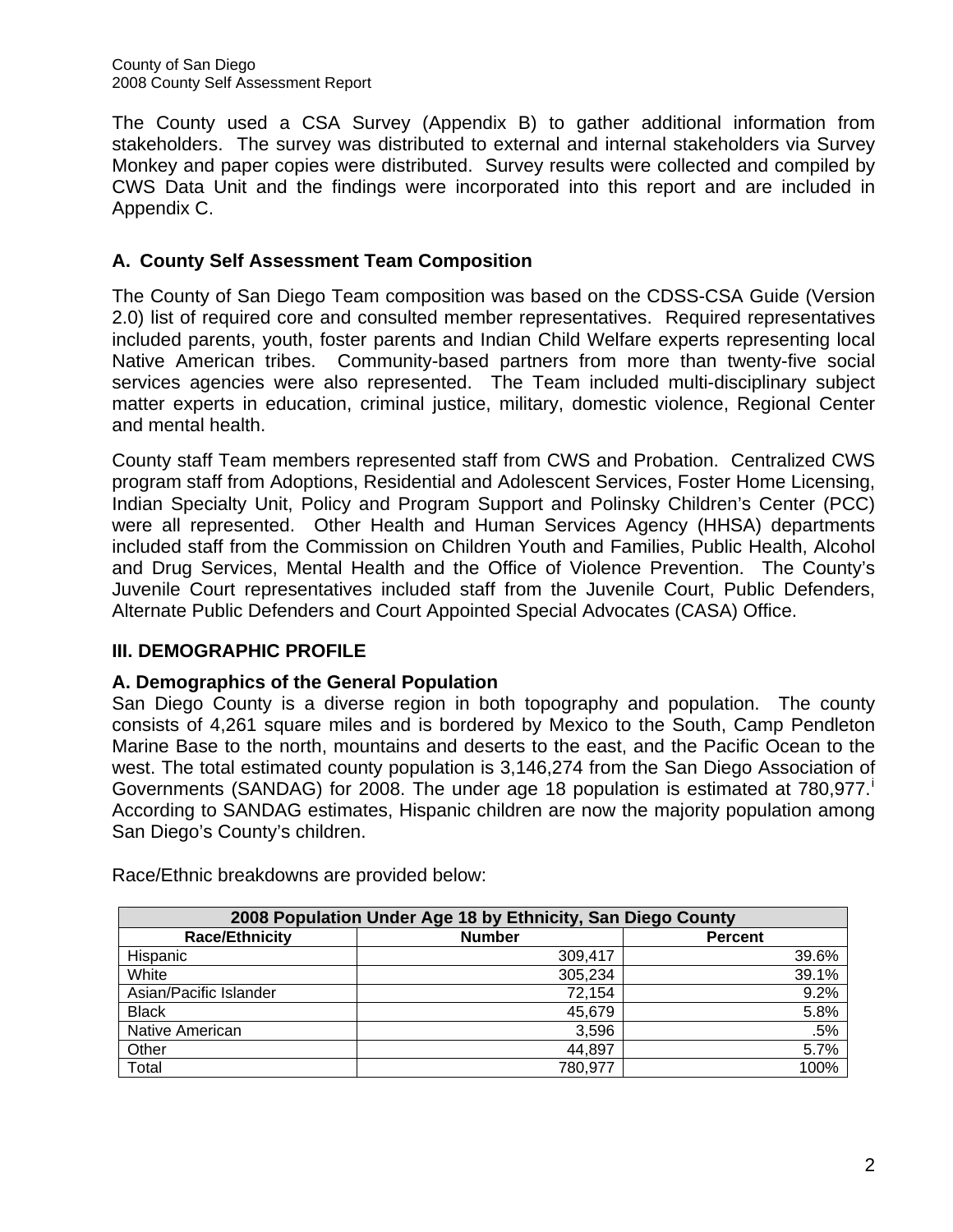The County used a CSA Survey (Appendix B) to gather additional information from stakeholders. The survey was distributed to external and internal stakeholders via Survey Monkey and paper copies were distributed. Survey results were collected and compiled by CWS Data Unit and the findings were incorporated into this report and are included in Appendix C.

### A. County Self Assessment Team Composition

The County of San Diego Team composition was based on the CDSS-CSA Guide (Version 2.0) list of required core and consulted member representatives. Required representatives included parents, youth, foster parents and Indian Child Welfare experts representing local Native American tribes. Community-based partners from more than twenty-five social services agencies were also represented. The Team included multi-disciplinary subject matter experts in education, criminal justice, military, domestic violence, Regional Center and mental health.

County staff Team members represented staff from CWS and Probation. Centralized CWS program staff from Adoptions, Residential and Adolescent Services, Foster Home Licensing, Indian Specialty Unit, Policy and Program Support and Polinsky Children's Center (PCC) were all represented. Other Health and Human Services Agency (HHSA) departments included staff from the Commission on Children Youth and Families, Public Health, Alcohol and Drug Services, Mental Health and the Office of Violence Prevention. The County's Juvenile Court representatives included staff from the Juvenile Court, Public Defenders, Alternate Public Defenders and Court Appointed Special Advocates (CASA) Office.

## III. DEMOGRAPHIC PROFILE

### A. Demographics of the General Population

San Diego County is a diverse region in both topography and population. The county consists of 4,261 square miles and is bordered by Mexico to the South, Camp Pendleton Marine Base to the north, mountains and deserts to the east, and the Pacific Ocean to the west. The total estimated county population is 3,146,274 from the San Diego Association of Governments (SANDAG) for 2008. The under age 18 population is estimated at 780,977.[i] According to SANDAG estimates, Hispanic children are now the majority population among San Diego's County's children.

Race/Ethnic breakdowns are provided below:

| 2008 Population Under Age 18 by Ethnicity, San Diego County | | |
|---|---|---|
| **Race/Ethnicity** | **Number** | **Percent** |
| Hispanic | 309,417 | 39.6% |
| White | 305,234 | 39.1% |
| Asian/Pacific Islander | 72,154 | 9.2% |
| Black | 45,679 | 5.8% |
| Native American | 3,596 | .5% |
| Other | 44,897 | 5.7% |
| Total | 780,977 | 100% |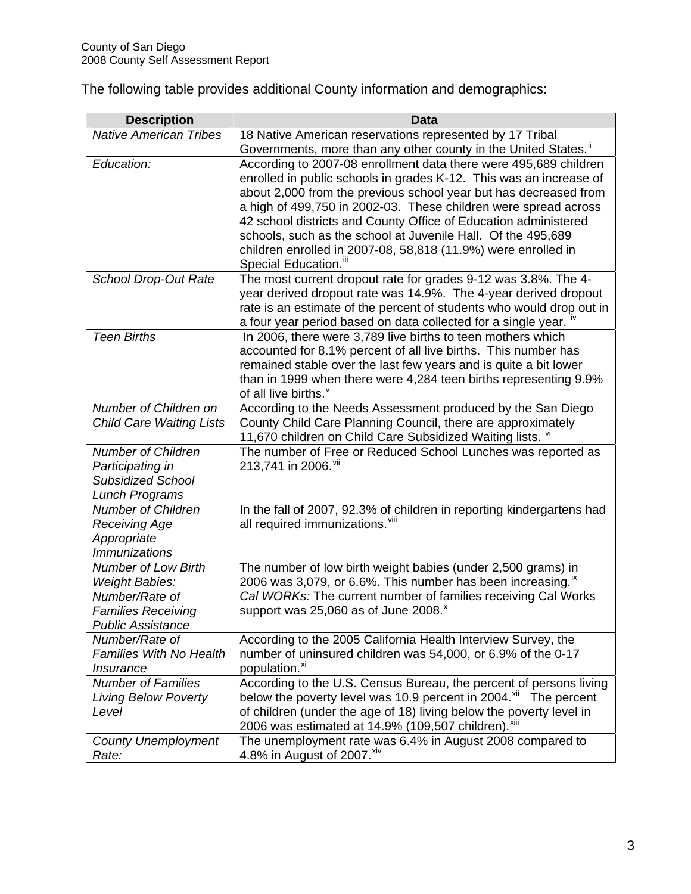The following table provides additional County information and demographics:

| Description | Data |
|---|---|
| *Native American Tribes* | 18 Native American reservations represented by 17 Tribal Governments, more than any other county in the United States.[ii] |
| *Education:* | According to 2007-08 enrollment data there were 495,689 children enrolled in public schools in grades K-12. This was an increase of about 2,000 from the previous school year but has decreased from a high of 499,750 in 2002-03. These children were spread across 42 school districts and County Office of Education administered schools, such as the school at Juvenile Hall. Of the 495,689 children enrolled in 2007-08, 58,818 (11.9%) were enrolled in Special Education.[iii] |
| *School Drop-Out Rate* | The most current dropout rate for grades 9-12 was 3.8%. The 4-year derived dropout rate was 14.9%. The 4-year derived dropout rate is an estimate of the percent of students who would drop out in a four year period based on data collected for a single year.[iv] |
| *Teen Births* | In 2006, there were 3,789 live births to teen mothers which accounted for 8.1% percent of all live births. This number has remained stable over the last few years and is quite a bit lower than in 1999 when there were 4,284 teen births representing 9.9% of all live births.[v] |
| *Number of Children on Child Care Waiting Lists* | According to the Needs Assessment produced by the San Diego County Child Care Planning Council, there are approximately 11,670 children on Child Care Subsidized Waiting lists.[vi] |
| *Number of Children Participating in Subsidized School Lunch Programs* | The number of Free or Reduced School Lunches was reported as 213,741 in 2006.[vii] |
| *Number of Children Receiving Age Appropriate Immunizations* | In the fall of 2007, 92.3% of children in reporting kindergartens had all required immunizations.[viii] |
| *Number of Low Birth Weight Babies:* | The number of low birth weight babies (under 2,500 grams) in 2006 was 3,079, or 6.6%. This number has been increasing.[ix] |
| *Number/Rate of Families Receiving Public Assistance* | *Cal WORKs:* The current number of families receiving Cal Works support was 25,060 as of June 2008.[x] |
| *Number/Rate of Families With No Health Insurance* | According to the 2005 California Health Interview Survey, the number of uninsured children was 54,000, or 6.9% of the 0-17 population.[xi] |
| *Number of Families Living Below Poverty Level* | According to the U.S. Census Bureau, the percent of persons living below the poverty level was 10.9 percent in 2004.[xii] The percent of children (under the age of 18) living below the poverty level in 2006 was estimated at 14.9% (109,507 children).[xiii] |
| *County Unemployment Rate:* | The unemployment rate was 6.4% in August 2008 compared to 4.8% in August of 2007.[xiv] |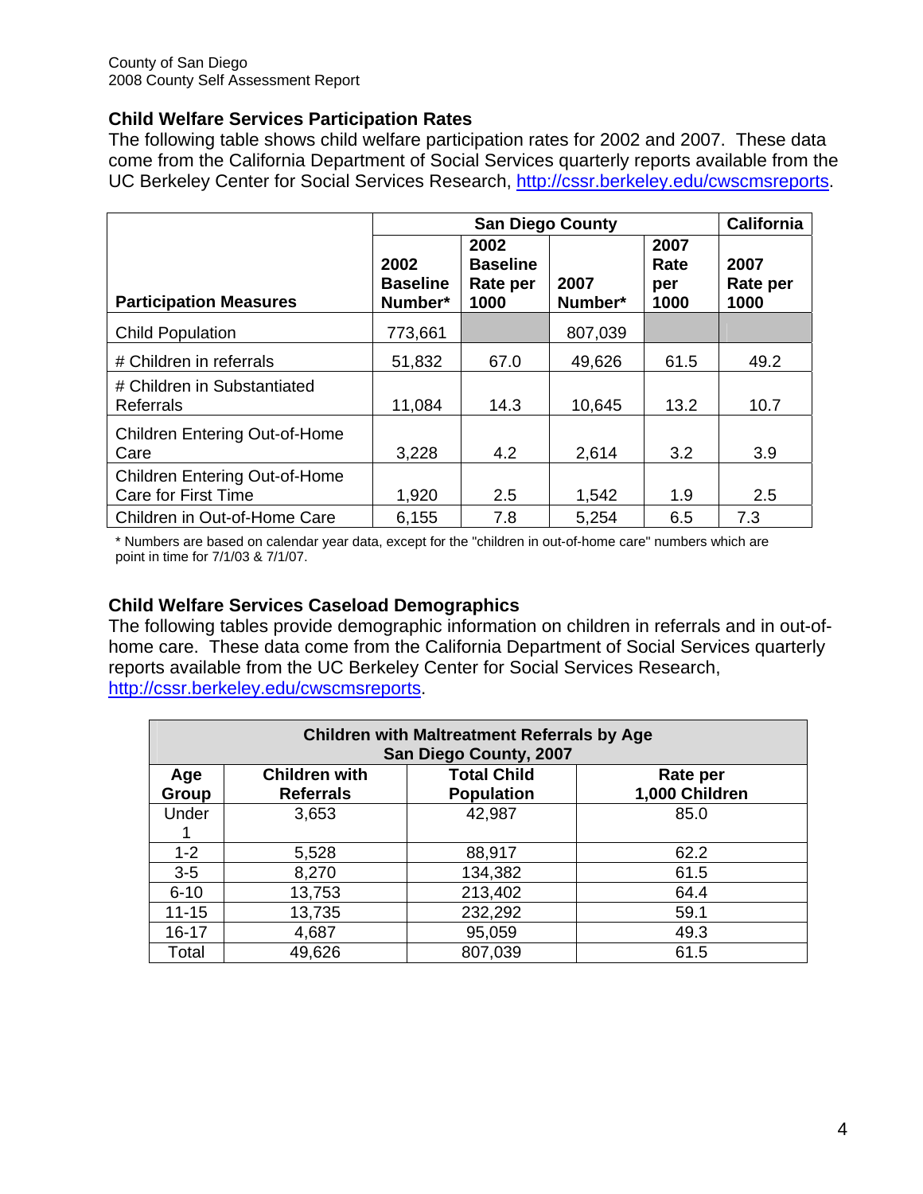## Child Welfare Services Participation Rates

The following table shows child welfare participation rates for 2002 and 2007. These data come from the California Department of Social Services quarterly reports available from the UC Berkeley Center for Social Services Research, http://cssr.berkeley.edu/cwscmsreports.

| Participation Measures | San Diego County | | | | California |
|---|---|---|---|---|---|
| | 2002 Baseline Number* | 2002 Baseline Rate per 1000 | 2007 Number* | 2007 Rate per 1000 | 2007 Rate per 1000 |
| Child Population | 773,661 | | 807,039 | | |
| # Children in referrals | 51,832 | 67.0 | 49,626 | 61.5 | 49.2 |
| # Children in Substantiated Referrals | 11,084 | 14.3 | 10,645 | 13.2 | 10.7 |
| Children Entering Out-of-Home Care | 3,228 | 4.2 | 2,614 | 3.2 | 3.9 |
| Children Entering Out-of-Home Care for First Time | 1,920 | 2.5 | 1,542 | 1.9 | 2.5 |
| Children in Out-of-Home Care | 6,155 | 7.8 | 5,254 | 6.5 | 7.3 |

* Numbers are based on calendar year data, except for the "children in out-of-home care" numbers which are point in time for 7/1/03 & 7/1/07.

## Child Welfare Services Caseload Demographics

The following tables provide demographic information on children in referrals and in out-of-home care. These data come from the California Department of Social Services quarterly reports available from the UC Berkeley Center for Social Services Research, http://cssr.berkeley.edu/cwscmsreports.

| Children with Maltreatment Referrals by Age San Diego County, 2007 | | | |
|---|---|---|---|
| Age Group | Children with Referrals | Total Child Population | Rate per 1,000 Children |
| Under 1 | 3,653 | 42,987 | 85.0 |
| 1-2 | 5,528 | 88,917 | 62.2 |
| 3-5 | 8,270 | 134,382 | 61.5 |
| 6-10 | 13,753 | 213,402 | 64.4 |
| 11-15 | 13,735 | 232,292 | 59.1 |
| 16-17 | 4,687 | 95,059 | 49.3 |
| Total | 49,626 | 807,039 | 61.5 |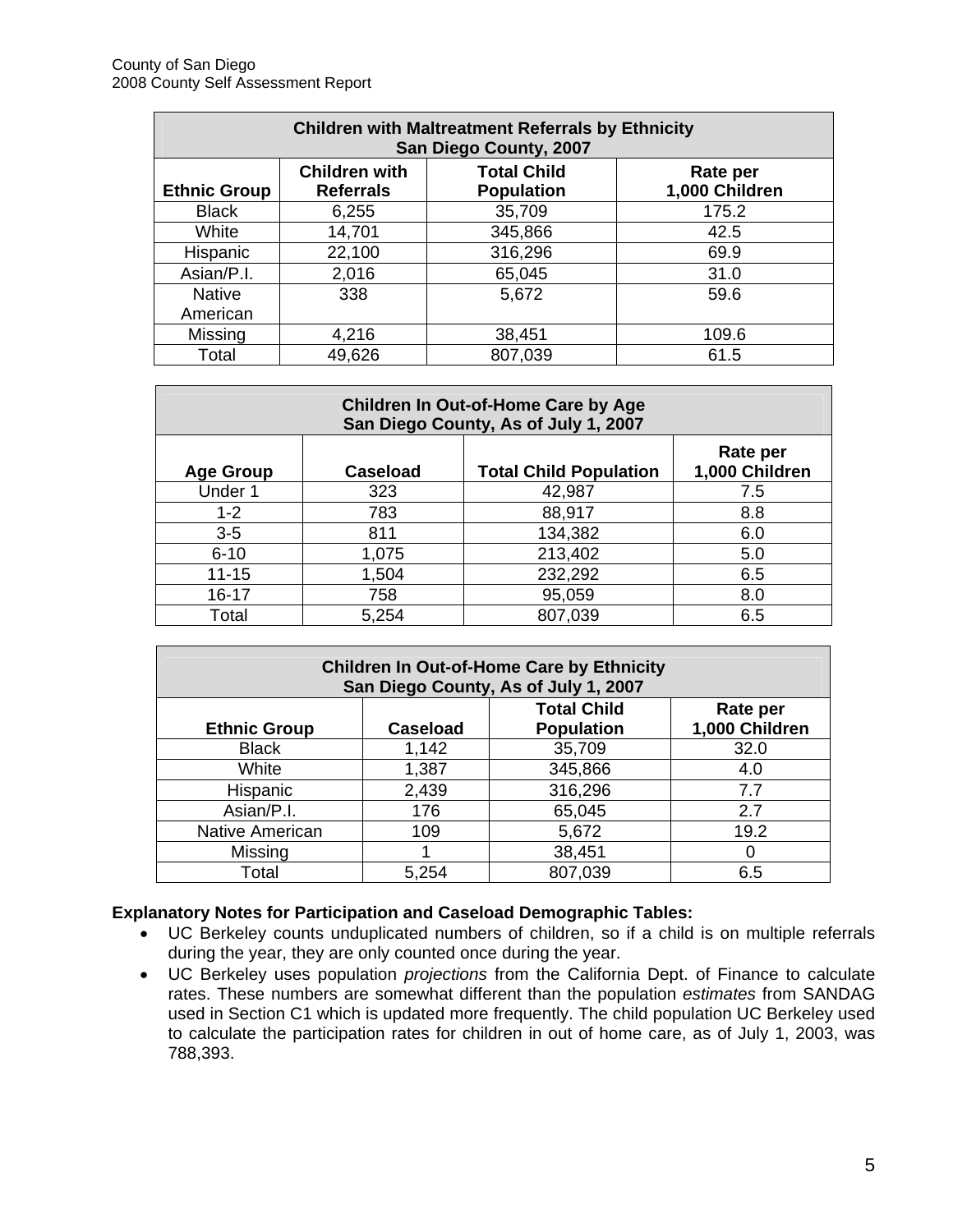| Children with Maltreatment Referrals by Ethnicity San Diego County, 2007 | | | |
|---|---|---|---|
| **Ethnic Group** | **Children with Referrals** | **Total Child Population** | **Rate per 1,000 Children** |
| Black | 6,255 | 35,709 | 175.2 |
| White | 14,701 | 345,866 | 42.5 |
| Hispanic | 22,100 | 316,296 | 69.9 |
| Asian/P.I. | 2,016 | 65,045 | 31.0 |
| Native American | 338 | 5,672 | 59.6 |
| Missing | 4,216 | 38,451 | 109.6 |
| Total | 49,626 | 807,039 | 61.5 |

| Children In Out-of-Home Care by Age San Diego County, As of July 1, 2007 | | | |
|---|---|---|---|
| **Age Group** | **Caseload** | **Total Child Population** | **Rate per 1,000 Children** |
| Under 1 | 323 | 42,987 | 7.5 |
| 1-2 | 783 | 88,917 | 8.8 |
| 3-5 | 811 | 134,382 | 6.0 |
| 6-10 | 1,075 | 213,402 | 5.0 |
| 11-15 | 1,504 | 232,292 | 6.5 |
| 16-17 | 758 | 95,059 | 8.0 |
| Total | 5,254 | 807,039 | 6.5 |

| Children In Out-of-Home Care by Ethnicity San Diego County, As of July 1, 2007 | | | |
|---|---|---|---|
| **Ethnic Group** | **Caseload** | **Total Child Population** | **Rate per 1,000 Children** |
| Black | 1,142 | 35,709 | 32.0 |
| White | 1,387 | 345,866 | 4.0 |
| Hispanic | 2,439 | 316,296 | 7.7 |
| Asian/P.I. | 176 | 65,045 | 2.7 |
| Native American | 109 | 5,672 | 19.2 |
| Missing | 1 | 38,451 | 0 |
| Total | 5,254 | 807,039 | 6.5 |

**Explanatory Notes for Participation and Caseload Demographic Tables:**

- UC Berkeley counts unduplicated numbers of children, so if a child is on multiple referrals during the year, they are only counted once during the year.
- UC Berkeley uses population *projections* from the California Dept. of Finance to calculate rates. These numbers are somewhat different than the population *estimates* from SANDAG used in Section C1 which is updated more frequently. The child population UC Berkeley used to calculate the participation rates for children in out of home care, as of July 1, 2003, was 788,393.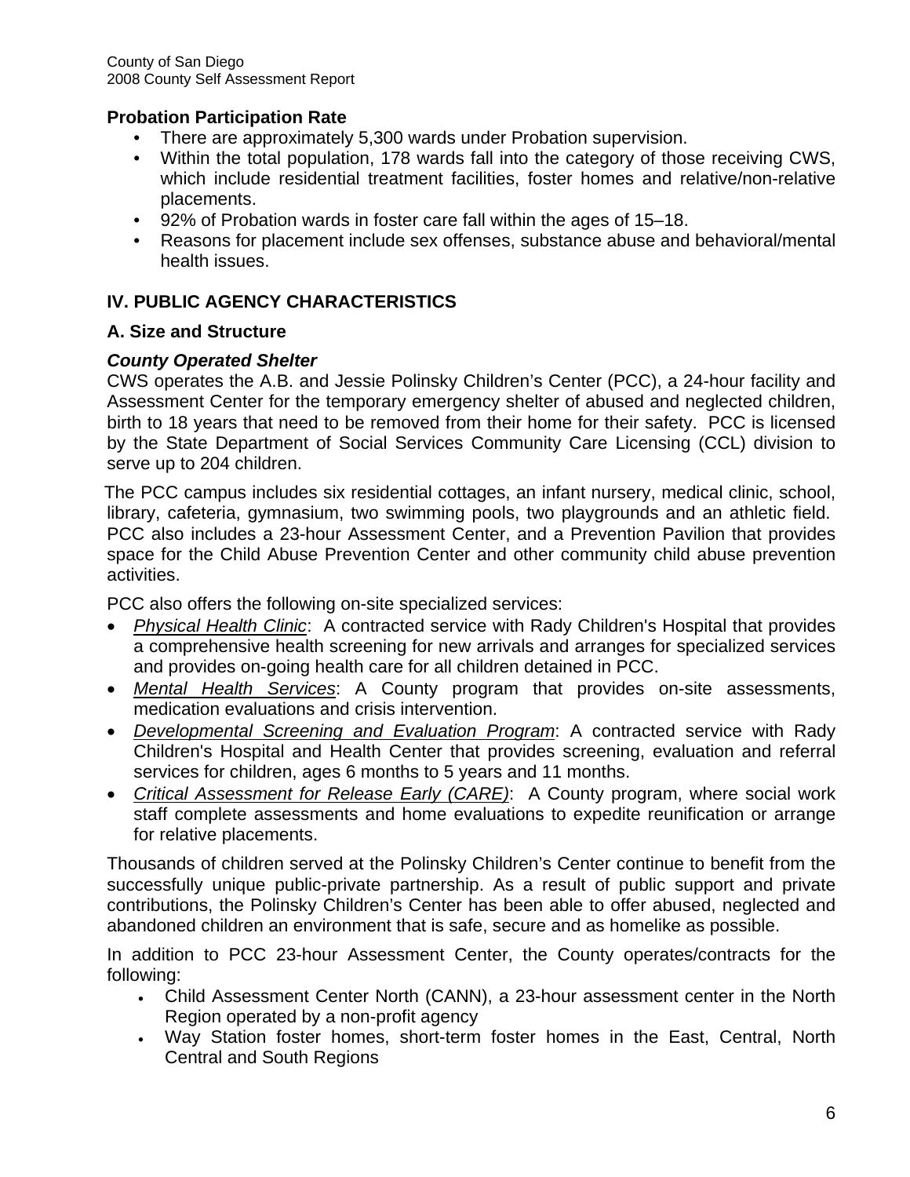**Probation Participation Rate**

- There are approximately 5,300 wards under Probation supervision.
- Within the total population, 178 wards fall into the category of those receiving CWS, which include residential treatment facilities, foster homes and relative/non-relative placements.
- 92% of Probation wards in foster care fall within the ages of 15–18.
- Reasons for placement include sex offenses, substance abuse and behavioral/mental health issues.

## IV. PUBLIC AGENCY CHARACTERISTICS

### A. Size and Structure

***County Operated Shelter***

CWS operates the A.B. and Jessie Polinsky Children's Center (PCC), a 24-hour facility and Assessment Center for the temporary emergency shelter of abused and neglected children, birth to 18 years that need to be removed from their home for their safety. PCC is licensed by the State Department of Social Services Community Care Licensing (CCL) division to serve up to 204 children.

The PCC campus includes six residential cottages, an infant nursery, medical clinic, school, library, cafeteria, gymnasium, two swimming pools, two playgrounds and an athletic field. PCC also includes a 23-hour Assessment Center, and a Prevention Pavilion that provides space for the Child Abuse Prevention Center and other community child abuse prevention activities.

PCC also offers the following on-site specialized services:

- *Physical Health Clinic*: A contracted service with Rady Children's Hospital that provides a comprehensive health screening for new arrivals and arranges for specialized services and provides on-going health care for all children detained in PCC.
- *Mental Health Services*: A County program that provides on-site assessments, medication evaluations and crisis intervention.
- *Developmental Screening and Evaluation Program*: A contracted service with Rady Children's Hospital and Health Center that provides screening, evaluation and referral services for children, ages 6 months to 5 years and 11 months.
- *Critical Assessment for Release Early (CARE)*: A County program, where social work staff complete assessments and home evaluations to expedite reunification or arrange for relative placements.

Thousands of children served at the Polinsky Children's Center continue to benefit from the successfully unique public-private partnership. As a result of public support and private contributions, the Polinsky Children's Center has been able to offer abused, neglected and abandoned children an environment that is safe, secure and as homelike as possible.

In addition to PCC 23-hour Assessment Center, the County operates/contracts for the following:

- Child Assessment Center North (CANN), a 23-hour assessment center in the North Region operated by a non-profit agency
- Way Station foster homes, short-term foster homes in the East, Central, North Central and South Regions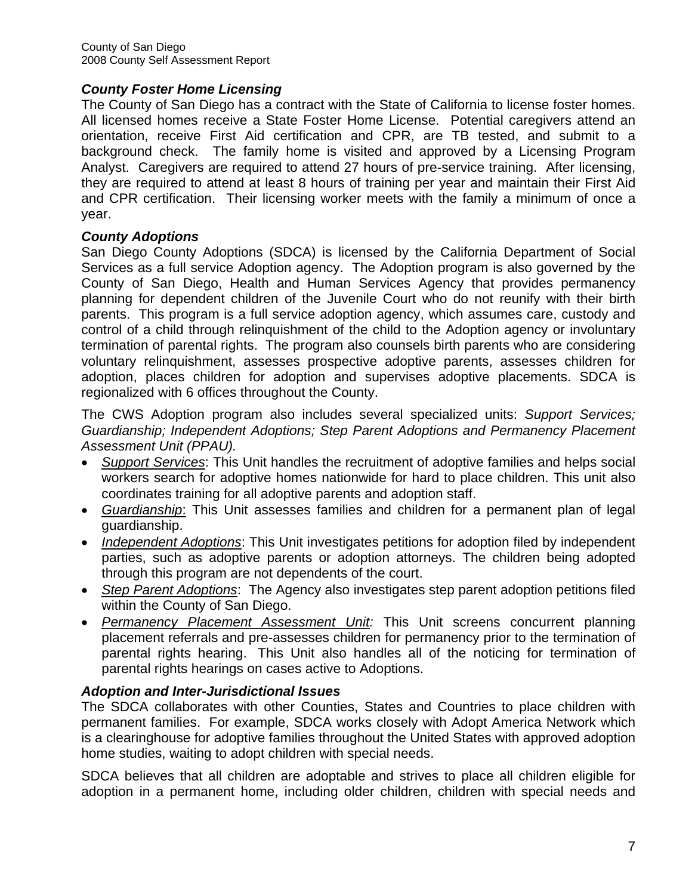### *County Foster Home Licensing*

The County of San Diego has a contract with the State of California to license foster homes. All licensed homes receive a State Foster Home License. Potential caregivers attend an orientation, receive First Aid certification and CPR, are TB tested, and submit to a background check. The family home is visited and approved by a Licensing Program Analyst. Caregivers are required to attend 27 hours of pre-service training. After licensing, they are required to attend at least 8 hours of training per year and maintain their First Aid and CPR certification. Their licensing worker meets with the family a minimum of once a year.

### *County Adoptions*

San Diego County Adoptions (SDCA) is licensed by the California Department of Social Services as a full service Adoption agency. The Adoption program is also governed by the County of San Diego, Health and Human Services Agency that provides permanency planning for dependent children of the Juvenile Court who do not reunify with their birth parents. This program is a full service adoption agency, which assumes care, custody and control of a child through relinquishment of the child to the Adoption agency or involuntary termination of parental rights. The program also counsels birth parents who are considering voluntary relinquishment, assesses prospective adoptive parents, assesses children for adoption, places children for adoption and supervises adoptive placements. SDCA is regionalized with 6 offices throughout the County.

The CWS Adoption program also includes several specialized units: *Support Services; Guardianship; Independent Adoptions; Step Parent Adoptions and Permanency Placement Assessment Unit (PPAU).*

- *Support Services*: This Unit handles the recruitment of adoptive families and helps social workers search for adoptive homes nationwide for hard to place children. This unit also coordinates training for all adoptive parents and adoption staff.
- *Guardianship*: This Unit assesses families and children for a permanent plan of legal guardianship.
- *Independent Adoptions*: This Unit investigates petitions for adoption filed by independent parties, such as adoptive parents or adoption attorneys. The children being adopted through this program are not dependents of the court.
- *Step Parent Adoptions*: The Agency also investigates step parent adoption petitions filed within the County of San Diego.
- *Permanency Placement Assessment Unit:* This Unit screens concurrent planning placement referrals and pre-assesses children for permanency prior to the termination of parental rights hearing. This Unit also handles all of the noticing for termination of parental rights hearings on cases active to Adoptions.

### *Adoption and Inter-Jurisdictional Issues*

The SDCA collaborates with other Counties, States and Countries to place children with permanent families. For example, SDCA works closely with Adopt America Network which is a clearinghouse for adoptive families throughout the United States with approved adoption home studies, waiting to adopt children with special needs.

SDCA believes that all children are adoptable and strives to place all children eligible for adoption in a permanent home, including older children, children with special needs and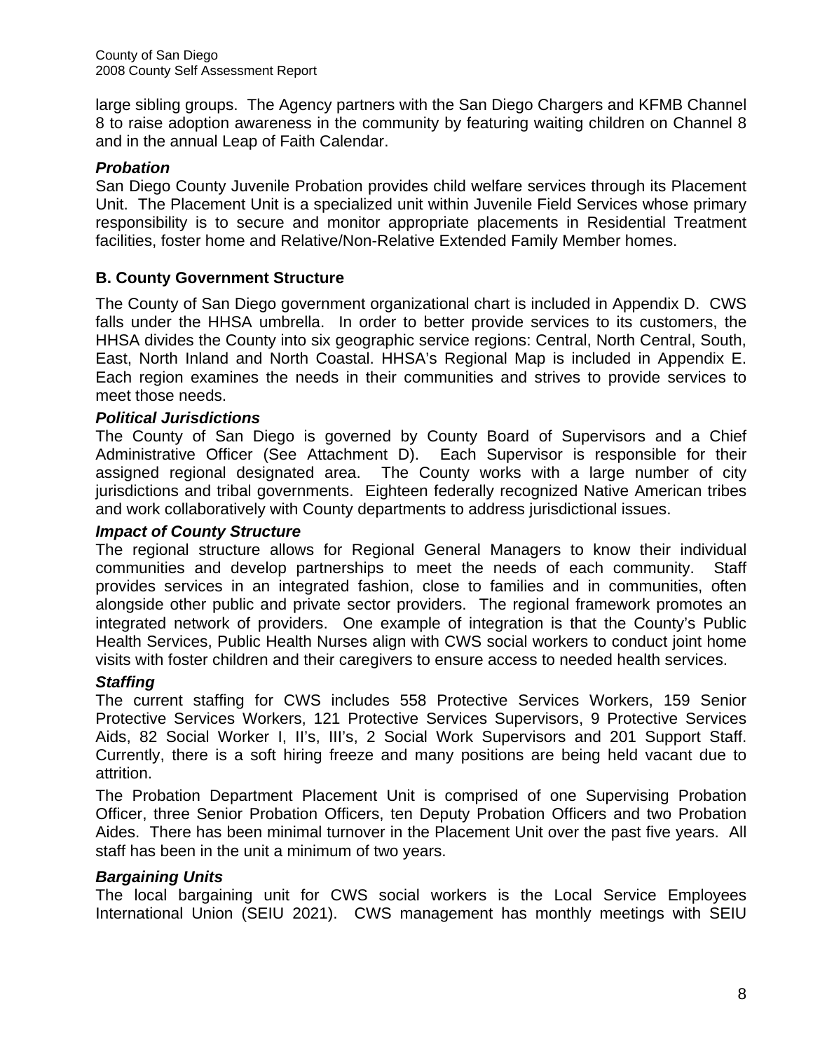large sibling groups. The Agency partners with the San Diego Chargers and KFMB Channel 8 to raise adoption awareness in the community by featuring waiting children on Channel 8 and in the annual Leap of Faith Calendar.

### *Probation*

San Diego County Juvenile Probation provides child welfare services through its Placement Unit. The Placement Unit is a specialized unit within Juvenile Field Services whose primary responsibility is to secure and monitor appropriate placements in Residential Treatment facilities, foster home and Relative/Non-Relative Extended Family Member homes.

## B. County Government Structure

The County of San Diego government organizational chart is included in Appendix D. CWS falls under the HHSA umbrella. In order to better provide services to its customers, the HHSA divides the County into six geographic service regions: Central, North Central, South, East, North Inland and North Coastal. HHSA's Regional Map is included in Appendix E. Each region examines the needs in their communities and strives to provide services to meet those needs.

### *Political Jurisdictions*

The County of San Diego is governed by County Board of Supervisors and a Chief Administrative Officer (See Attachment D). Each Supervisor is responsible for their assigned regional designated area. The County works with a large number of city jurisdictions and tribal governments. Eighteen federally recognized Native American tribes and work collaboratively with County departments to address jurisdictional issues.

### *Impact of County Structure*

The regional structure allows for Regional General Managers to know their individual communities and develop partnerships to meet the needs of each community. Staff provides services in an integrated fashion, close to families and in communities, often alongside other public and private sector providers. The regional framework promotes an integrated network of providers. One example of integration is that the County's Public Health Services, Public Health Nurses align with CWS social workers to conduct joint home visits with foster children and their caregivers to ensure access to needed health services.

### *Staffing*

The current staffing for CWS includes 558 Protective Services Workers, 159 Senior Protective Services Workers, 121 Protective Services Supervisors, 9 Protective Services Aids, 82 Social Worker I, II's, III's, 2 Social Work Supervisors and 201 Support Staff. Currently, there is a soft hiring freeze and many positions are being held vacant due to attrition.

The Probation Department Placement Unit is comprised of one Supervising Probation Officer, three Senior Probation Officers, ten Deputy Probation Officers and two Probation Aides. There has been minimal turnover in the Placement Unit over the past five years. All staff has been in the unit a minimum of two years.

### *Bargaining Units*

The local bargaining unit for CWS social workers is the Local Service Employees International Union (SEIU 2021). CWS management has monthly meetings with SEIU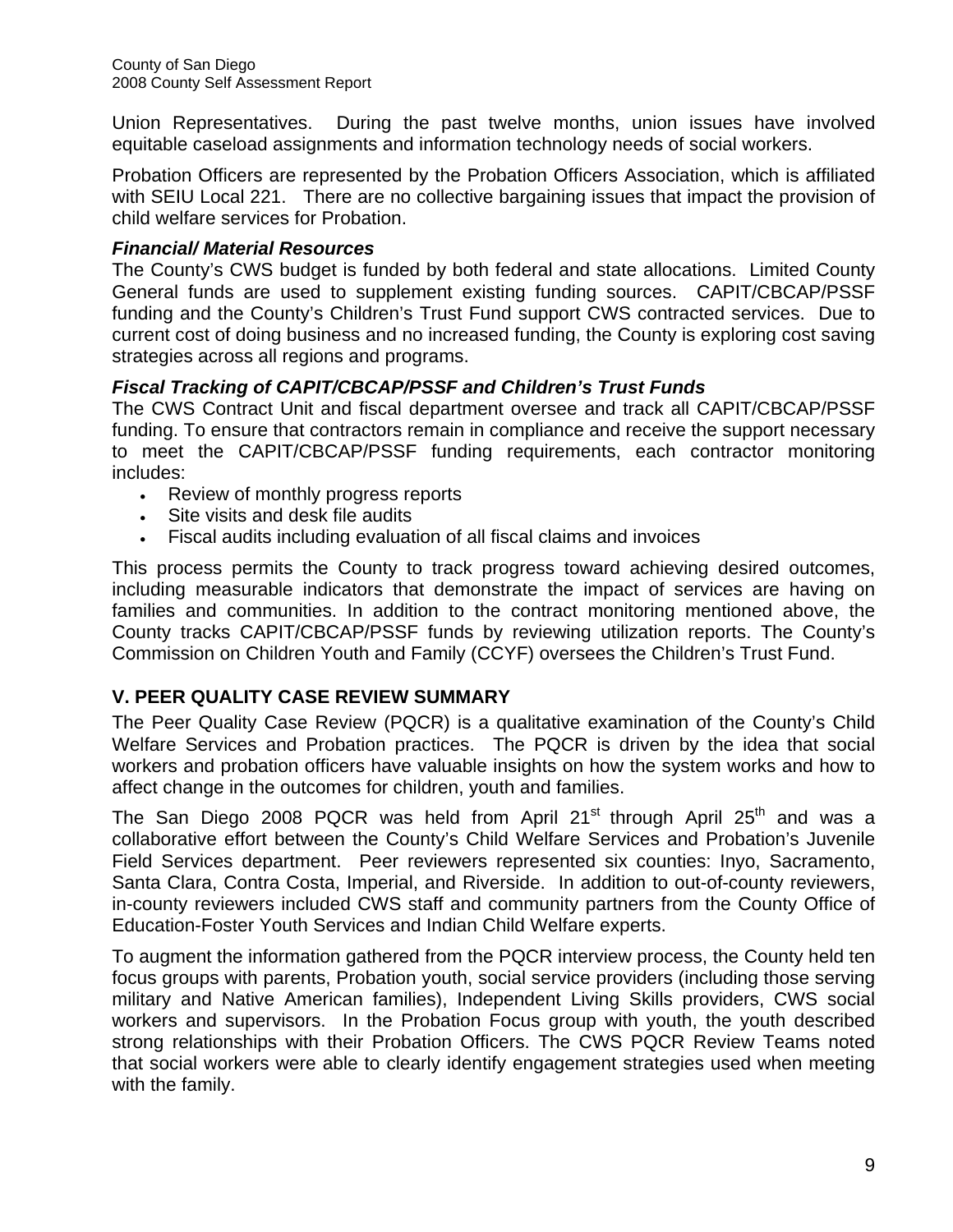Union Representatives. During the past twelve months, union issues have involved equitable caseload assignments and information technology needs of social workers.

Probation Officers are represented by the Probation Officers Association, which is affiliated with SEIU Local 221. There are no collective bargaining issues that impact the provision of child welfare services for Probation.

### *Financial/ Material Resources*

The County's CWS budget is funded by both federal and state allocations. Limited County General funds are used to supplement existing funding sources. CAPIT/CBCAP/PSSF funding and the County's Children's Trust Fund support CWS contracted services. Due to current cost of doing business and no increased funding, the County is exploring cost saving strategies across all regions and programs.

### *Fiscal Tracking of CAPIT/CBCAP/PSSF and Children's Trust Funds*

The CWS Contract Unit and fiscal department oversee and track all CAPIT/CBCAP/PSSF funding. To ensure that contractors remain in compliance and receive the support necessary to meet the CAPIT/CBCAP/PSSF funding requirements, each contractor monitoring includes:

- Review of monthly progress reports
- Site visits and desk file audits
- Fiscal audits including evaluation of all fiscal claims and invoices

This process permits the County to track progress toward achieving desired outcomes, including measurable indicators that demonstrate the impact of services are having on families and communities. In addition to the contract monitoring mentioned above, the County tracks CAPIT/CBCAP/PSSF funds by reviewing utilization reports. The County's Commission on Children Youth and Family (CCYF) oversees the Children's Trust Fund.

## V. PEER QUALITY CASE REVIEW SUMMARY

The Peer Quality Case Review (PQCR) is a qualitative examination of the County's Child Welfare Services and Probation practices. The PQCR is driven by the idea that social workers and probation officers have valuable insights on how the system works and how to affect change in the outcomes for children, youth and families.

The San Diego 2008 PQCR was held from April 21st through April 25th and was a collaborative effort between the County's Child Welfare Services and Probation's Juvenile Field Services department. Peer reviewers represented six counties: Inyo, Sacramento, Santa Clara, Contra Costa, Imperial, and Riverside. In addition to out-of-county reviewers, in-county reviewers included CWS staff and community partners from the County Office of Education-Foster Youth Services and Indian Child Welfare experts.

To augment the information gathered from the PQCR interview process, the County held ten focus groups with parents, Probation youth, social service providers (including those serving military and Native American families), Independent Living Skills providers, CWS social workers and supervisors. In the Probation Focus group with youth, the youth described strong relationships with their Probation Officers. The CWS PQCR Review Teams noted that social workers were able to clearly identify engagement strategies used when meeting with the family.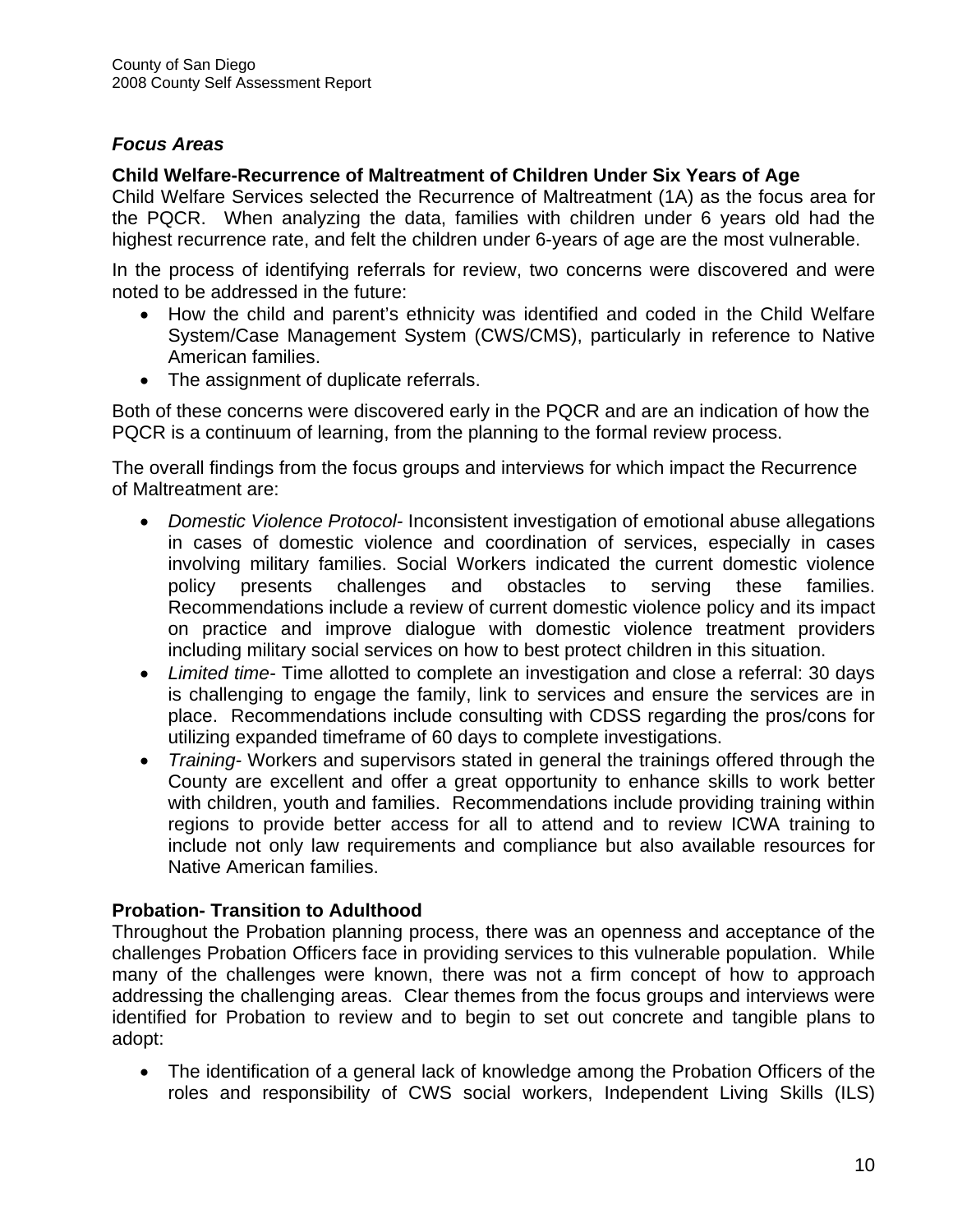### *Focus Areas*

**Child Welfare-Recurrence of Maltreatment of Children Under Six Years of Age**

Child Welfare Services selected the Recurrence of Maltreatment (1A) as the focus area for the PQCR. When analyzing the data, families with children under 6 years old had the highest recurrence rate, and felt the children under 6-years of age are the most vulnerable.

In the process of identifying referrals for review, two concerns were discovered and were noted to be addressed in the future:

- How the child and parent's ethnicity was identified and coded in the Child Welfare System/Case Management System (CWS/CMS), particularly in reference to Native American families.
- The assignment of duplicate referrals.

Both of these concerns were discovered early in the PQCR and are an indication of how the PQCR is a continuum of learning, from the planning to the formal review process.

The overall findings from the focus groups and interviews for which impact the Recurrence of Maltreatment are:

- *Domestic Violence Protocol*- Inconsistent investigation of emotional abuse allegations in cases of domestic violence and coordination of services, especially in cases involving military families. Social Workers indicated the current domestic violence policy presents challenges and obstacles to serving these families. Recommendations include a review of current domestic violence policy and its impact on practice and improve dialogue with domestic violence treatment providers including military social services on how to best protect children in this situation.
- *Limited time*- Time allotted to complete an investigation and close a referral: 30 days is challenging to engage the family, link to services and ensure the services are in place. Recommendations include consulting with CDSS regarding the pros/cons for utilizing expanded timeframe of 60 days to complete investigations.
- *Training*- Workers and supervisors stated in general the trainings offered through the County are excellent and offer a great opportunity to enhance skills to work better with children, youth and families. Recommendations include providing training within regions to provide better access for all to attend and to review ICWA training to include not only law requirements and compliance but also available resources for Native American families.

**Probation- Transition to Adulthood**

Throughout the Probation planning process, there was an openness and acceptance of the challenges Probation Officers face in providing services to this vulnerable population. While many of the challenges were known, there was not a firm concept of how to approach addressing the challenging areas. Clear themes from the focus groups and interviews were identified for Probation to review and to begin to set out concrete and tangible plans to adopt:

- The identification of a general lack of knowledge among the Probation Officers of the roles and responsibility of CWS social workers, Independent Living Skills (ILS)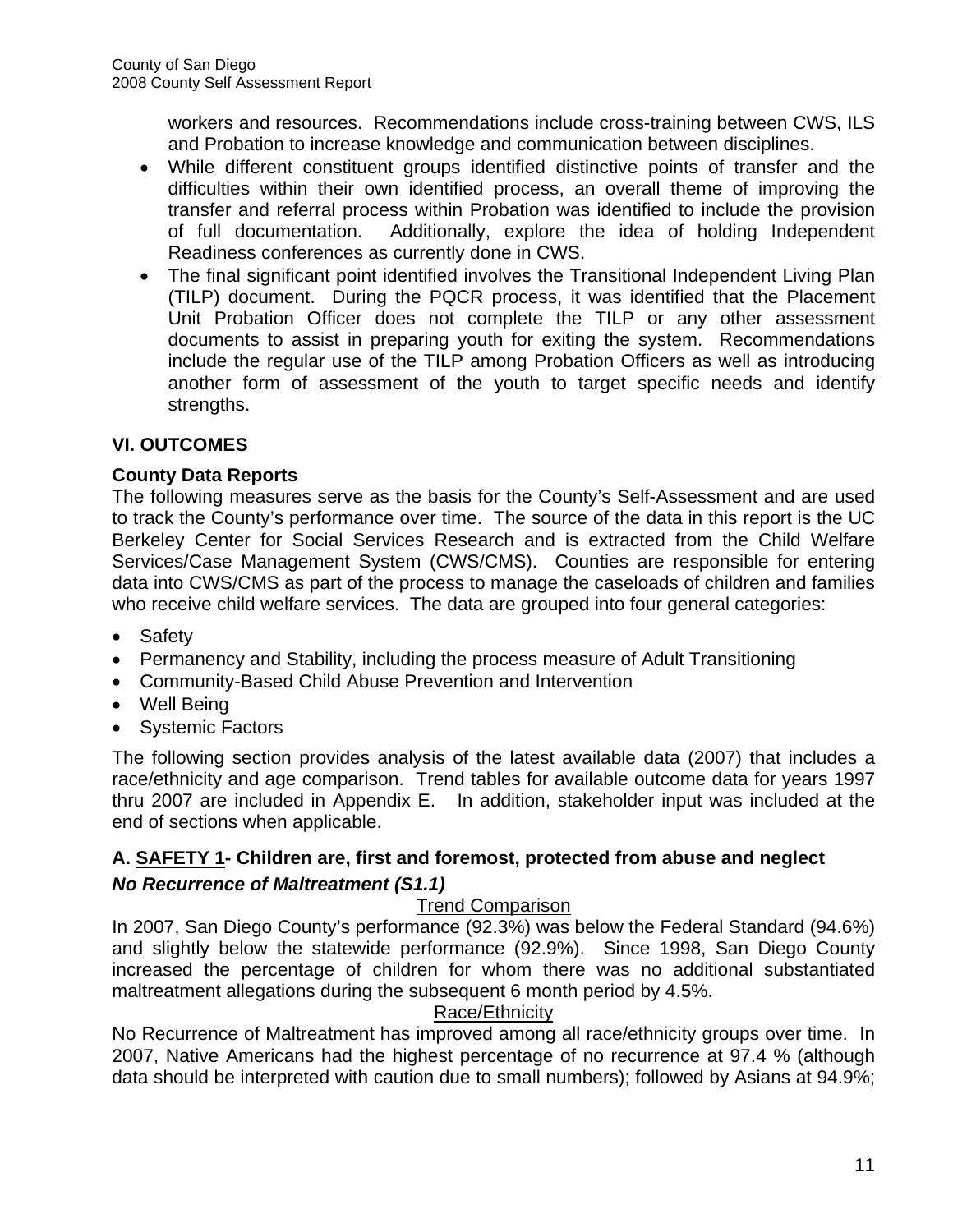workers and resources. Recommendations include cross-training between CWS, ILS and Probation to increase knowledge and communication between disciplines.

- While different constituent groups identified distinctive points of transfer and the difficulties within their own identified process, an overall theme of improving the transfer and referral process within Probation was identified to include the provision of full documentation. Additionally, explore the idea of holding Independent Readiness conferences as currently done in CWS.
- The final significant point identified involves the Transitional Independent Living Plan (TILP) document. During the PQCR process, it was identified that the Placement Unit Probation Officer does not complete the TILP or any other assessment documents to assist in preparing youth for exiting the system. Recommendations include the regular use of the TILP among Probation Officers as well as introducing another form of assessment of the youth to target specific needs and identify strengths.

## VI. OUTCOMES

### County Data Reports

The following measures serve as the basis for the County's Self-Assessment and are used to track the County's performance over time. The source of the data in this report is the UC Berkeley Center for Social Services Research and is extracted from the Child Welfare Services/Case Management System (CWS/CMS). Counties are responsible for entering data into CWS/CMS as part of the process to manage the caseloads of children and families who receive child welfare services. The data are grouped into four general categories:

- Safety
- Permanency and Stability, including the process measure of Adult Transitioning
- Community-Based Child Abuse Prevention and Intervention
- Well Being
- Systemic Factors

The following section provides analysis of the latest available data (2007) that includes a race/ethnicity and age comparison. Trend tables for available outcome data for years 1997 thru 2007 are included in Appendix E. In addition, stakeholder input was included at the end of sections when applicable.

### A. SAFETY 1- Children are, first and foremost, protected from abuse and neglect

***No Recurrence of Maltreatment (S1.1)***

Trend Comparison

In 2007, San Diego County's performance (92.3%) was below the Federal Standard (94.6%) and slightly below the statewide performance (92.9%). Since 1998, San Diego County increased the percentage of children for whom there was no additional substantiated maltreatment allegations during the subsequent 6 month period by 4.5%.

Race/Ethnicity

No Recurrence of Maltreatment has improved among all race/ethnicity groups over time. In 2007, Native Americans had the highest percentage of no recurrence at 97.4 % (although data should be interpreted with caution due to small numbers); followed by Asians at 94.9%;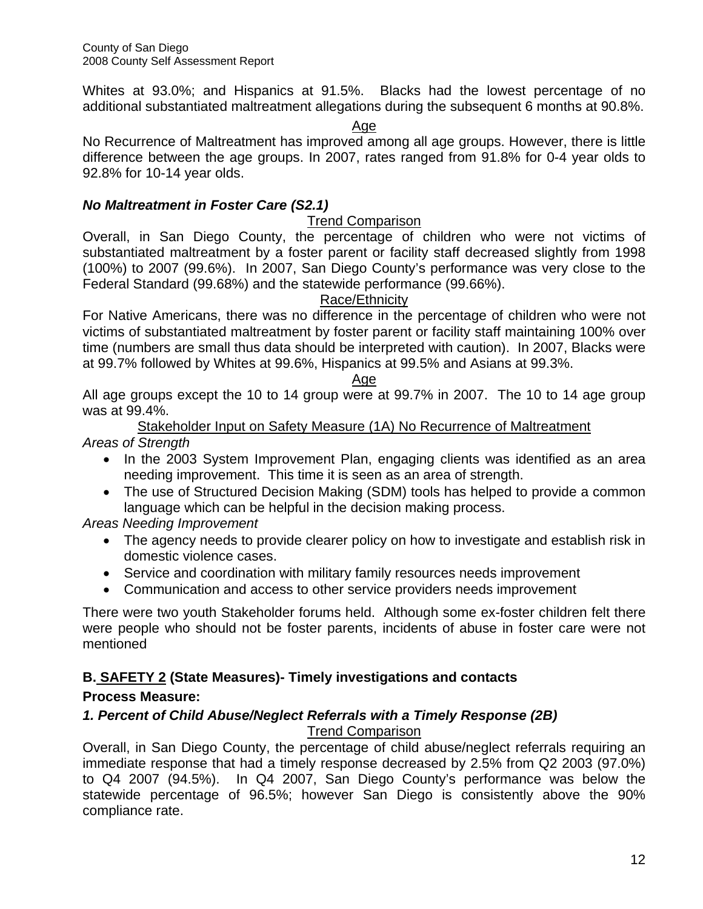Whites at 93.0%; and Hispanics at 91.5%. Blacks had the lowest percentage of no additional substantiated maltreatment allegations during the subsequent 6 months at 90.8%.

Age

No Recurrence of Maltreatment has improved among all age groups. However, there is little difference between the age groups. In 2007, rates ranged from 91.8% for 0-4 year olds to 92.8% for 10-14 year olds.

### *No Maltreatment in Foster Care (S2.1)*

Trend Comparison

Overall, in San Diego County, the percentage of children who were not victims of substantiated maltreatment by a foster parent or facility staff decreased slightly from 1998 (100%) to 2007 (99.6%). In 2007, San Diego County's performance was very close to the Federal Standard (99.68%) and the statewide performance (99.66%).

Race/Ethnicity

For Native Americans, there was no difference in the percentage of children who were not victims of substantiated maltreatment by foster parent or facility staff maintaining 100% over time (numbers are small thus data should be interpreted with caution). In 2007, Blacks were at 99.7% followed by Whites at 99.6%, Hispanics at 99.5% and Asians at 99.3%.

Age

All age groups except the 10 to 14 group were at 99.7% in 2007. The 10 to 14 age group was at 99.4%.

Stakeholder Input on Safety Measure (1A) No Recurrence of Maltreatment

*Areas of Strength*

- In the 2003 System Improvement Plan, engaging clients was identified as an area needing improvement. This time it is seen as an area of strength.
- The use of Structured Decision Making (SDM) tools has helped to provide a common language which can be helpful in the decision making process.

*Areas Needing Improvement*

- The agency needs to provide clearer policy on how to investigate and establish risk in domestic violence cases.
- Service and coordination with military family resources needs improvement
- Communication and access to other service providers needs improvement

There were two youth Stakeholder forums held. Although some ex-foster children felt there were people who should not be foster parents, incidents of abuse in foster care were not mentioned

## **B. SAFETY 2 (State Measures)- Timely investigations and contacts**

**Process Measure:**

### *1. Percent of Child Abuse/Neglect Referrals with a Timely Response (2B)*

Trend Comparison

Overall, in San Diego County, the percentage of child abuse/neglect referrals requiring an immediate response that had a timely response decreased by 2.5% from Q2 2003 (97.0%) to Q4 2007 (94.5%). In Q4 2007, San Diego County's performance was below the statewide percentage of 96.5%; however San Diego is consistently above the 90% compliance rate.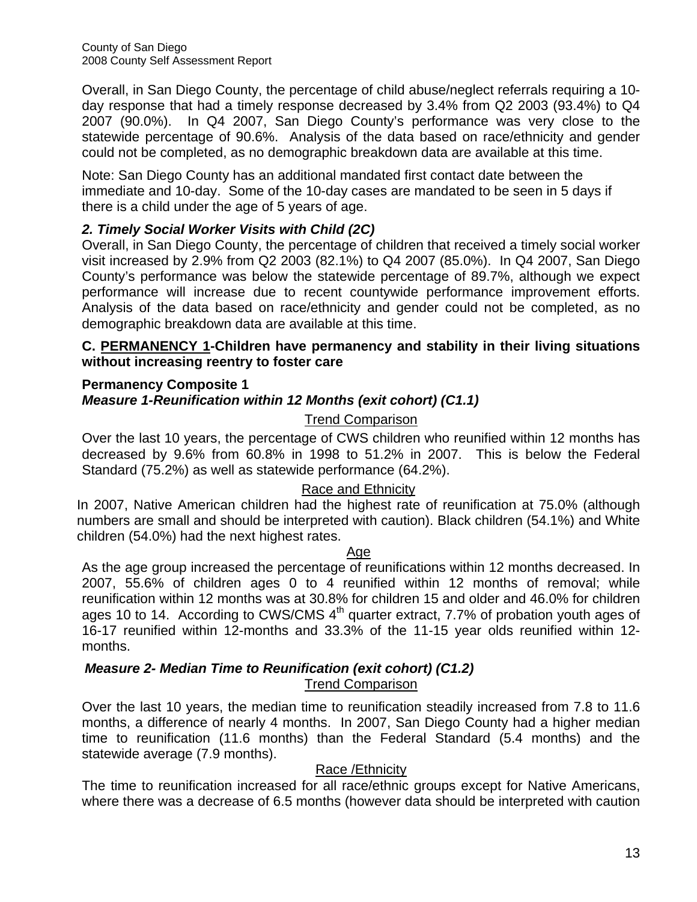Overall, in San Diego County, the percentage of child abuse/neglect referrals requiring a 10-day response that had a timely response decreased by 3.4% from Q2 2003 (93.4%) to Q4 2007 (90.0%). In Q4 2007, San Diego County's performance was very close to the statewide percentage of 90.6%. Analysis of the data based on race/ethnicity and gender could not be completed, as no demographic breakdown data are available at this time.

Note: San Diego County has an additional mandated first contact date between the immediate and 10-day. Some of the 10-day cases are mandated to be seen in 5 days if there is a child under the age of 5 years of age.

### *2. Timely Social Worker Visits with Child (2C)*

Overall, in San Diego County, the percentage of children that received a timely social worker visit increased by 2.9% from Q2 2003 (82.1%) to Q4 2007 (85.0%). In Q4 2007, San Diego County's performance was below the statewide percentage of 89.7%, although we expect performance will increase due to recent countywide performance improvement efforts. Analysis of the data based on race/ethnicity and gender could not be completed, as no demographic breakdown data are available at this time.

### C. PERMANENCY 1-Children have permanency and stability in their living situations without increasing reentry to foster care

**Permanency Composite 1**

***Measure 1-Reunification within 12 Months (exit cohort) (C1.1)***

Trend Comparison

Over the last 10 years, the percentage of CWS children who reunified within 12 months has decreased by 9.6% from 60.8% in 1998 to 51.2% in 2007. This is below the Federal Standard (75.2%) as well as statewide performance (64.2%).

Race and Ethnicity

In 2007, Native American children had the highest rate of reunification at 75.0% (although numbers are small and should be interpreted with caution). Black children (54.1%) and White children (54.0%) had the next highest rates.

Age

As the age group increased the percentage of reunifications within 12 months decreased. In 2007, 55.6% of children ages 0 to 4 reunified within 12 months of removal; while reunification within 12 months was at 30.8% for children 15 and older and 46.0% for children ages 10 to 14. According to CWS/CMS 4th quarter extract, 7.7% of probation youth ages of 16-17 reunified within 12-months and 33.3% of the 11-15 year olds reunified within 12-months.

***Measure 2- Median Time to Reunification (exit cohort) (C1.2)***

Trend Comparison

Over the last 10 years, the median time to reunification steadily increased from 7.8 to 11.6 months, a difference of nearly 4 months. In 2007, San Diego County had a higher median time to reunification (11.6 months) than the Federal Standard (5.4 months) and the statewide average (7.9 months).

Race /Ethnicity

The time to reunification increased for all race/ethnic groups except for Native Americans, where there was a decrease of 6.5 months (however data should be interpreted with caution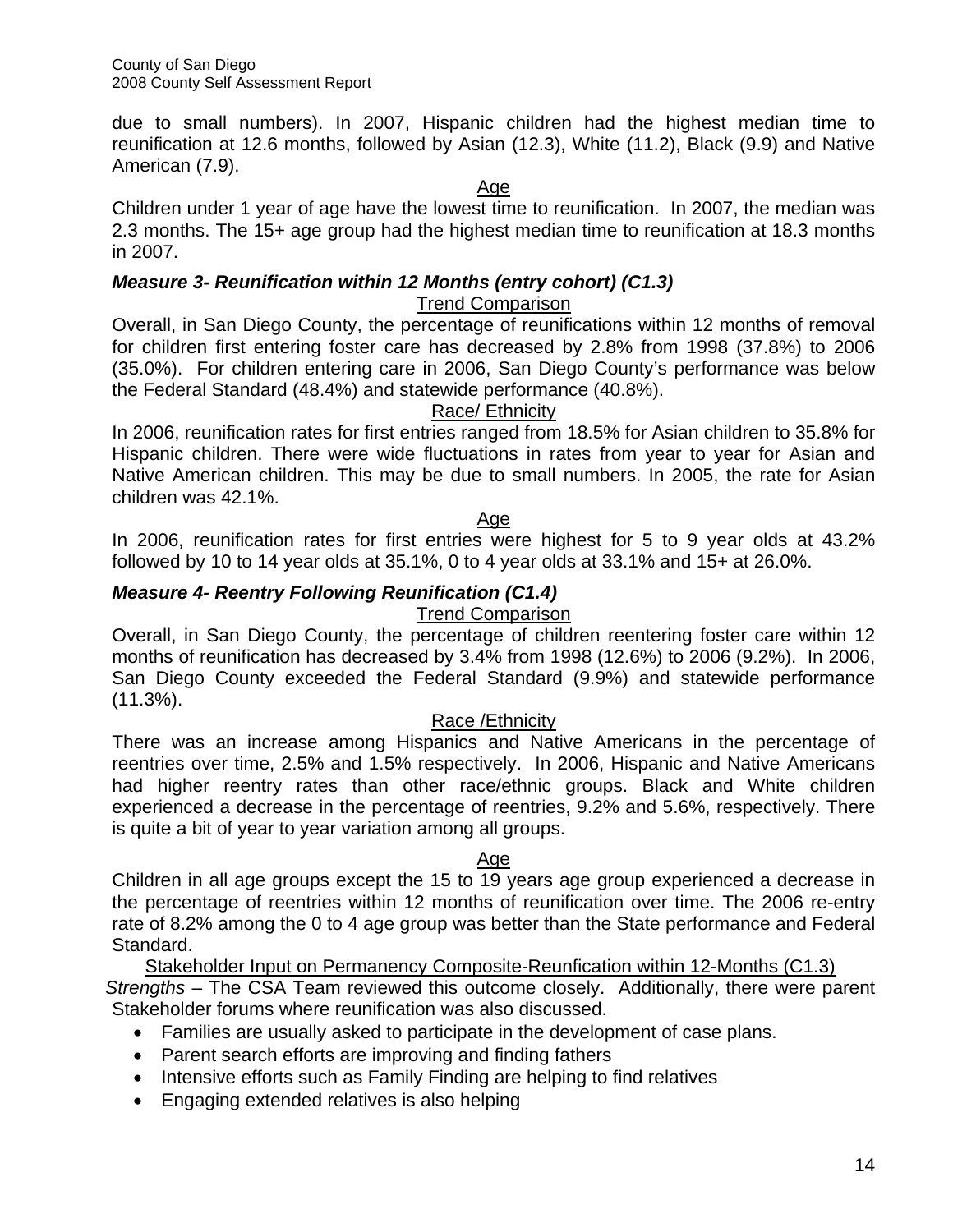due to small numbers). In 2007, Hispanic children had the highest median time to reunification at 12.6 months, followed by Asian (12.3), White (11.2), Black (9.9) and Native American (7.9).

Age

Children under 1 year of age have the lowest time to reunification. In 2007, the median was 2.3 months. The 15+ age group had the highest median time to reunification at 18.3 months in 2007.

***Measure 3- Reunification within 12 Months (entry cohort) (C1.3)***

Trend Comparison

Overall, in San Diego County, the percentage of reunifications within 12 months of removal for children first entering foster care has decreased by 2.8% from 1998 (37.8%) to 2006 (35.0%). For children entering care in 2006, San Diego County's performance was below the Federal Standard (48.4%) and statewide performance (40.8%).

Race/ Ethnicity

In 2006, reunification rates for first entries ranged from 18.5% for Asian children to 35.8% for Hispanic children. There were wide fluctuations in rates from year to year for Asian and Native American children. This may be due to small numbers. In 2005, the rate for Asian children was 42.1%.

Age

In 2006, reunification rates for first entries were highest for 5 to 9 year olds at 43.2% followed by 10 to 14 year olds at 35.1%, 0 to 4 year olds at 33.1% and 15+ at 26.0%.

***Measure 4- Reentry Following Reunification (C1.4)***

Trend Comparison

Overall, in San Diego County, the percentage of children reentering foster care within 12 months of reunification has decreased by 3.4% from 1998 (12.6%) to 2006 (9.2%). In 2006, San Diego County exceeded the Federal Standard (9.9%) and statewide performance (11.3%).

Race /Ethnicity

There was an increase among Hispanics and Native Americans in the percentage of reentries over time, 2.5% and 1.5% respectively. In 2006, Hispanic and Native Americans had higher reentry rates than other race/ethnic groups. Black and White children experienced a decrease in the percentage of reentries, 9.2% and 5.6%, respectively. There is quite a bit of year to year variation among all groups.

Age

Children in all age groups except the 15 to 19 years age group experienced a decrease in the percentage of reentries within 12 months of reunification over time. The 2006 re-entry rate of 8.2% among the 0 to 4 age group was better than the State performance and Federal Standard.

Stakeholder Input on Permanency Composite-Reunfication within 12-Months (C1.3)

*Strengths* – The CSA Team reviewed this outcome closely. Additionally, there were parent Stakeholder forums where reunification was also discussed.

- Families are usually asked to participate in the development of case plans.
- Parent search efforts are improving and finding fathers
- Intensive efforts such as Family Finding are helping to find relatives
- Engaging extended relatives is also helping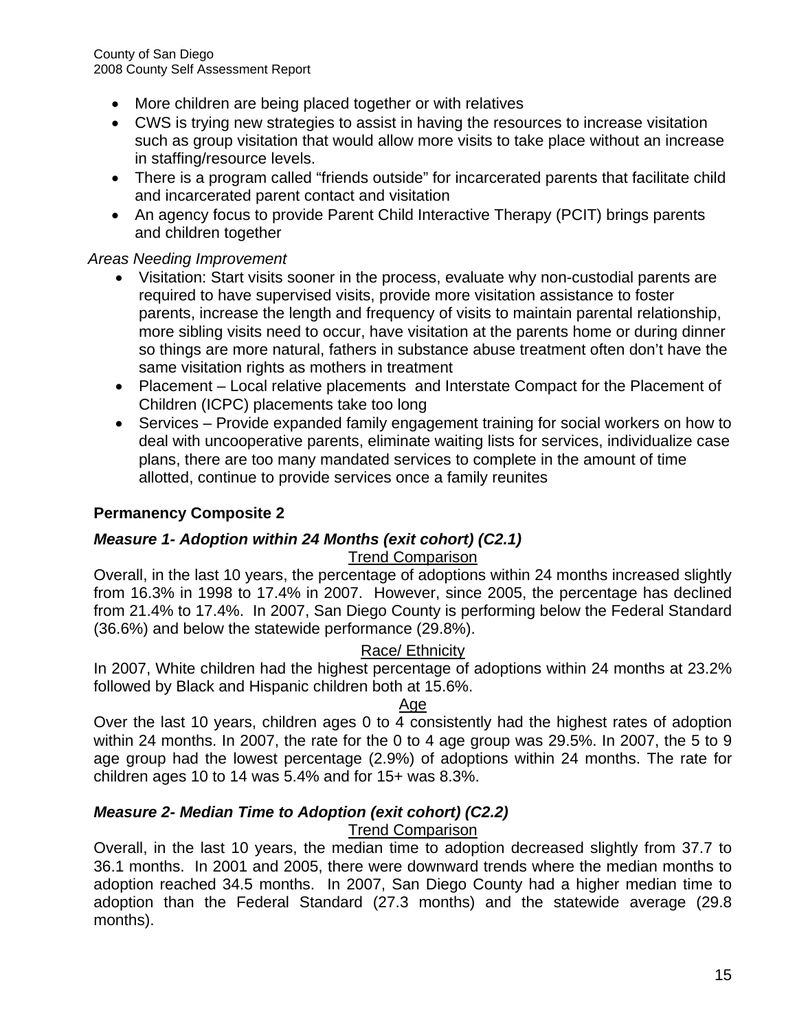- More children are being placed together or with relatives
- CWS is trying new strategies to assist in having the resources to increase visitation such as group visitation that would allow more visits to take place without an increase in staffing/resource levels.
- There is a program called "friends outside" for incarcerated parents that facilitate child and incarcerated parent contact and visitation
- An agency focus to provide Parent Child Interactive Therapy (PCIT) brings parents and children together

*Areas Needing Improvement*

- Visitation: Start visits sooner in the process, evaluate why non-custodial parents are required to have supervised visits, provide more visitation assistance to foster parents, increase the length and frequency of visits to maintain parental relationship, more sibling visits need to occur, have visitation at the parents home or during dinner so things are more natural, fathers in substance abuse treatment often don't have the same visitation rights as mothers in treatment
- Placement – Local relative placements and Interstate Compact for the Placement of Children (ICPC) placements take too long
- Services – Provide expanded family engagement training for social workers on how to deal with uncooperative parents, eliminate waiting lists for services, individualize case plans, there are too many mandated services to complete in the amount of time allotted, continue to provide services once a family reunites

**Permanency Composite 2**

***Measure 1- Adoption within 24 Months (exit cohort) (C2.1)***

Trend Comparison

Overall, in the last 10 years, the percentage of adoptions within 24 months increased slightly from 16.3% in 1998 to 17.4% in 2007. However, since 2005, the percentage has declined from 21.4% to 17.4%. In 2007, San Diego County is performing below the Federal Standard (36.6%) and below the statewide performance (29.8%).

Race/ Ethnicity

In 2007, White children had the highest percentage of adoptions within 24 months at 23.2% followed by Black and Hispanic children both at 15.6%.

Age

Over the last 10 years, children ages 0 to 4 consistently had the highest rates of adoption within 24 months. In 2007, the rate for the 0 to 4 age group was 29.5%. In 2007, the 5 to 9 age group had the lowest percentage (2.9%) of adoptions within 24 months. The rate for children ages 10 to 14 was 5.4% and for 15+ was 8.3%.

***Measure 2- Median Time to Adoption (exit cohort) (C2.2)***

Trend Comparison

Overall, in the last 10 years, the median time to adoption decreased slightly from 37.7 to 36.1 months. In 2001 and 2005, there were downward trends where the median months to adoption reached 34.5 months. In 2007, San Diego County had a higher median time to adoption than the Federal Standard (27.3 months) and the statewide average (29.8 months).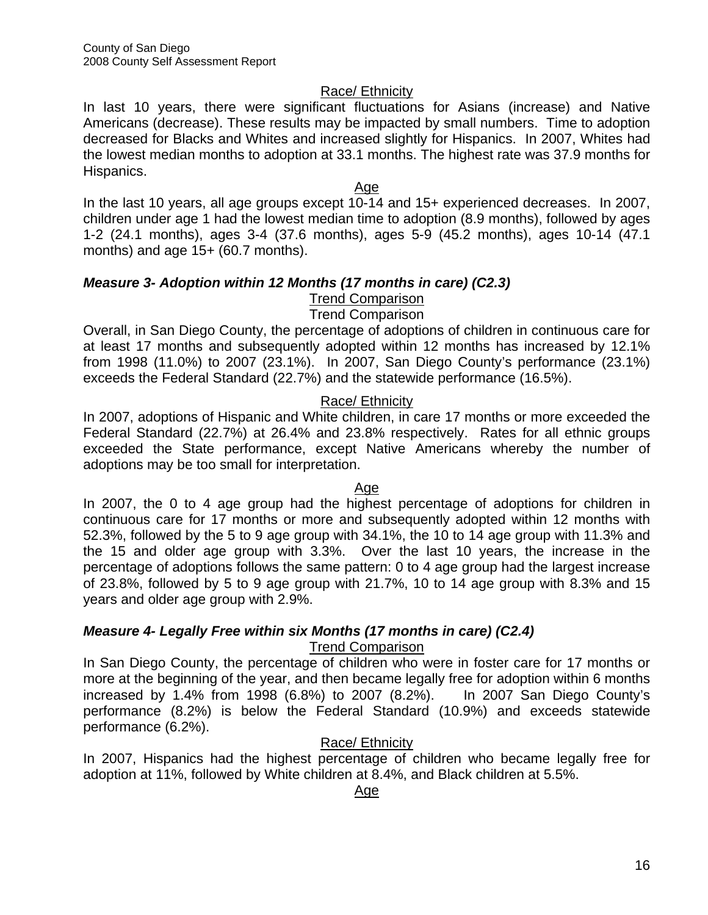Race/ Ethnicity

In last 10 years, there were significant fluctuations for Asians (increase) and Native Americans (decrease). These results may be impacted by small numbers. Time to adoption decreased for Blacks and Whites and increased slightly for Hispanics. In 2007, Whites had the lowest median months to adoption at 33.1 months. The highest rate was 37.9 months for Hispanics.

Age

In the last 10 years, all age groups except 10-14 and 15+ experienced decreases. In 2007, children under age 1 had the lowest median time to adoption (8.9 months), followed by ages 1-2 (24.1 months), ages 3-4 (37.6 months), ages 5-9 (45.2 months), ages 10-14 (47.1 months) and age 15+ (60.7 months).

### *Measure 3- Adoption within 12 Months (17 months in care) (C2.3)*

Trend Comparison

Trend Comparison

Overall, in San Diego County, the percentage of adoptions of children in continuous care for at least 17 months and subsequently adopted within 12 months has increased by 12.1% from 1998 (11.0%) to 2007 (23.1%). In 2007, San Diego County's performance (23.1%) exceeds the Federal Standard (22.7%) and the statewide performance (16.5%).

Race/ Ethnicity

In 2007, adoptions of Hispanic and White children, in care 17 months or more exceeded the Federal Standard (22.7%) at 26.4% and 23.8% respectively. Rates for all ethnic groups exceeded the State performance, except Native Americans whereby the number of adoptions may be too small for interpretation.

Age

In 2007, the 0 to 4 age group had the highest percentage of adoptions for children in continuous care for 17 months or more and subsequently adopted within 12 months with 52.3%, followed by the 5 to 9 age group with 34.1%, the 10 to 14 age group with 11.3% and the 15 and older age group with 3.3%. Over the last 10 years, the increase in the percentage of adoptions follows the same pattern: 0 to 4 age group had the largest increase of 23.8%, followed by 5 to 9 age group with 21.7%, 10 to 14 age group with 8.3% and 15 years and older age group with 2.9%.

### *Measure 4- Legally Free within six Months (17 months in care) (C2.4)*

Trend Comparison

In San Diego County, the percentage of children who were in foster care for 17 months or more at the beginning of the year, and then became legally free for adoption within 6 months increased by 1.4% from 1998 (6.8%) to 2007 (8.2%). In 2007 San Diego County's performance (8.2%) is below the Federal Standard (10.9%) and exceeds statewide performance (6.2%).

Race/ Ethnicity

In 2007, Hispanics had the highest percentage of children who became legally free for adoption at 11%, followed by White children at 8.4%, and Black children at 5.5%.

Age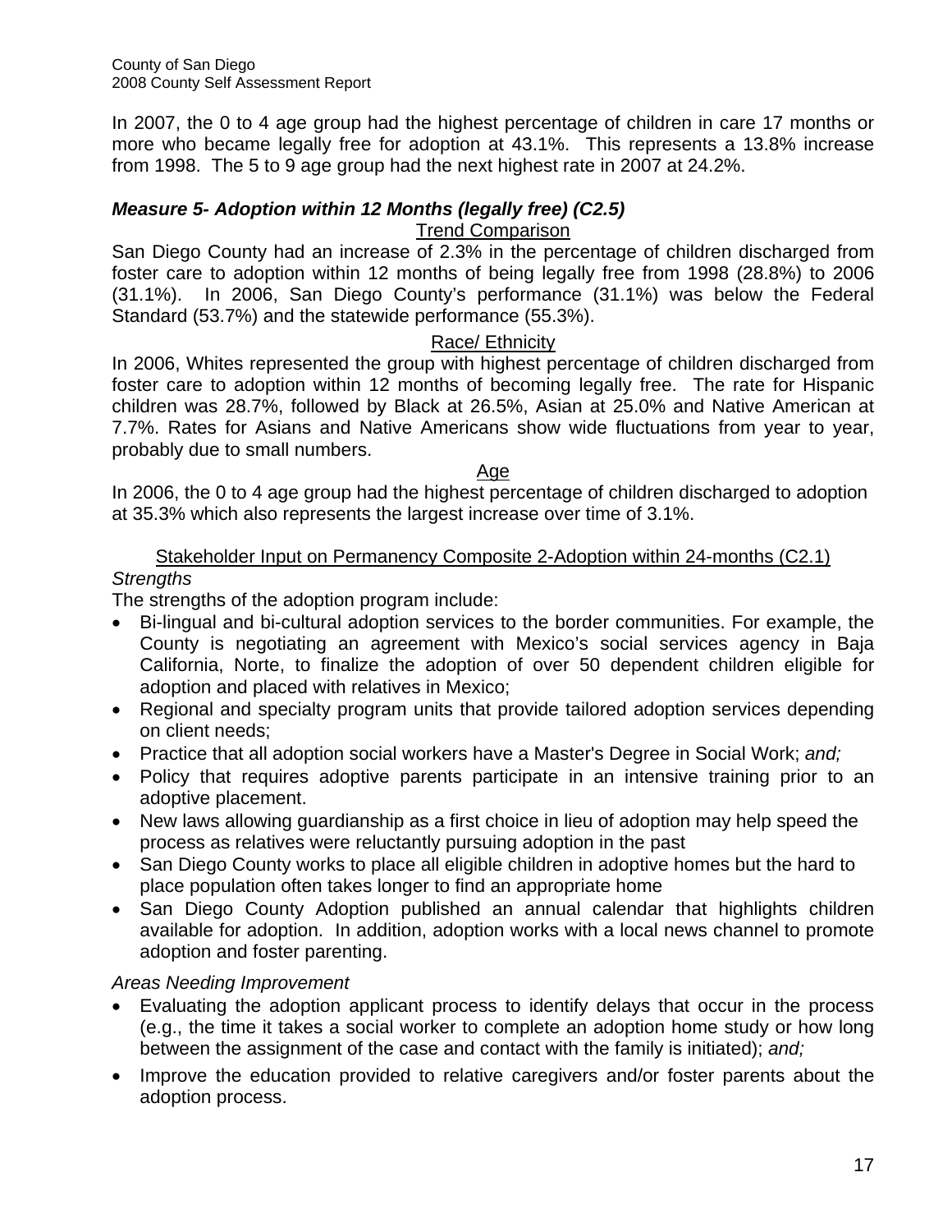In 2007, the 0 to 4 age group had the highest percentage of children in care 17 months or more who became legally free for adoption at 43.1%. This represents a 13.8% increase from 1998. The 5 to 9 age group had the next highest rate in 2007 at 24.2%.

### *Measure 5- Adoption within 12 Months (legally free) (C2.5)*

Trend Comparison

San Diego County had an increase of 2.3% in the percentage of children discharged from foster care to adoption within 12 months of being legally free from 1998 (28.8%) to 2006 (31.1%). In 2006, San Diego County's performance (31.1%) was below the Federal Standard (53.7%) and the statewide performance (55.3%).

Race/ Ethnicity

In 2006, Whites represented the group with highest percentage of children discharged from foster care to adoption within 12 months of becoming legally free. The rate for Hispanic children was 28.7%, followed by Black at 26.5%, Asian at 25.0% and Native American at 7.7%. Rates for Asians and Native Americans show wide fluctuations from year to year, probably due to small numbers.

Age

In 2006, the 0 to 4 age group had the highest percentage of children discharged to adoption at 35.3% which also represents the largest increase over time of 3.1%.

Stakeholder Input on Permanency Composite 2-Adoption within 24-months (C2.1)

*Strengths*

The strengths of the adoption program include:

- Bi-lingual and bi-cultural adoption services to the border communities. For example, the County is negotiating an agreement with Mexico's social services agency in Baja California, Norte, to finalize the adoption of over 50 dependent children eligible for adoption and placed with relatives in Mexico;
- Regional and specialty program units that provide tailored adoption services depending on client needs;
- Practice that all adoption social workers have a Master's Degree in Social Work; *and;*
- Policy that requires adoptive parents participate in an intensive training prior to an adoptive placement.
- New laws allowing guardianship as a first choice in lieu of adoption may help speed the process as relatives were reluctantly pursuing adoption in the past
- San Diego County works to place all eligible children in adoptive homes but the hard to place population often takes longer to find an appropriate home
- San Diego County Adoption published an annual calendar that highlights children available for adoption. In addition, adoption works with a local news channel to promote adoption and foster parenting.

*Areas Needing Improvement*

- Evaluating the adoption applicant process to identify delays that occur in the process (e.g., the time it takes a social worker to complete an adoption home study or how long between the assignment of the case and contact with the family is initiated); *and;*
- Improve the education provided to relative caregivers and/or foster parents about the adoption process.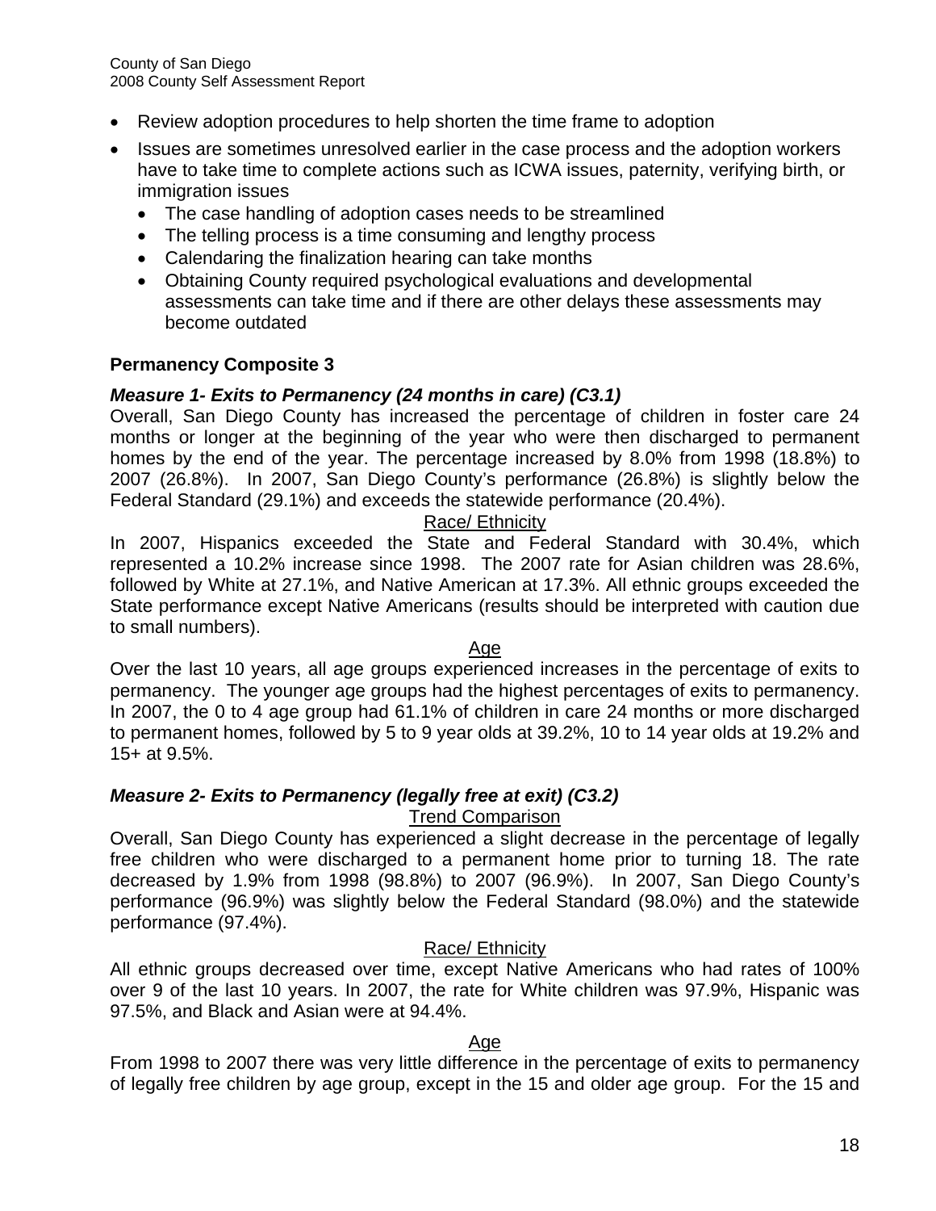- Review adoption procedures to help shorten the time frame to adoption
- Issues are sometimes unresolved earlier in the case process and the adoption workers have to take time to complete actions such as ICWA issues, paternity, verifying birth, or immigration issues
  - The case handling of adoption cases needs to be streamlined
  - The telling process is a time consuming and lengthy process
  - Calendaring the finalization hearing can take months
  - Obtaining County required psychological evaluations and developmental assessments can take time and if there are other delays these assessments may become outdated

### Permanency Composite 3

#### *Measure 1- Exits to Permanency (24 months in care) (C3.1)*

Overall, San Diego County has increased the percentage of children in foster care 24 months or longer at the beginning of the year who were then discharged to permanent homes by the end of the year. The percentage increased by 8.0% from 1998 (18.8%) to 2007 (26.8%). In 2007, San Diego County's performance (26.8%) is slightly below the Federal Standard (29.1%) and exceeds the statewide performance (20.4%).

Race/ Ethnicity

In 2007, Hispanics exceeded the State and Federal Standard with 30.4%, which represented a 10.2% increase since 1998. The 2007 rate for Asian children was 28.6%, followed by White at 27.1%, and Native American at 17.3%. All ethnic groups exceeded the State performance except Native Americans (results should be interpreted with caution due to small numbers).

Age

Over the last 10 years, all age groups experienced increases in the percentage of exits to permanency. The younger age groups had the highest percentages of exits to permanency. In 2007, the 0 to 4 age group had 61.1% of children in care 24 months or more discharged to permanent homes, followed by 5 to 9 year olds at 39.2%, 10 to 14 year olds at 19.2% and 15+ at 9.5%.

#### *Measure 2- Exits to Permanency (legally free at exit) (C3.2)*

Trend Comparison

Overall, San Diego County has experienced a slight decrease in the percentage of legally free children who were discharged to a permanent home prior to turning 18. The rate decreased by 1.9% from 1998 (98.8%) to 2007 (96.9%). In 2007, San Diego County's performance (96.9%) was slightly below the Federal Standard (98.0%) and the statewide performance (97.4%).

Race/ Ethnicity

All ethnic groups decreased over time, except Native Americans who had rates of 100% over 9 of the last 10 years. In 2007, the rate for White children was 97.9%, Hispanic was 97.5%, and Black and Asian were at 94.4%.

Age

From 1998 to 2007 there was very little difference in the percentage of exits to permanency of legally free children by age group, except in the 15 and older age group. For the 15 and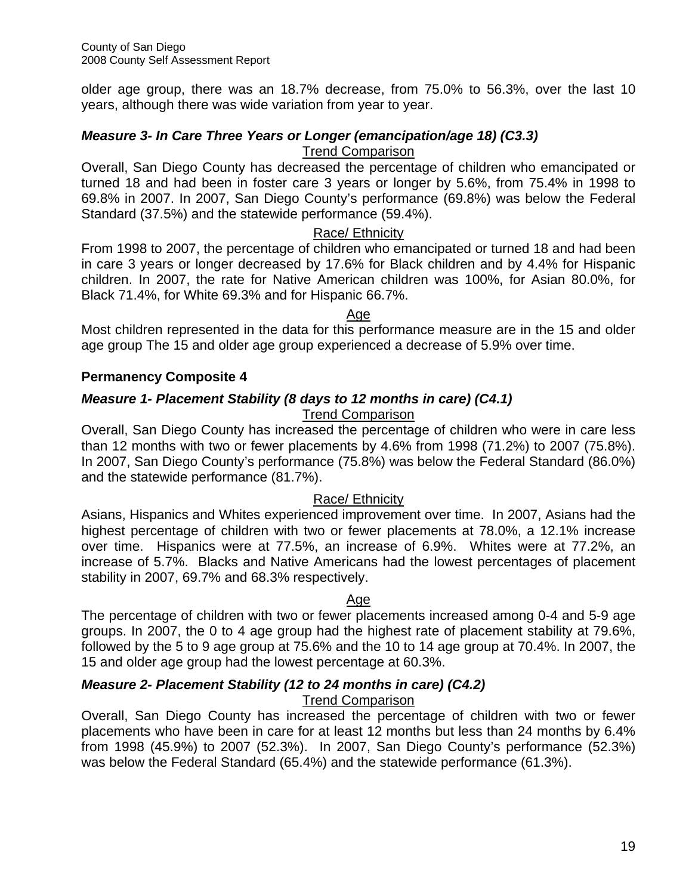older age group, there was an 18.7% decrease, from 75.0% to 56.3%, over the last 10 years, although there was wide variation from year to year.

### *Measure 3- In Care Three Years or Longer (emancipation/age 18) (C3.3)*

Trend Comparison

Overall, San Diego County has decreased the percentage of children who emancipated or turned 18 and had been in foster care 3 years or longer by 5.6%, from 75.4% in 1998 to 69.8% in 2007. In 2007, San Diego County's performance (69.8%) was below the Federal Standard (37.5%) and the statewide performance (59.4%).

Race/ Ethnicity

From 1998 to 2007, the percentage of children who emancipated or turned 18 and had been in care 3 years or longer decreased by 17.6% for Black children and by 4.4% for Hispanic children. In 2007, the rate for Native American children was 100%, for Asian 80.0%, for Black 71.4%, for White 69.3% and for Hispanic 66.7%.

Age

Most children represented in the data for this performance measure are in the 15 and older age group The 15 and older age group experienced a decrease of 5.9% over time.

## Permanency Composite 4

### *Measure 1- Placement Stability (8 days to 12 months in care) (C4.1)*

Trend Comparison

Overall, San Diego County has increased the percentage of children who were in care less than 12 months with two or fewer placements by 4.6% from 1998 (71.2%) to 2007 (75.8%). In 2007, San Diego County's performance (75.8%) was below the Federal Standard (86.0%) and the statewide performance (81.7%).

Race/ Ethnicity

Asians, Hispanics and Whites experienced improvement over time. In 2007, Asians had the highest percentage of children with two or fewer placements at 78.0%, a 12.1% increase over time. Hispanics were at 77.5%, an increase of 6.9%. Whites were at 77.2%, an increase of 5.7%. Blacks and Native Americans had the lowest percentages of placement stability in 2007, 69.7% and 68.3% respectively.

Age

The percentage of children with two or fewer placements increased among 0-4 and 5-9 age groups. In 2007, the 0 to 4 age group had the highest rate of placement stability at 79.6%, followed by the 5 to 9 age group at 75.6% and the 10 to 14 age group at 70.4%. In 2007, the 15 and older age group had the lowest percentage at 60.3%.

### *Measure 2- Placement Stability (12 to 24 months in care) (C4.2)*

Trend Comparison

Overall, San Diego County has increased the percentage of children with two or fewer placements who have been in care for at least 12 months but less than 24 months by 6.4% from 1998 (45.9%) to 2007 (52.3%). In 2007, San Diego County's performance (52.3%) was below the Federal Standard (65.4%) and the statewide performance (61.3%).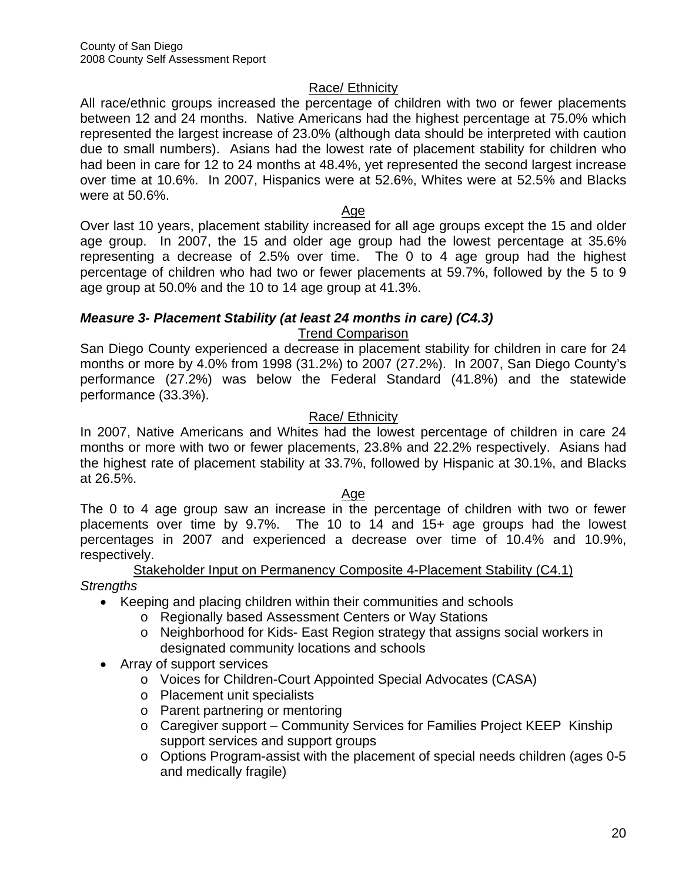Race/ Ethnicity

All race/ethnic groups increased the percentage of children with two or fewer placements between 12 and 24 months. Native Americans had the highest percentage at 75.0% which represented the largest increase of 23.0% (although data should be interpreted with caution due to small numbers). Asians had the lowest rate of placement stability for children who had been in care for 12 to 24 months at 48.4%, yet represented the second largest increase over time at 10.6%. In 2007, Hispanics were at 52.6%, Whites were at 52.5% and Blacks were at 50.6%.

Age

Over last 10 years, placement stability increased for all age groups except the 15 and older age group. In 2007, the 15 and older age group had the lowest percentage at 35.6% representing a decrease of 2.5% over time. The 0 to 4 age group had the highest percentage of children who had two or fewer placements at 59.7%, followed by the 5 to 9 age group at 50.0% and the 10 to 14 age group at 41.3%.

***Measure 3- Placement Stability (at least 24 months in care) (C4.3)***

Trend Comparison

San Diego County experienced a decrease in placement stability for children in care for 24 months or more by 4.0% from 1998 (31.2%) to 2007 (27.2%). In 2007, San Diego County's performance (27.2%) was below the Federal Standard (41.8%) and the statewide performance (33.3%).

Race/ Ethnicity

In 2007, Native Americans and Whites had the lowest percentage of children in care 24 months or more with two or fewer placements, 23.8% and 22.2% respectively. Asians had the highest rate of placement stability at 33.7%, followed by Hispanic at 30.1%, and Blacks at 26.5%.

Age

The 0 to 4 age group saw an increase in the percentage of children with two or fewer placements over time by 9.7%. The 10 to 14 and 15+ age groups had the lowest percentages in 2007 and experienced a decrease over time of 10.4% and 10.9%, respectively.

Stakeholder Input on Permanency Composite 4-Placement Stability (C4.1)

*Strengths*

- Keeping and placing children within their communities and schools
  - Regionally based Assessment Centers or Way Stations
  - Neighborhood for Kids- East Region strategy that assigns social workers in designated community locations and schools
- Array of support services
  - Voices for Children-Court Appointed Special Advocates (CASA)
  - Placement unit specialists
  - Parent partnering or mentoring
  - Caregiver support – Community Services for Families Project KEEP Kinship support services and support groups
  - Options Program-assist with the placement of special needs children (ages 0-5 and medically fragile)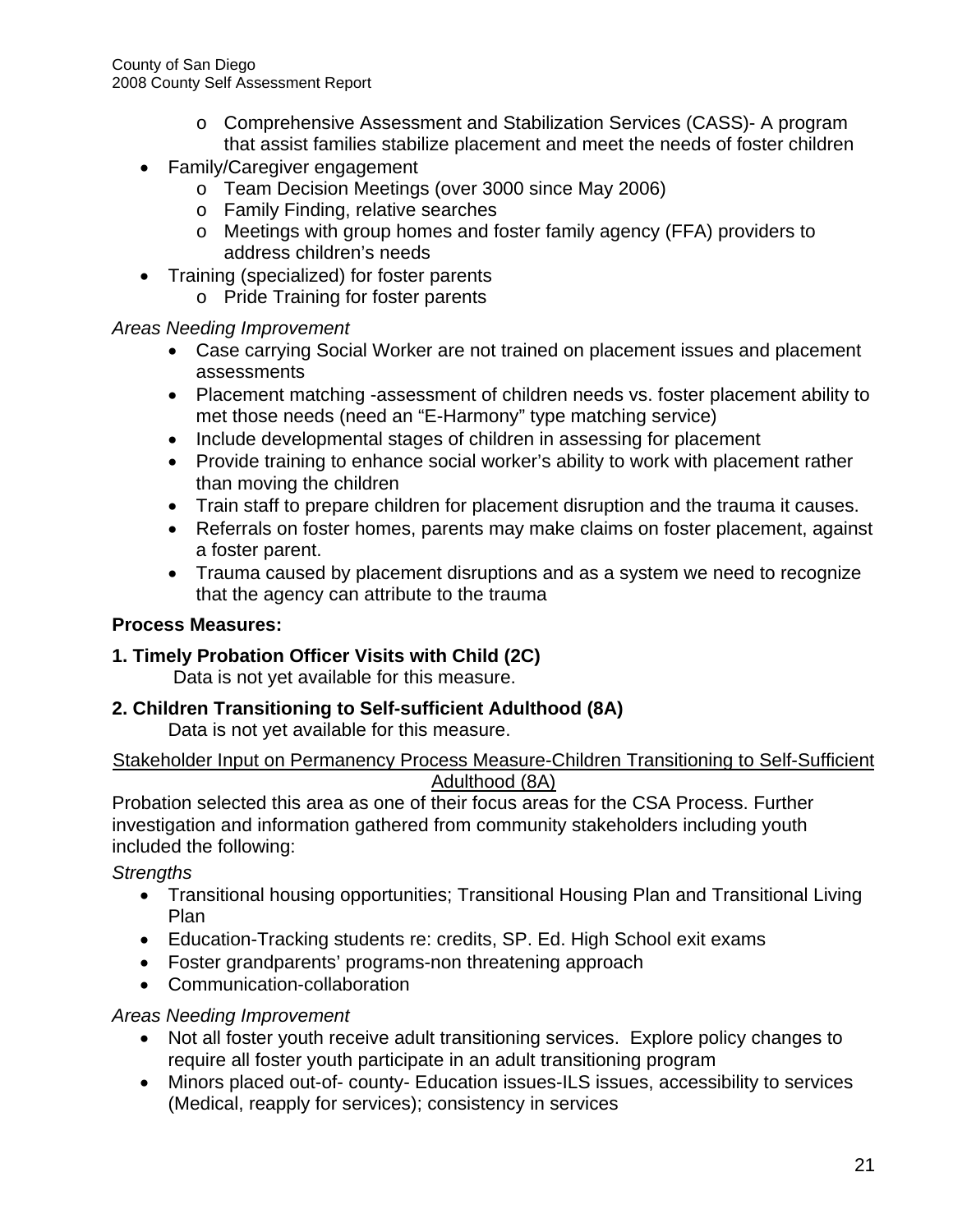- Comprehensive Assessment and Stabilization Services (CASS)- A program that assist families stabilize placement and meet the needs of foster children
- Family/Caregiver engagement
  - Team Decision Meetings (over 3000 since May 2006)
  - Family Finding, relative searches
  - Meetings with group homes and foster family agency (FFA) providers to address children's needs
- Training (specialized) for foster parents
  - Pride Training for foster parents

*Areas Needing Improvement*

- Case carrying Social Worker are not trained on placement issues and placement assessments
- Placement matching -assessment of children needs vs. foster placement ability to met those needs (need an "E-Harmony" type matching service)
- Include developmental stages of children in assessing for placement
- Provide training to enhance social worker's ability to work with placement rather than moving the children
- Train staff to prepare children for placement disruption and the trauma it causes.
- Referrals on foster homes, parents may make claims on foster placement, against a foster parent.
- Trauma caused by placement disruptions and as a system we need to recognize that the agency can attribute to the trauma

**Process Measures:**

**1. Timely Probation Officer Visits with Child (2C)**

Data is not yet available for this measure.

**2. Children Transitioning to Self-sufficient Adulthood (8A)**

Data is not yet available for this measure.

<u>Stakeholder Input on Permanency Process Measure-Children Transitioning to Self-Sufficient Adulthood (8A)</u>

Probation selected this area as one of their focus areas for the CSA Process. Further investigation and information gathered from community stakeholders including youth included the following:

*Strengths*

- Transitional housing opportunities; Transitional Housing Plan and Transitional Living Plan
- Education-Tracking students re: credits, SP. Ed. High School exit exams
- Foster grandparents' programs-non threatening approach
- Communication-collaboration

*Areas Needing Improvement*

- Not all foster youth receive adult transitioning services. Explore policy changes to require all foster youth participate in an adult transitioning program
- Minors placed out-of- county- Education issues-ILS issues, accessibility to services (Medical, reapply for services); consistency in services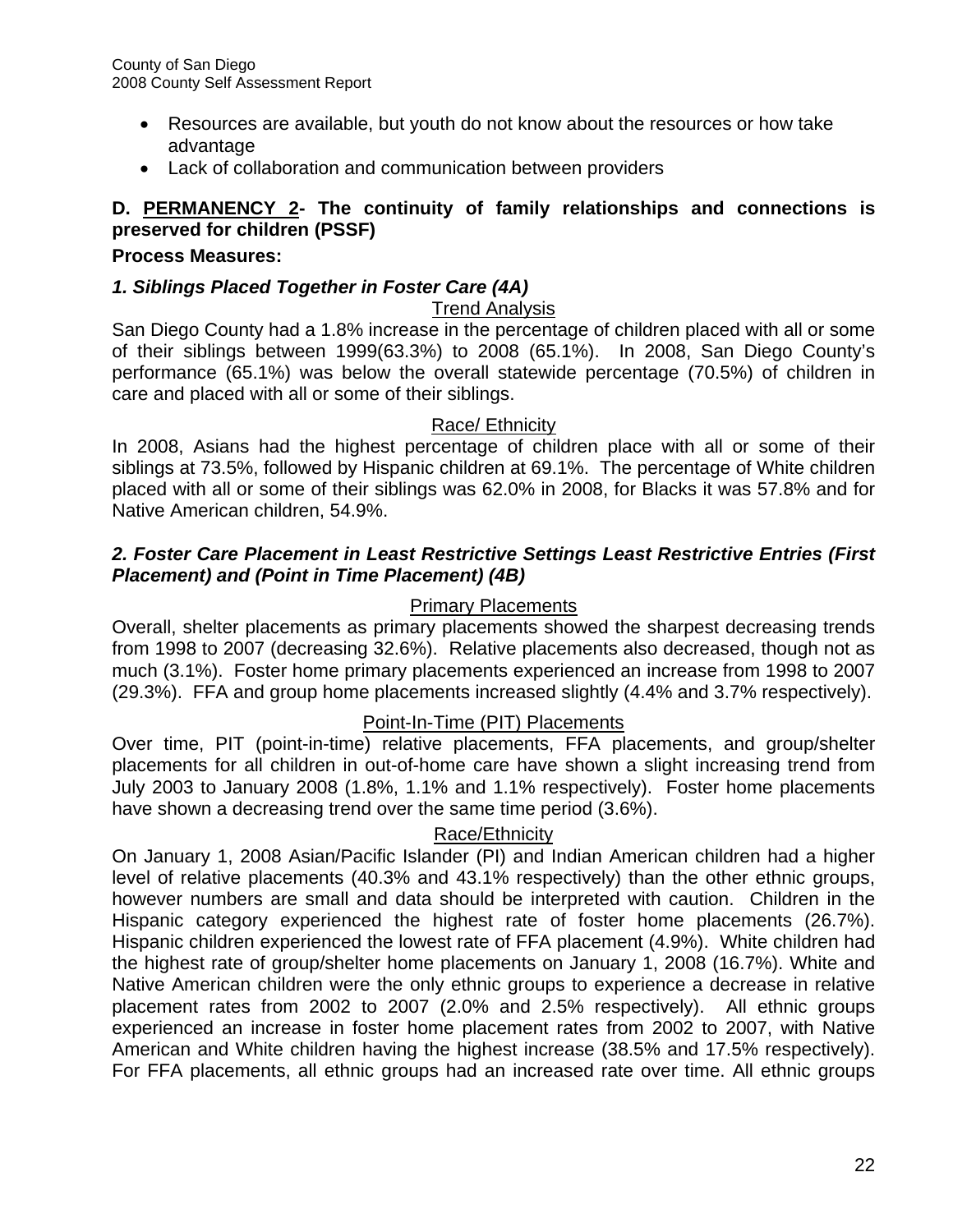- Resources are available, but youth do not know about the resources or how take advantage
- Lack of collaboration and communication between providers

## D. PERMANENCY 2- The continuity of family relationships and connections is preserved for children (PSSF)

**Process Measures:**

### *1. Siblings Placed Together in Foster Care (4A)*

Trend Analysis

San Diego County had a 1.8% increase in the percentage of children placed with all or some of their siblings between 1999(63.3%) to 2008 (65.1%). In 2008, San Diego County's performance (65.1%) was below the overall statewide percentage (70.5%) of children in care and placed with all or some of their siblings.

Race/ Ethnicity

In 2008, Asians had the highest percentage of children place with all or some of their siblings at 73.5%, followed by Hispanic children at 69.1%. The percentage of White children placed with all or some of their siblings was 62.0% in 2008, for Blacks it was 57.8% and for Native American children, 54.9%.

### *2. Foster Care Placement in Least Restrictive Settings Least Restrictive Entries (First Placement) and (Point in Time Placement) (4B)*

Primary Placements

Overall, shelter placements as primary placements showed the sharpest decreasing trends from 1998 to 2007 (decreasing 32.6%). Relative placements also decreased, though not as much (3.1%). Foster home primary placements experienced an increase from 1998 to 2007 (29.3%). FFA and group home placements increased slightly (4.4% and 3.7% respectively).

Point-In-Time (PIT) Placements

Over time, PIT (point-in-time) relative placements, FFA placements, and group/shelter placements for all children in out-of-home care have shown a slight increasing trend from July 2003 to January 2008 (1.8%, 1.1% and 1.1% respectively). Foster home placements have shown a decreasing trend over the same time period (3.6%).

Race/Ethnicity

On January 1, 2008 Asian/Pacific Islander (PI) and Indian American children had a higher level of relative placements (40.3% and 43.1% respectively) than the other ethnic groups, however numbers are small and data should be interpreted with caution. Children in the Hispanic category experienced the highest rate of foster home placements (26.7%). Hispanic children experienced the lowest rate of FFA placement (4.9%). White children had the highest rate of group/shelter home placements on January 1, 2008 (16.7%). White and Native American children were the only ethnic groups to experience a decrease in relative placement rates from 2002 to 2007 (2.0% and 2.5% respectively). All ethnic groups experienced an increase in foster home placement rates from 2002 to 2007, with Native American and White children having the highest increase (38.5% and 17.5% respectively). For FFA placements, all ethnic groups had an increased rate over time. All ethnic groups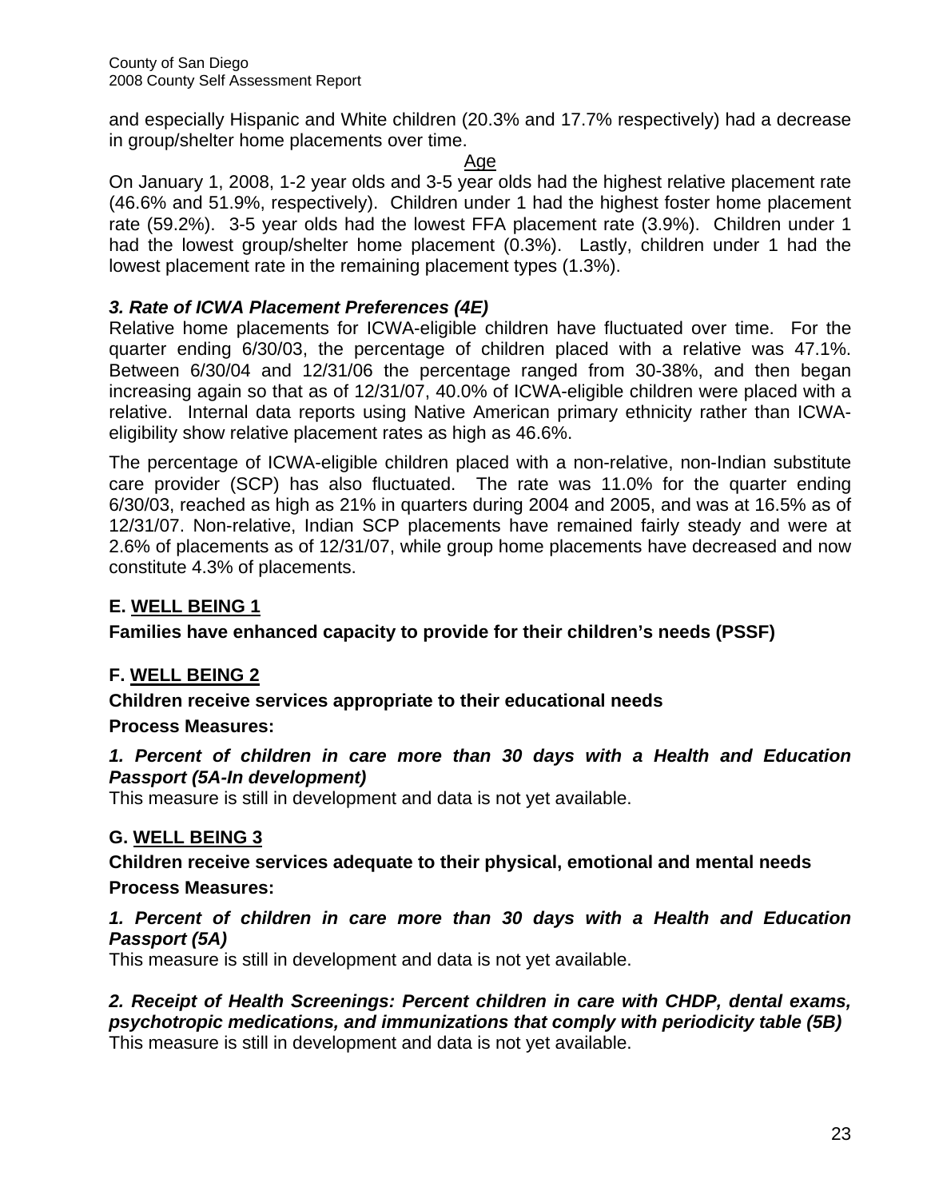and especially Hispanic and White children (20.3% and 17.7% respectively) had a decrease in group/shelter home placements over time.

<u>Age</u>

On January 1, 2008, 1-2 year olds and 3-5 year olds had the highest relative placement rate (46.6% and 51.9%, respectively). Children under 1 had the highest foster home placement rate (59.2%). 3-5 year olds had the lowest FFA placement rate (3.9%). Children under 1 had the lowest group/shelter home placement (0.3%). Lastly, children under 1 had the lowest placement rate in the remaining placement types (1.3%).

### *3. Rate of ICWA Placement Preferences (4E)*

Relative home placements for ICWA-eligible children have fluctuated over time. For the quarter ending 6/30/03, the percentage of children placed with a relative was 47.1%. Between 6/30/04 and 12/31/06 the percentage ranged from 30-38%, and then began increasing again so that as of 12/31/07, 40.0% of ICWA-eligible children were placed with a relative. Internal data reports using Native American primary ethnicity rather than ICWA-eligibility show relative placement rates as high as 46.6%.

The percentage of ICWA-eligible children placed with a non-relative, non-Indian substitute care provider (SCP) has also fluctuated. The rate was 11.0% for the quarter ending 6/30/03, reached as high as 21% in quarters during 2004 and 2005, and was at 16.5% as of 12/31/07. Non-relative, Indian SCP placements have remained fairly steady and were at 2.6% of placements as of 12/31/07, while group home placements have decreased and now constitute 4.3% of placements.

## E. <u>WELL BEING 1</u>

**Families have enhanced capacity to provide for their children's needs (PSSF)**

## F. <u>WELL BEING 2</u>

**Children receive services appropriate to their educational needs**

**Process Measures:**

### *1. Percent of children in care more than 30 days with a Health and Education Passport (5A-In development)*

This measure is still in development and data is not yet available.

## G. <u>WELL BEING 3</u>

**Children receive services adequate to their physical, emotional and mental needs**

**Process Measures:**

### *1. Percent of children in care more than 30 days with a Health and Education Passport (5A)*

This measure is still in development and data is not yet available.

### *2. Receipt of Health Screenings: Percent children in care with CHDP, dental exams, psychotropic medications, and immunizations that comply with periodicity table (5B)*

This measure is still in development and data is not yet available.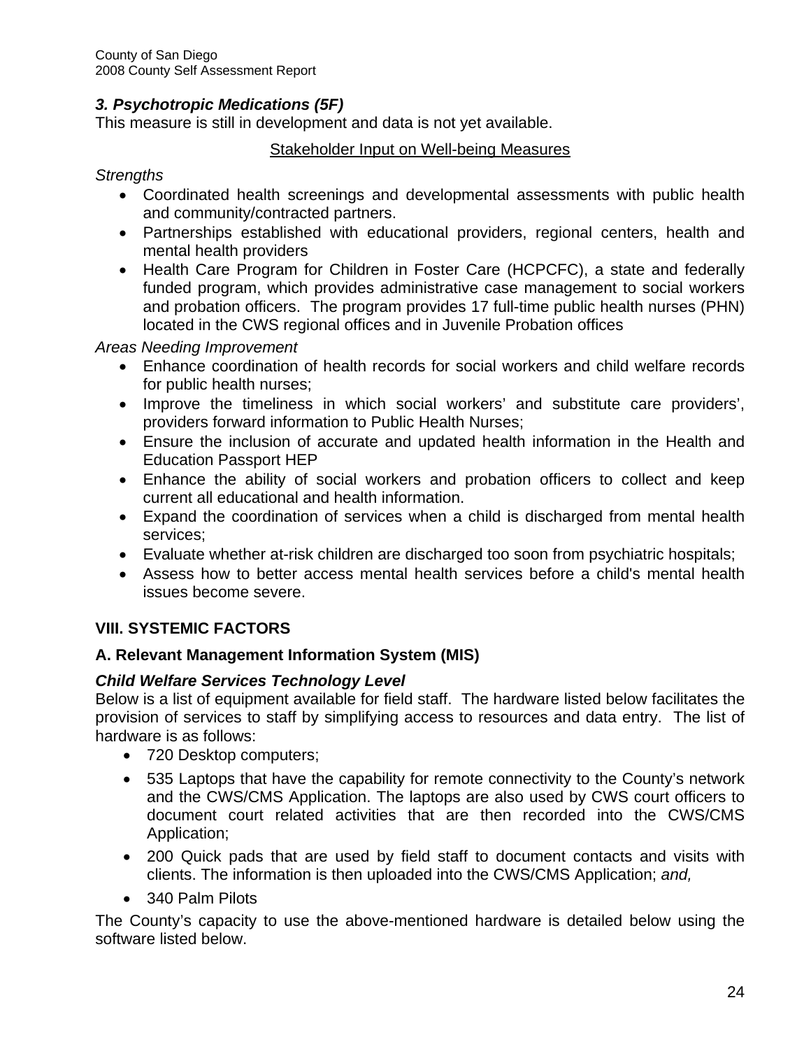### *3. Psychotropic Medications (5F)*

This measure is still in development and data is not yet available.

Stakeholder Input on Well-being Measures

*Strengths*

- Coordinated health screenings and developmental assessments with public health and community/contracted partners.
- Partnerships established with educational providers, regional centers, health and mental health providers
- Health Care Program for Children in Foster Care (HCPCFC), a state and federally funded program, which provides administrative case management to social workers and probation officers. The program provides 17 full-time public health nurses (PHN) located in the CWS regional offices and in Juvenile Probation offices

*Areas Needing Improvement*

- Enhance coordination of health records for social workers and child welfare records for public health nurses;
- Improve the timeliness in which social workers' and substitute care providers', providers forward information to Public Health Nurses;
- Ensure the inclusion of accurate and updated health information in the Health and Education Passport HEP
- Enhance the ability of social workers and probation officers to collect and keep current all educational and health information.
- Expand the coordination of services when a child is discharged from mental health services;
- Evaluate whether at-risk children are discharged too soon from psychiatric hospitals;
- Assess how to better access mental health services before a child's mental health issues become severe.

## VIII. SYSTEMIC FACTORS

### A. Relevant Management Information System (MIS)

#### *Child Welfare Services Technology Level*

Below is a list of equipment available for field staff. The hardware listed below facilitates the provision of services to staff by simplifying access to resources and data entry. The list of hardware is as follows:

- 720 Desktop computers;
- 535 Laptops that have the capability for remote connectivity to the County's network and the CWS/CMS Application. The laptops are also used by CWS court officers to document court related activities that are then recorded into the CWS/CMS Application;
- 200 Quick pads that are used by field staff to document contacts and visits with clients. The information is then uploaded into the CWS/CMS Application; *and,*
- 340 Palm Pilots

The County's capacity to use the above-mentioned hardware is detailed below using the software listed below.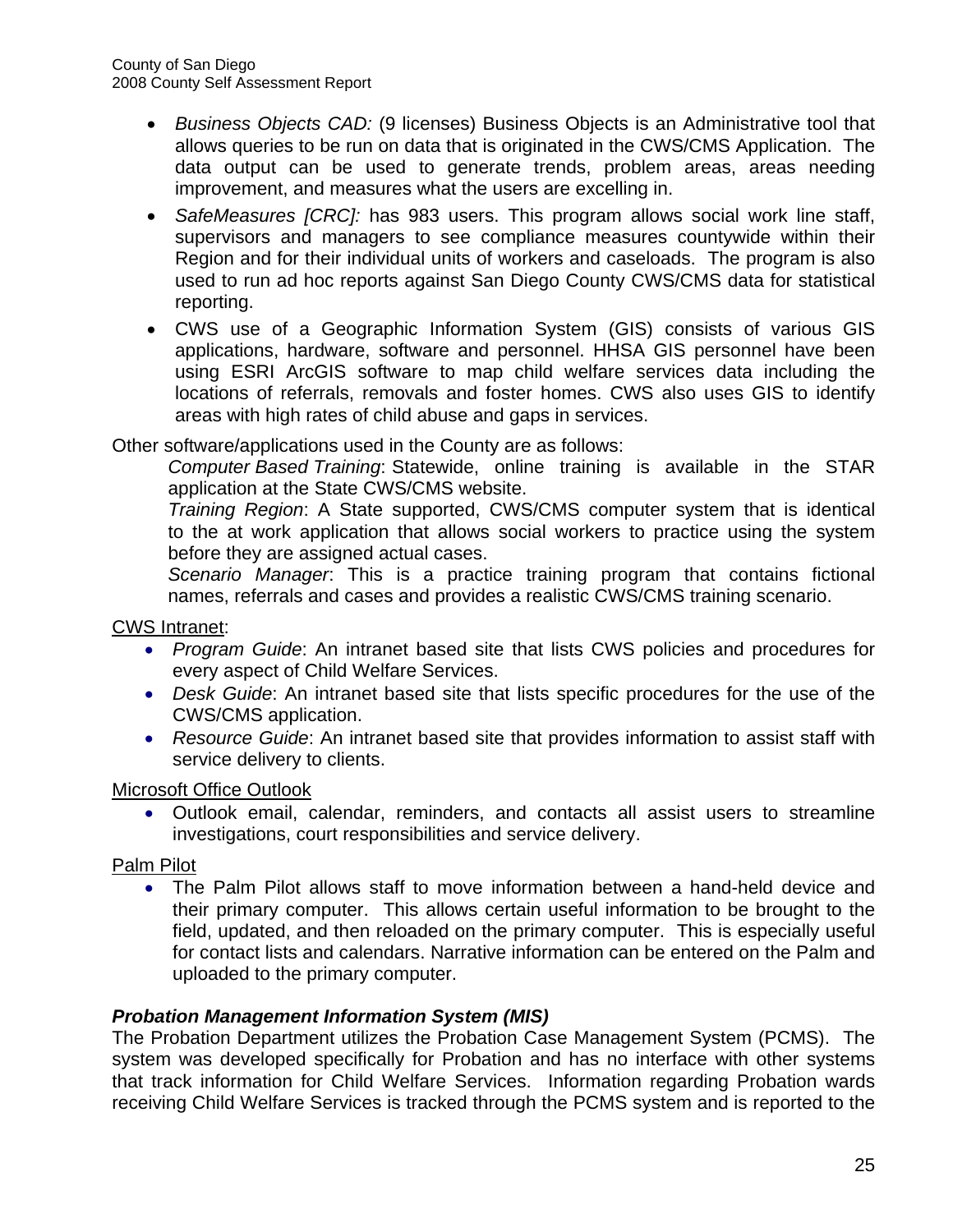- *Business Objects CAD:* (9 licenses) Business Objects is an Administrative tool that allows queries to be run on data that is originated in the CWS/CMS Application. The data output can be used to generate trends, problem areas, areas needing improvement, and measures what the users are excelling in.
- *SafeMeasures [CRC]:* has 983 users. This program allows social work line staff, supervisors and managers to see compliance measures countywide within their Region and for their individual units of workers and caseloads. The program is also used to run ad hoc reports against San Diego County CWS/CMS data for statistical reporting.
- CWS use of a Geographic Information System (GIS) consists of various GIS applications, hardware, software and personnel. HHSA GIS personnel have been using ESRI ArcGIS software to map child welfare services data including the locations of referrals, removals and foster homes. CWS also uses GIS to identify areas with high rates of child abuse and gaps in services.

Other software/applications used in the County are as follows:

*Computer Based Training*: Statewide, online training is available in the STAR application at the State CWS/CMS website.

*Training Region*: A State supported, CWS/CMS computer system that is identical to the at work application that allows social workers to practice using the system before they are assigned actual cases.

*Scenario Manager*: This is a practice training program that contains fictional names, referrals and cases and provides a realistic CWS/CMS training scenario.

<u>CWS Intranet</u>:

- *Program Guide*: An intranet based site that lists CWS policies and procedures for every aspect of Child Welfare Services.
- *Desk Guide*: An intranet based site that lists specific procedures for the use of the CWS/CMS application.
- *Resource Guide*: An intranet based site that provides information to assist staff with service delivery to clients.

<u>Microsoft Office Outlook</u>

- Outlook email, calendar, reminders, and contacts all assist users to streamline investigations, court responsibilities and service delivery.

<u>Palm Pilot</u>

- The Palm Pilot allows staff to move information between a hand-held device and their primary computer. This allows certain useful information to be brought to the field, updated, and then reloaded on the primary computer. This is especially useful for contact lists and calendars. Narrative information can be entered on the Palm and uploaded to the primary computer.

***Probation Management Information System (MIS)***

The Probation Department utilizes the Probation Case Management System (PCMS). The system was developed specifically for Probation and has no interface with other systems that track information for Child Welfare Services. Information regarding Probation wards receiving Child Welfare Services is tracked through the PCMS system and is reported to the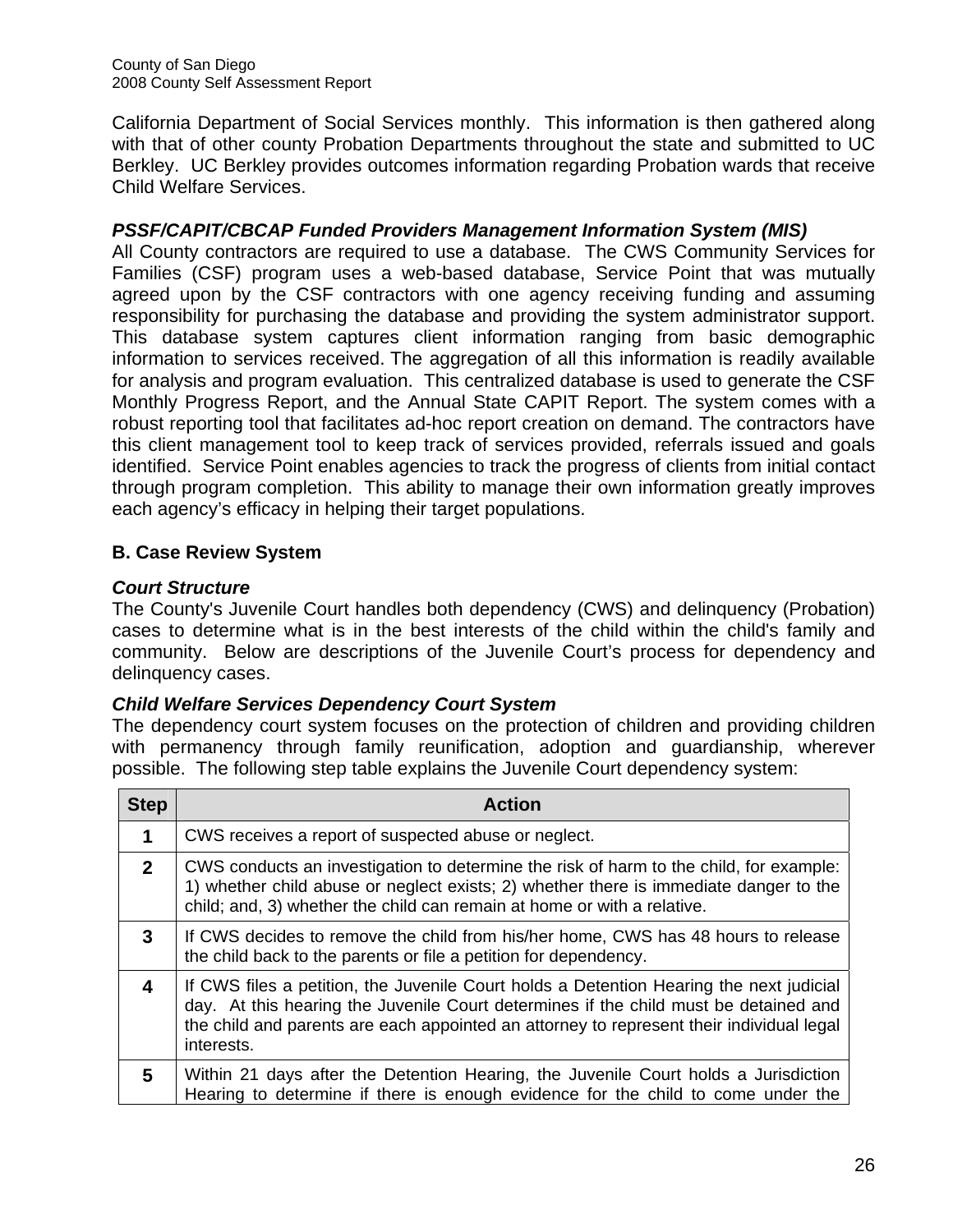California Department of Social Services monthly. This information is then gathered along with that of other county Probation Departments throughout the state and submitted to UC Berkley. UC Berkley provides outcomes information regarding Probation wards that receive Child Welfare Services.

***PSSF/CAPIT/CBCAP Funded Providers Management Information System (MIS)***

All County contractors are required to use a database. The CWS Community Services for Families (CSF) program uses a web-based database, Service Point that was mutually agreed upon by the CSF contractors with one agency receiving funding and assuming responsibility for purchasing the database and providing the system administrator support. This database system captures client information ranging from basic demographic information to services received. The aggregation of all this information is readily available for analysis and program evaluation. This centralized database is used to generate the CSF Monthly Progress Report, and the Annual State CAPIT Report. The system comes with a robust reporting tool that facilitates ad-hoc report creation on demand. The contractors have this client management tool to keep track of services provided, referrals issued and goals identified. Service Point enables agencies to track the progress of clients from initial contact through program completion. This ability to manage their own information greatly improves each agency's efficacy in helping their target populations.

## B. Case Review System

***Court Structure***

The County's Juvenile Court handles both dependency (CWS) and delinquency (Probation) cases to determine what is in the best interests of the child within the child's family and community. Below are descriptions of the Juvenile Court's process for dependency and delinquency cases.

***Child Welfare Services Dependency Court System***

The dependency court system focuses on the protection of children and providing children with permanency through family reunification, adoption and guardianship, wherever possible. The following step table explains the Juvenile Court dependency system:

| Step | Action |
|---|---|
| 1 | CWS receives a report of suspected abuse or neglect. |
| 2 | CWS conducts an investigation to determine the risk of harm to the child, for example: 1) whether child abuse or neglect exists; 2) whether there is immediate danger to the child; and, 3) whether the child can remain at home or with a relative. |
| 3 | If CWS decides to remove the child from his/her home, CWS has 48 hours to release the child back to the parents or file a petition for dependency. |
| 4 | If CWS files a petition, the Juvenile Court holds a Detention Hearing the next judicial day. At this hearing the Juvenile Court determines if the child must be detained and the child and parents are each appointed an attorney to represent their individual legal interests. |
| 5 | Within 21 days after the Detention Hearing, the Juvenile Court holds a Jurisdiction Hearing to determine if there is enough evidence for the child to come under the |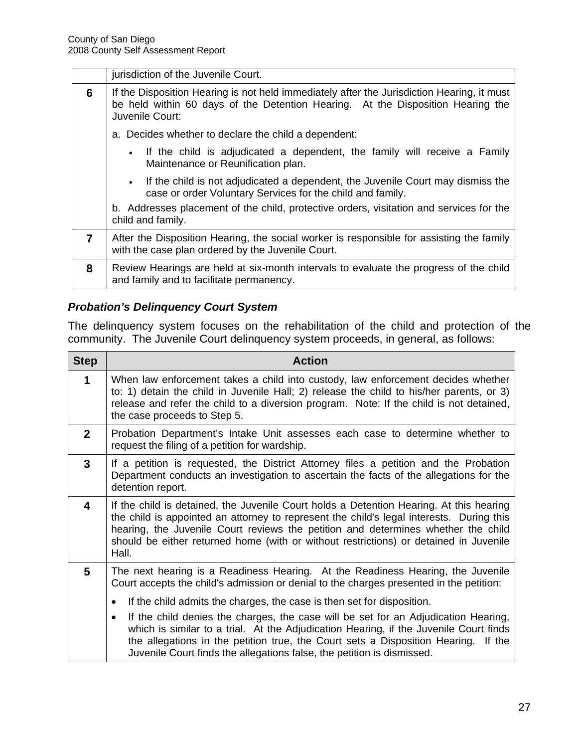| | |
|---|---|
| | jurisdiction of the Juvenile Court. |
| **6** | If the Disposition Hearing is not held immediately after the Jurisdiction Hearing, it must be held within 60 days of the Detention Hearing. At the Disposition Hearing the Juvenile Court:<br><br>a. Decides whether to declare the child a dependent:<br>• If the child is adjudicated a dependent, the family will receive a Family Maintenance or Reunification plan.<br>• If the child is not adjudicated a dependent, the Juvenile Court may dismiss the case or order Voluntary Services for the child and family.<br><br>b. Addresses placement of the child, protective orders, visitation and services for the child and family. |
| **7** | After the Disposition Hearing, the social worker is responsible for assisting the family with the case plan ordered by the Juvenile Court. |
| **8** | Review Hearings are held at six-month intervals to evaluate the progress of the child and family and to facilitate permanency. |

### *Probation's Delinquency Court System*

The delinquency system focuses on the rehabilitation of the child and protection of the community. The Juvenile Court delinquency system proceeds, in general, as follows:

| Step | Action |
|---|---|
| **1** | When law enforcement takes a child into custody, law enforcement decides whether to: 1) detain the child in Juvenile Hall; 2) release the child to his/her parents, or 3) release and refer the child to a diversion program. Note: If the child is not detained, the case proceeds to Step 5. |
| **2** | Probation Department's Intake Unit assesses each case to determine whether to request the filing of a petition for wardship. |
| **3** | If a petition is requested, the District Attorney files a petition and the Probation Department conducts an investigation to ascertain the facts of the allegations for the detention report. |
| **4** | If the child is detained, the Juvenile Court holds a Detention Hearing. At this hearing the child is appointed an attorney to represent the child's legal interests. During this hearing, the Juvenile Court reviews the petition and determines whether the child should be either returned home (with or without restrictions) or detained in Juvenile Hall. |
| **5** | The next hearing is a Readiness Hearing. At the Readiness Hearing, the Juvenile Court accepts the child's admission or denial to the charges presented in the petition:<br>• If the child admits the charges, the case is then set for disposition.<br>• If the child denies the charges, the case will be set for an Adjudication Hearing, which is similar to a trial. At the Adjudication Hearing, if the Juvenile Court finds the allegations in the petition true, the Court sets a Disposition Hearing. If the Juvenile Court finds the allegations false, the petition is dismissed. |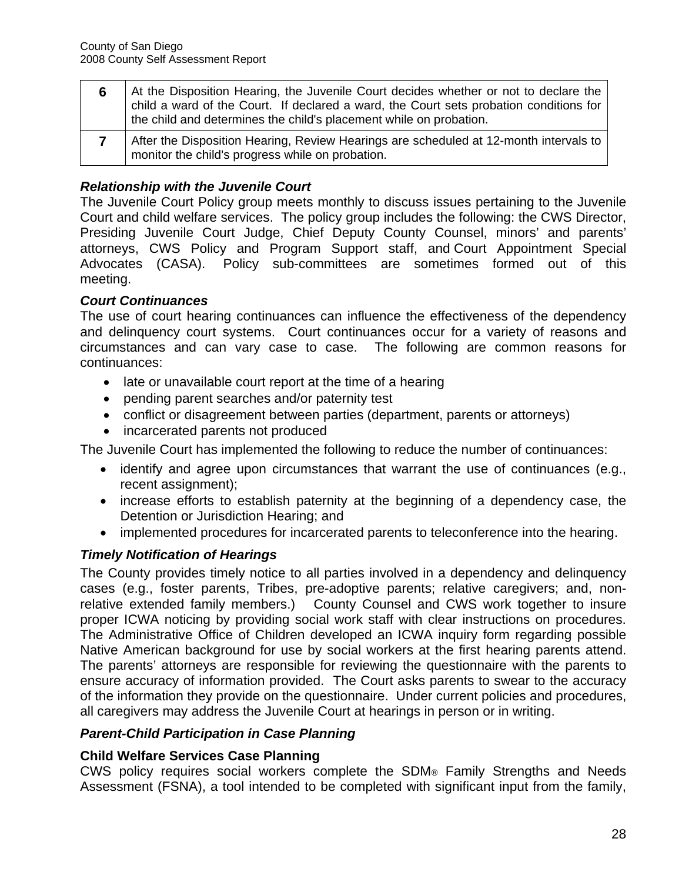| | |
|---|---|
| **6** | At the Disposition Hearing, the Juvenile Court decides whether or not to declare the child a ward of the Court. If declared a ward, the Court sets probation conditions for the child and determines the child's placement while on probation. |
| **7** | After the Disposition Hearing, Review Hearings are scheduled at 12-month intervals to monitor the child's progress while on probation. |

### *Relationship with the Juvenile Court*

The Juvenile Court Policy group meets monthly to discuss issues pertaining to the Juvenile Court and child welfare services. The policy group includes the following: the CWS Director, Presiding Juvenile Court Judge, Chief Deputy County Counsel, minors' and parents' attorneys, CWS Policy and Program Support staff, and Court Appointment Special Advocates (CASA). Policy sub-committees are sometimes formed out of this meeting.

### *Court Continuances*

The use of court hearing continuances can influence the effectiveness of the dependency and delinquency court systems. Court continuances occur for a variety of reasons and circumstances and can vary case to case. The following are common reasons for continuances:

- late or unavailable court report at the time of a hearing
- pending parent searches and/or paternity test
- conflict or disagreement between parties (department, parents or attorneys)
- incarcerated parents not produced

The Juvenile Court has implemented the following to reduce the number of continuances:

- identify and agree upon circumstances that warrant the use of continuances (e.g., recent assignment);
- increase efforts to establish paternity at the beginning of a dependency case, the Detention or Jurisdiction Hearing; and
- implemented procedures for incarcerated parents to teleconference into the hearing.

### *Timely Notification of Hearings*

The County provides timely notice to all parties involved in a dependency and delinquency cases (e.g., foster parents, Tribes, pre-adoptive parents; relative caregivers; and, non-relative extended family members.) County Counsel and CWS work together to insure proper ICWA noticing by providing social work staff with clear instructions on procedures. The Administrative Office of Children developed an ICWA inquiry form regarding possible Native American background for use by social workers at the first hearing parents attend. The parents' attorneys are responsible for reviewing the questionnaire with the parents to ensure accuracy of information provided. The Court asks parents to swear to the accuracy of the information they provide on the questionnaire. Under current policies and procedures, all caregivers may address the Juvenile Court at hearings in person or in writing.

### *Parent-Child Participation in Case Planning*

#### Child Welfare Services Case Planning

CWS policy requires social workers complete the SDM® Family Strengths and Needs Assessment (FSNA), a tool intended to be completed with significant input from the family,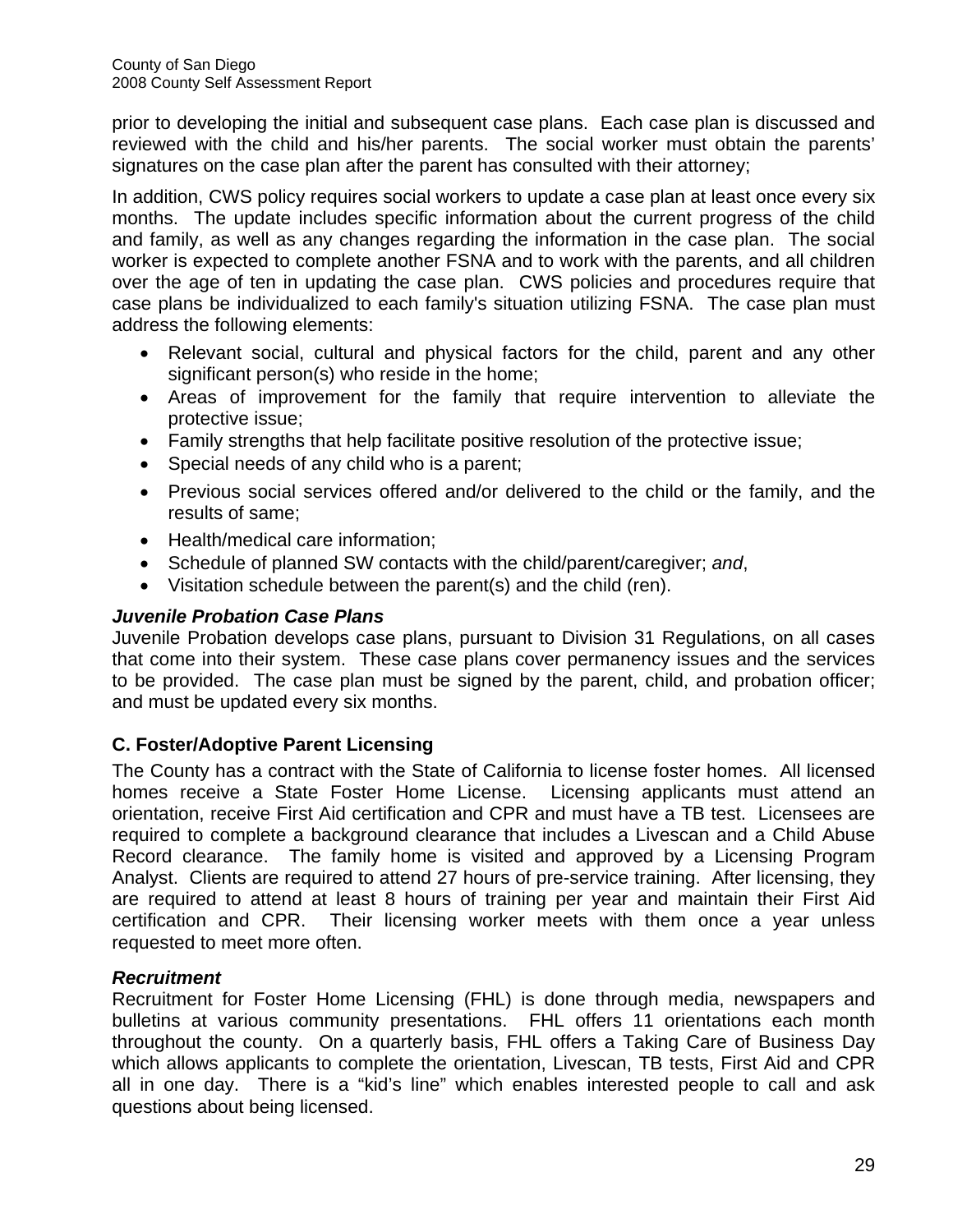prior to developing the initial and subsequent case plans. Each case plan is discussed and reviewed with the child and his/her parents. The social worker must obtain the parents' signatures on the case plan after the parent has consulted with their attorney;

In addition, CWS policy requires social workers to update a case plan at least once every six months. The update includes specific information about the current progress of the child and family, as well as any changes regarding the information in the case plan. The social worker is expected to complete another FSNA and to work with the parents, and all children over the age of ten in updating the case plan. CWS policies and procedures require that case plans be individualized to each family's situation utilizing FSNA. The case plan must address the following elements:

- Relevant social, cultural and physical factors for the child, parent and any other significant person(s) who reside in the home;
- Areas of improvement for the family that require intervention to alleviate the protective issue;
- Family strengths that help facilitate positive resolution of the protective issue;
- Special needs of any child who is a parent;
- Previous social services offered and/or delivered to the child or the family, and the results of same;
- Health/medical care information;
- Schedule of planned SW contacts with the child/parent/caregiver; *and*,
- Visitation schedule between the parent(s) and the child (ren).

***Juvenile Probation Case Plans***

Juvenile Probation develops case plans, pursuant to Division 31 Regulations, on all cases that come into their system. These case plans cover permanency issues and the services to be provided. The case plan must be signed by the parent, child, and probation officer; and must be updated every six months.

### C. Foster/Adoptive Parent Licensing

The County has a contract with the State of California to license foster homes. All licensed homes receive a State Foster Home License. Licensing applicants must attend an orientation, receive First Aid certification and CPR and must have a TB test. Licensees are required to complete a background clearance that includes a Livescan and a Child Abuse Record clearance. The family home is visited and approved by a Licensing Program Analyst. Clients are required to attend 27 hours of pre-service training. After licensing, they are required to attend at least 8 hours of training per year and maintain their First Aid certification and CPR. Their licensing worker meets with them once a year unless requested to meet more often.

***Recruitment***

Recruitment for Foster Home Licensing (FHL) is done through media, newspapers and bulletins at various community presentations. FHL offers 11 orientations each month throughout the county. On a quarterly basis, FHL offers a Taking Care of Business Day which allows applicants to complete the orientation, Livescan, TB tests, First Aid and CPR all in one day. There is a "kid's line" which enables interested people to call and ask questions about being licensed.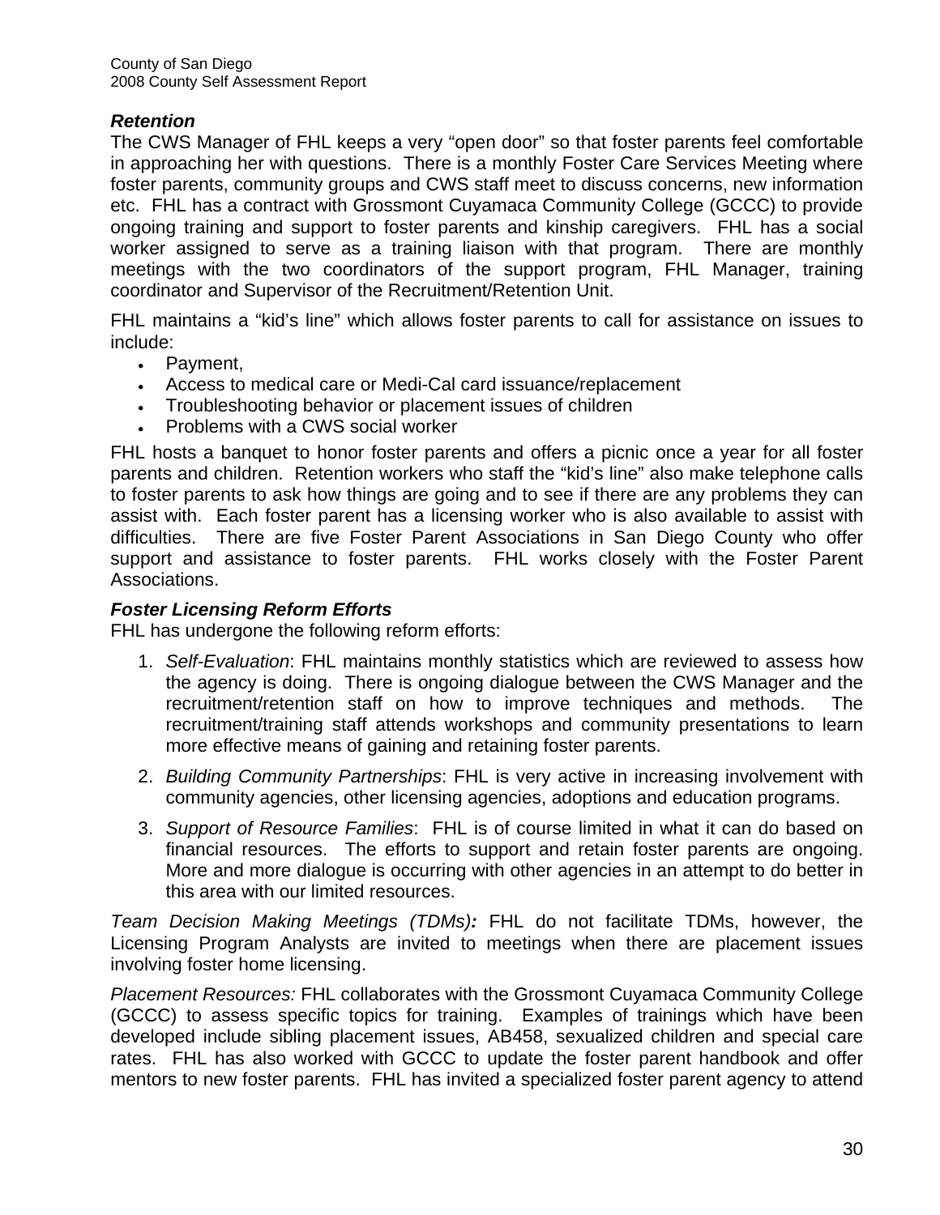### *Retention*

The CWS Manager of FHL keeps a very "open door" so that foster parents feel comfortable in approaching her with questions. There is a monthly Foster Care Services Meeting where foster parents, community groups and CWS staff meet to discuss concerns, new information etc. FHL has a contract with Grossmont Cuyamaca Community College (GCCC) to provide ongoing training and support to foster parents and kinship caregivers. FHL has a social worker assigned to serve as a training liaison with that program. There are monthly meetings with the two coordinators of the support program, FHL Manager, training coordinator and Supervisor of the Recruitment/Retention Unit.

FHL maintains a "kid's line" which allows foster parents to call for assistance on issues to include:

- Payment,
- Access to medical care or Medi-Cal card issuance/replacement
- Troubleshooting behavior or placement issues of children
- Problems with a CWS social worker

FHL hosts a banquet to honor foster parents and offers a picnic once a year for all foster parents and children. Retention workers who staff the "kid's line" also make telephone calls to foster parents to ask how things are going and to see if there are any problems they can assist with. Each foster parent has a licensing worker who is also available to assist with difficulties. There are five Foster Parent Associations in San Diego County who offer support and assistance to foster parents. FHL works closely with the Foster Parent Associations.

### *Foster Licensing Reform Efforts*

FHL has undergone the following reform efforts:

1. *Self-Evaluation*: FHL maintains monthly statistics which are reviewed to assess how the agency is doing. There is ongoing dialogue between the CWS Manager and the recruitment/retention staff on how to improve techniques and methods. The recruitment/training staff attends workshops and community presentations to learn more effective means of gaining and retaining foster parents.
2. *Building Community Partnerships*: FHL is very active in increasing involvement with community agencies, other licensing agencies, adoptions and education programs.
3. *Support of Resource Families*: FHL is of course limited in what it can do based on financial resources. The efforts to support and retain foster parents are ongoing. More and more dialogue is occurring with other agencies in an attempt to do better in this area with our limited resources.

*Team Decision Making Meetings (TDMs)**:*** FHL do not facilitate TDMs, however, the Licensing Program Analysts are invited to meetings when there are placement issues involving foster home licensing.

*Placement Resources:* FHL collaborates with the Grossmont Cuyamaca Community College (GCCC) to assess specific topics for training. Examples of trainings which have been developed include sibling placement issues, AB458, sexualized children and special care rates. FHL has also worked with GCCC to update the foster parent handbook and offer mentors to new foster parents. FHL has invited a specialized foster parent agency to attend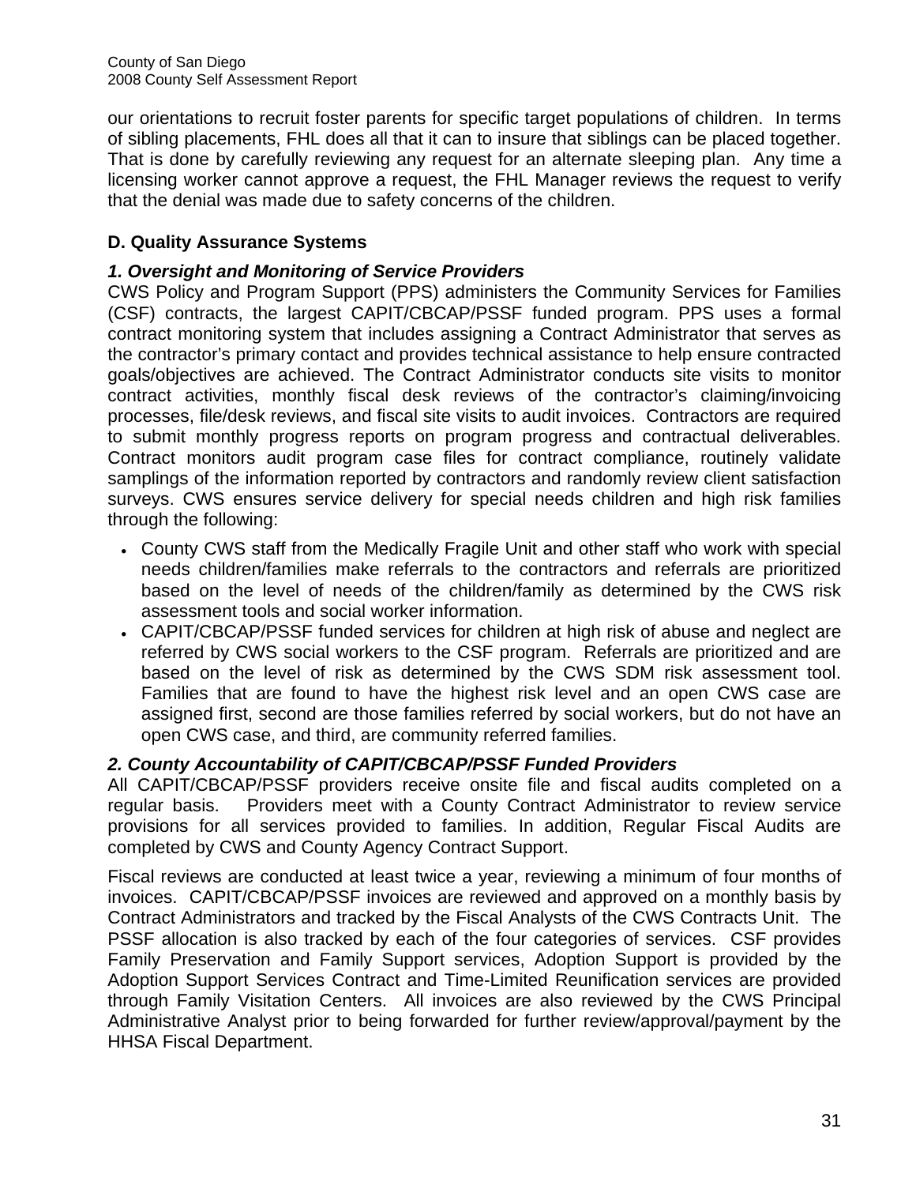our orientations to recruit foster parents for specific target populations of children. In terms of sibling placements, FHL does all that it can to insure that siblings can be placed together. That is done by carefully reviewing any request for an alternate sleeping plan. Any time a licensing worker cannot approve a request, the FHL Manager reviews the request to verify that the denial was made due to safety concerns of the children.

### D. Quality Assurance Systems

#### *1. Oversight and Monitoring of Service Providers*

CWS Policy and Program Support (PPS) administers the Community Services for Families (CSF) contracts, the largest CAPIT/CBCAP/PSSF funded program. PPS uses a formal contract monitoring system that includes assigning a Contract Administrator that serves as the contractor's primary contact and provides technical assistance to help ensure contracted goals/objectives are achieved. The Contract Administrator conducts site visits to monitor contract activities, monthly fiscal desk reviews of the contractor's claiming/invoicing processes, file/desk reviews, and fiscal site visits to audit invoices. Contractors are required to submit monthly progress reports on program progress and contractual deliverables. Contract monitors audit program case files for contract compliance, routinely validate samplings of the information reported by contractors and randomly review client satisfaction surveys. CWS ensures service delivery for special needs children and high risk families through the following:

- County CWS staff from the Medically Fragile Unit and other staff who work with special needs children/families make referrals to the contractors and referrals are prioritized based on the level of needs of the children/family as determined by the CWS risk assessment tools and social worker information.
- CAPIT/CBCAP/PSSF funded services for children at high risk of abuse and neglect are referred by CWS social workers to the CSF program. Referrals are prioritized and are based on the level of risk as determined by the CWS SDM risk assessment tool. Families that are found to have the highest risk level and an open CWS case are assigned first, second are those families referred by social workers, but do not have an open CWS case, and third, are community referred families.

#### *2. County Accountability of CAPIT/CBCAP/PSSF Funded Providers*

All CAPIT/CBCAP/PSSF providers receive onsite file and fiscal audits completed on a regular basis. Providers meet with a County Contract Administrator to review service provisions for all services provided to families. In addition, Regular Fiscal Audits are completed by CWS and County Agency Contract Support.

Fiscal reviews are conducted at least twice a year, reviewing a minimum of four months of invoices. CAPIT/CBCAP/PSSF invoices are reviewed and approved on a monthly basis by Contract Administrators and tracked by the Fiscal Analysts of the CWS Contracts Unit. The PSSF allocation is also tracked by each of the four categories of services. CSF provides Family Preservation and Family Support services, Adoption Support is provided by the Adoption Support Services Contract and Time-Limited Reunification services are provided through Family Visitation Centers. All invoices are also reviewed by the CWS Principal Administrative Analyst prior to being forwarded for further review/approval/payment by the HHSA Fiscal Department.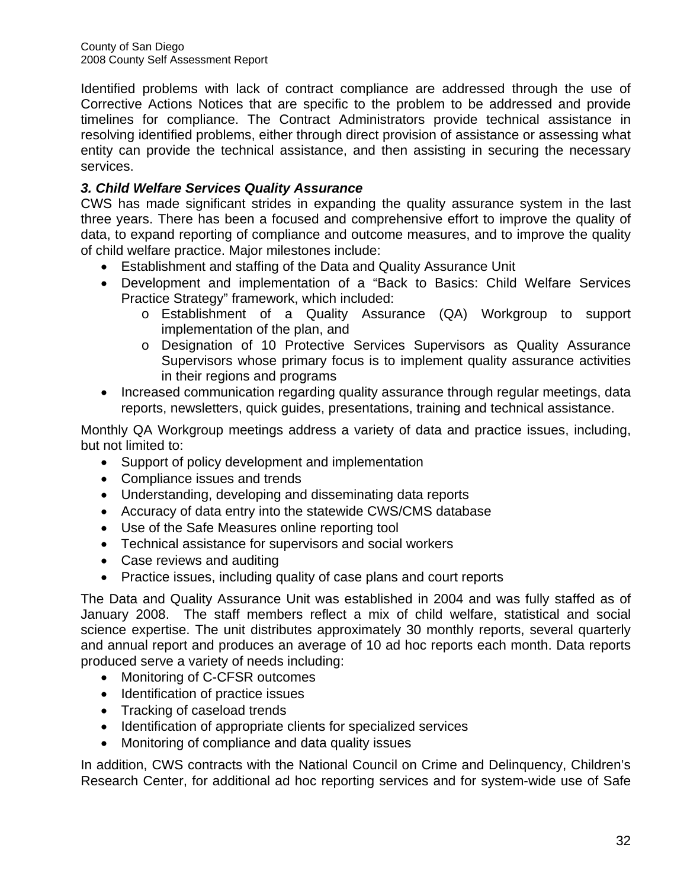Identified problems with lack of contract compliance are addressed through the use of Corrective Actions Notices that are specific to the problem to be addressed and provide timelines for compliance. The Contract Administrators provide technical assistance in resolving identified problems, either through direct provision of assistance or assessing what entity can provide the technical assistance, and then assisting in securing the necessary services.

***3. Child Welfare Services Quality Assurance***

CWS has made significant strides in expanding the quality assurance system in the last three years. There has been a focused and comprehensive effort to improve the quality of data, to expand reporting of compliance and outcome measures, and to improve the quality of child welfare practice. Major milestones include:

- Establishment and staffing of the Data and Quality Assurance Unit
- Development and implementation of a "Back to Basics: Child Welfare Services Practice Strategy" framework, which included:
    - Establishment of a Quality Assurance (QA) Workgroup to support implementation of the plan, and
    - Designation of 10 Protective Services Supervisors as Quality Assurance Supervisors whose primary focus is to implement quality assurance activities in their regions and programs
- Increased communication regarding quality assurance through regular meetings, data reports, newsletters, quick guides, presentations, training and technical assistance.

Monthly QA Workgroup meetings address a variety of data and practice issues, including, but not limited to:

- Support of policy development and implementation
- Compliance issues and trends
- Understanding, developing and disseminating data reports
- Accuracy of data entry into the statewide CWS/CMS database
- Use of the Safe Measures online reporting tool
- Technical assistance for supervisors and social workers
- Case reviews and auditing
- Practice issues, including quality of case plans and court reports

The Data and Quality Assurance Unit was established in 2004 and was fully staffed as of January 2008. The staff members reflect a mix of child welfare, statistical and social science expertise. The unit distributes approximately 30 monthly reports, several quarterly and annual report and produces an average of 10 ad hoc reports each month. Data reports produced serve a variety of needs including:

- Monitoring of C-CFSR outcomes
- Identification of practice issues
- Tracking of caseload trends
- Identification of appropriate clients for specialized services
- Monitoring of compliance and data quality issues

In addition, CWS contracts with the National Council on Crime and Delinquency, Children's Research Center, for additional ad hoc reporting services and for system-wide use of Safe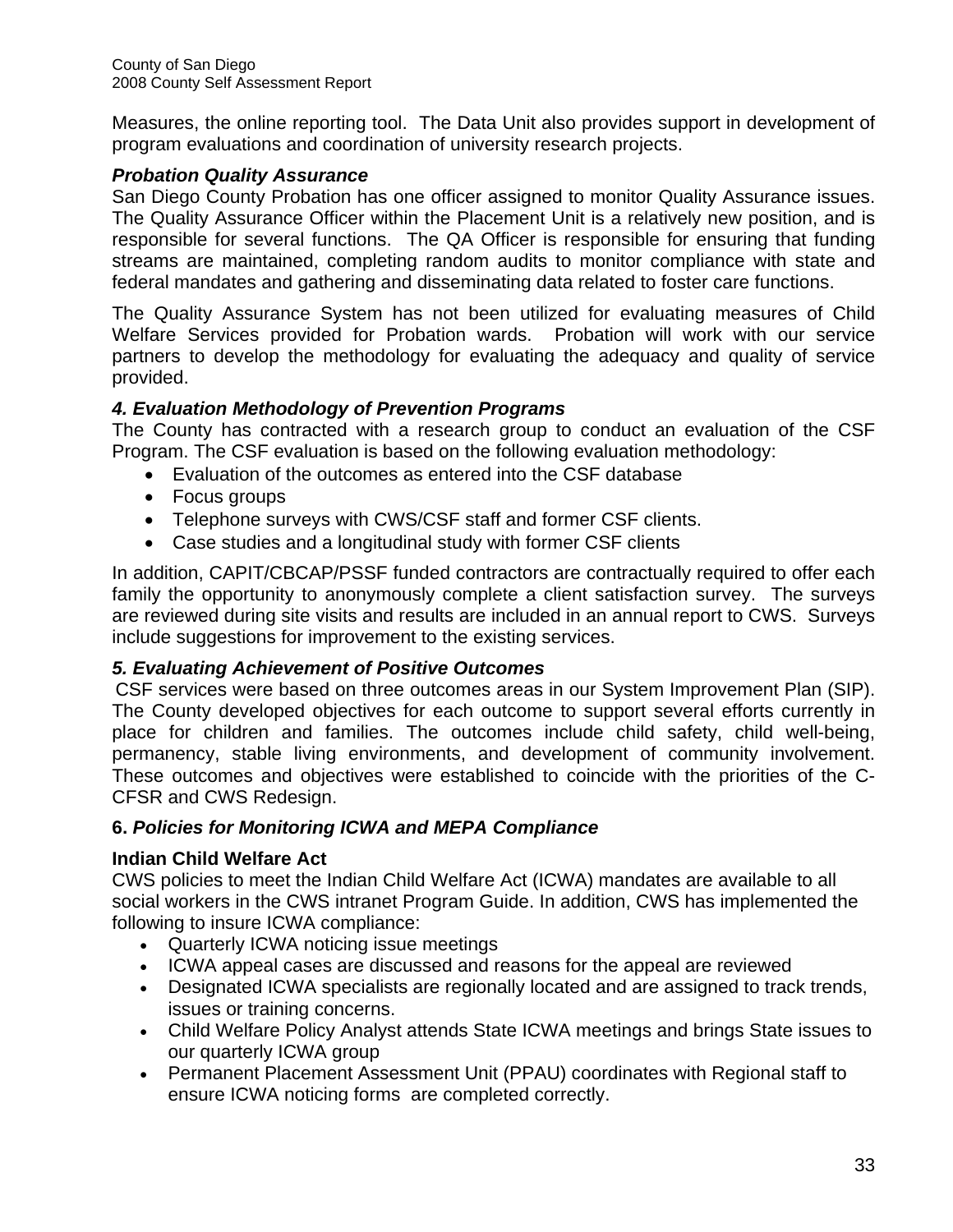Measures, the online reporting tool. The Data Unit also provides support in development of program evaluations and coordination of university research projects.

***Probation Quality Assurance***

San Diego County Probation has one officer assigned to monitor Quality Assurance issues. The Quality Assurance Officer within the Placement Unit is a relatively new position, and is responsible for several functions. The QA Officer is responsible for ensuring that funding streams are maintained, completing random audits to monitor compliance with state and federal mandates and gathering and disseminating data related to foster care functions.

The Quality Assurance System has not been utilized for evaluating measures of Child Welfare Services provided for Probation wards. Probation will work with our service partners to develop the methodology for evaluating the adequacy and quality of service provided.

### *4. Evaluation Methodology of Prevention Programs*

The County has contracted with a research group to conduct an evaluation of the CSF Program. The CSF evaluation is based on the following evaluation methodology:

- Evaluation of the outcomes as entered into the CSF database
- Focus groups
- Telephone surveys with CWS/CSF staff and former CSF clients.
- Case studies and a longitudinal study with former CSF clients

In addition, CAPIT/CBCAP/PSSF funded contractors are contractually required to offer each family the opportunity to anonymously complete a client satisfaction survey. The surveys are reviewed during site visits and results are included in an annual report to CWS. Surveys include suggestions for improvement to the existing services.

### *5. Evaluating Achievement of Positive Outcomes*

CSF services were based on three outcomes areas in our System Improvement Plan (SIP). The County developed objectives for each outcome to support several efforts currently in place for children and families. The outcomes include child safety, child well-being, permanency, stable living environments, and development of community involvement. These outcomes and objectives were established to coincide with the priorities of the C-CFSR and CWS Redesign.

### **6.** *Policies for Monitoring ICWA and MEPA Compliance*

**Indian Child Welfare Act**

CWS policies to meet the Indian Child Welfare Act (ICWA) mandates are available to all social workers in the CWS intranet Program Guide. In addition, CWS has implemented the following to insure ICWA compliance:

- Quarterly ICWA noticing issue meetings
- ICWA appeal cases are discussed and reasons for the appeal are reviewed
- Designated ICWA specialists are regionally located and are assigned to track trends, issues or training concerns.
- Child Welfare Policy Analyst attends State ICWA meetings and brings State issues to our quarterly ICWA group
- Permanent Placement Assessment Unit (PPAU) coordinates with Regional staff to ensure ICWA noticing forms are completed correctly.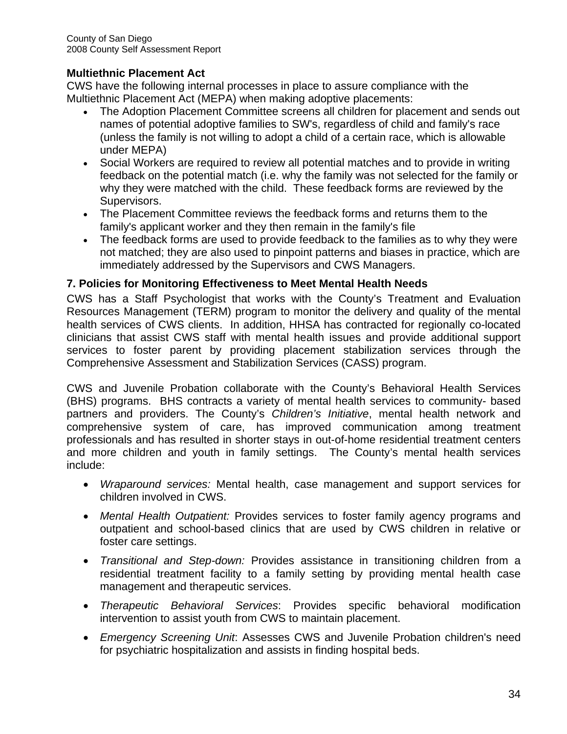### Multiethnic Placement Act

CWS have the following internal processes in place to assure compliance with the Multiethnic Placement Act (MEPA) when making adoptive placements:

- The Adoption Placement Committee screens all children for placement and sends out names of potential adoptive families to SW's, regardless of child and family's race (unless the family is not willing to adopt a child of a certain race, which is allowable under MEPA)
- Social Workers are required to review all potential matches and to provide in writing feedback on the potential match (i.e. why the family was not selected for the family or why they were matched with the child. These feedback forms are reviewed by the Supervisors.
- The Placement Committee reviews the feedback forms and returns them to the family's applicant worker and they then remain in the family's file
- The feedback forms are used to provide feedback to the families as to why they were not matched; they are also used to pinpoint patterns and biases in practice, which are immediately addressed by the Supervisors and CWS Managers.

### 7. Policies for Monitoring Effectiveness to Meet Mental Health Needs

CWS has a Staff Psychologist that works with the County's Treatment and Evaluation Resources Management (TERM) program to monitor the delivery and quality of the mental health services of CWS clients. In addition, HHSA has contracted for regionally co-located clinicians that assist CWS staff with mental health issues and provide additional support services to foster parent by providing placement stabilization services through the Comprehensive Assessment and Stabilization Services (CASS) program.

CWS and Juvenile Probation collaborate with the County's Behavioral Health Services (BHS) programs. BHS contracts a variety of mental health services to community- based partners and providers. The County's *Children's Initiative*, mental health network and comprehensive system of care, has improved communication among treatment professionals and has resulted in shorter stays in out-of-home residential treatment centers and more children and youth in family settings. The County's mental health services include:

- *Wraparound services:* Mental health, case management and support services for children involved in CWS.
- *Mental Health Outpatient:* Provides services to foster family agency programs and outpatient and school-based clinics that are used by CWS children in relative or foster care settings.
- *Transitional and Step-down:* Provides assistance in transitioning children from a residential treatment facility to a family setting by providing mental health case management and therapeutic services.
- *Therapeutic Behavioral Services*: Provides specific behavioral modification intervention to assist youth from CWS to maintain placement.
- *Emergency Screening Unit*: Assesses CWS and Juvenile Probation children's need for psychiatric hospitalization and assists in finding hospital beds.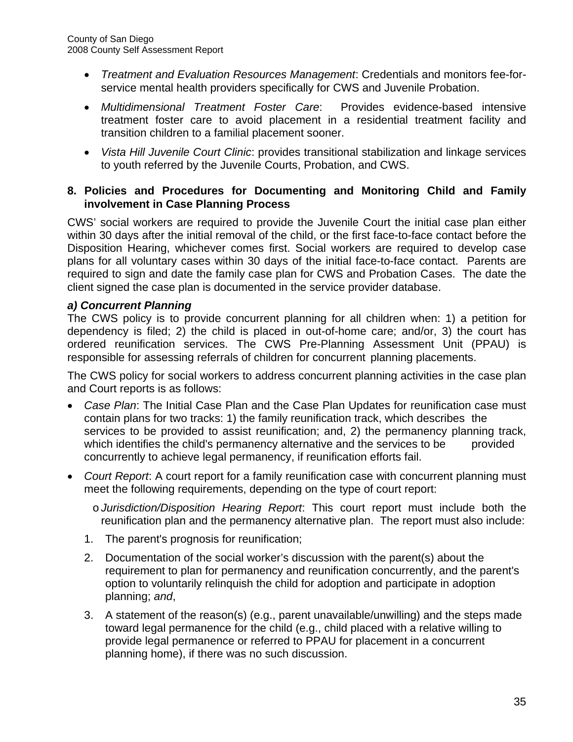- *Treatment and Evaluation Resources Management*: Credentials and monitors fee-for-service mental health providers specifically for CWS and Juvenile Probation.
- *Multidimensional Treatment Foster Care*: Provides evidence-based intensive treatment foster care to avoid placement in a residential treatment facility and transition children to a familial placement sooner.
- *Vista Hill Juvenile Court Clinic*: provides transitional stabilization and linkage services to youth referred by the Juvenile Courts, Probation, and CWS.

**8. Policies and Procedures for Documenting and Monitoring Child and Family involvement in Case Planning Process**

CWS' social workers are required to provide the Juvenile Court the initial case plan either within 30 days after the initial removal of the child, or the first face-to-face contact before the Disposition Hearing, whichever comes first. Social workers are required to develop case plans for all voluntary cases within 30 days of the initial face-to-face contact. Parents are required to sign and date the family case plan for CWS and Probation Cases. The date the client signed the case plan is documented in the service provider database.

***a) Concurrent Planning***

The CWS policy is to provide concurrent planning for all children when: 1) a petition for dependency is filed; 2) the child is placed in out-of-home care; and/or, 3) the court has ordered reunification services. The CWS Pre-Planning Assessment Unit (PPAU) is responsible for assessing referrals of children for concurrent planning placements.

The CWS policy for social workers to address concurrent planning activities in the case plan and Court reports is as follows:

- *Case Plan*: The Initial Case Plan and the Case Plan Updates for reunification case must contain plans for two tracks: 1) the family reunification track, which describes the services to be provided to assist reunification; and, 2) the permanency planning track, which identifies the child's permanency alternative and the services to be provided concurrently to achieve legal permanency, if reunification efforts fail.
- *Court Report*: A court report for a family reunification case with concurrent planning must meet the following requirements, depending on the type of court report:
  - *Jurisdiction/Disposition Hearing Report*: This court report must include both the reunification plan and the permanency alternative plan. The report must also include:

  1. The parent's prognosis for reunification;
  2. Documentation of the social worker's discussion with the parent(s) about the requirement to plan for permanency and reunification concurrently, and the parent's option to voluntarily relinquish the child for adoption and participate in adoption planning; *and*,
  3. A statement of the reason(s) (e.g., parent unavailable/unwilling) and the steps made toward legal permanence for the child (e.g., child placed with a relative willing to provide legal permanence or referred to PPAU for placement in a concurrent planning home), if there was no such discussion.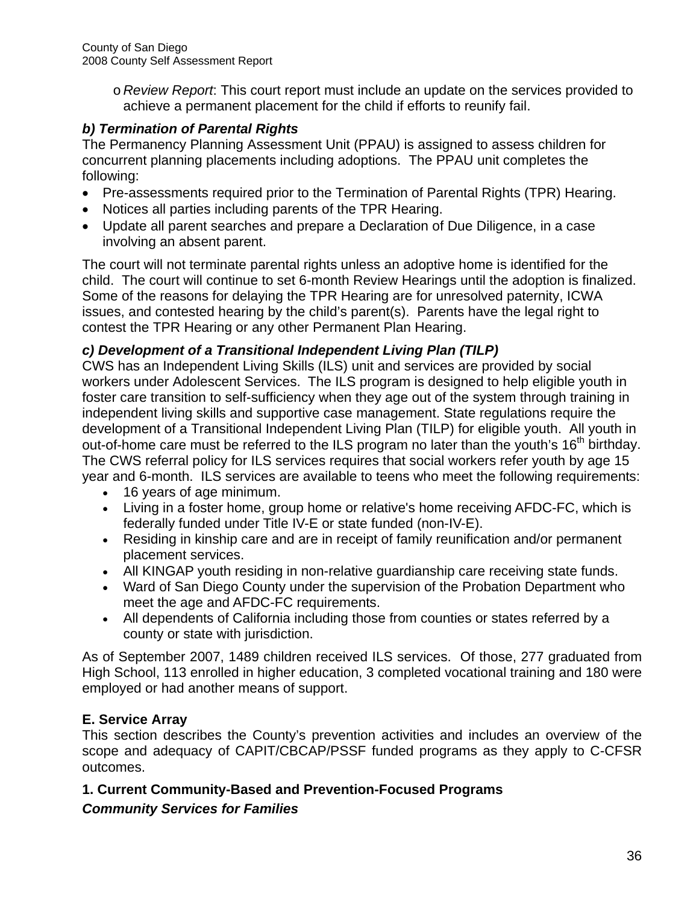- *Review Report*: This court report must include an update on the services provided to achieve a permanent placement for the child if efforts to reunify fail.

### *b) Termination of Parental Rights*

The Permanency Planning Assessment Unit (PPAU) is assigned to assess children for concurrent planning placements including adoptions. The PPAU unit completes the following:

- Pre-assessments required prior to the Termination of Parental Rights (TPR) Hearing.
- Notices all parties including parents of the TPR Hearing.
- Update all parent searches and prepare a Declaration of Due Diligence, in a case involving an absent parent.

The court will not terminate parental rights unless an adoptive home is identified for the child. The court will continue to set 6-month Review Hearings until the adoption is finalized. Some of the reasons for delaying the TPR Hearing are for unresolved paternity, ICWA issues, and contested hearing by the child's parent(s). Parents have the legal right to contest the TPR Hearing or any other Permanent Plan Hearing.

### *c) Development of a Transitional Independent Living Plan (TILP)*

CWS has an Independent Living Skills (ILS) unit and services are provided by social workers under Adolescent Services. The ILS program is designed to help eligible youth in foster care transition to self-sufficiency when they age out of the system through training in independent living skills and supportive case management. State regulations require the development of a Transitional Independent Living Plan (TILP) for eligible youth. All youth in out-of-home care must be referred to the ILS program no later than the youth's 16th birthday. The CWS referral policy for ILS services requires that social workers refer youth by age 15 year and 6-month. ILS services are available to teens who meet the following requirements:

- 16 years of age minimum.
- Living in a foster home, group home or relative's home receiving AFDC-FC, which is federally funded under Title IV-E or state funded (non-IV-E).
- Residing in kinship care and are in receipt of family reunification and/or permanent placement services.
- All KINGAP youth residing in non-relative guardianship care receiving state funds.
- Ward of San Diego County under the supervision of the Probation Department who meet the age and AFDC-FC requirements.
- All dependents of California including those from counties or states referred by a county or state with jurisdiction.

As of September 2007, 1489 children received ILS services. Of those, 277 graduated from High School, 113 enrolled in higher education, 3 completed vocational training and 180 were employed or had another means of support.

## E. Service Array

This section describes the County's prevention activities and includes an overview of the scope and adequacy of CAPIT/CBCAP/PSSF funded programs as they apply to C-CFSR outcomes.

### 1. Current Community-Based and Prevention-Focused Programs

#### *Community Services for Families*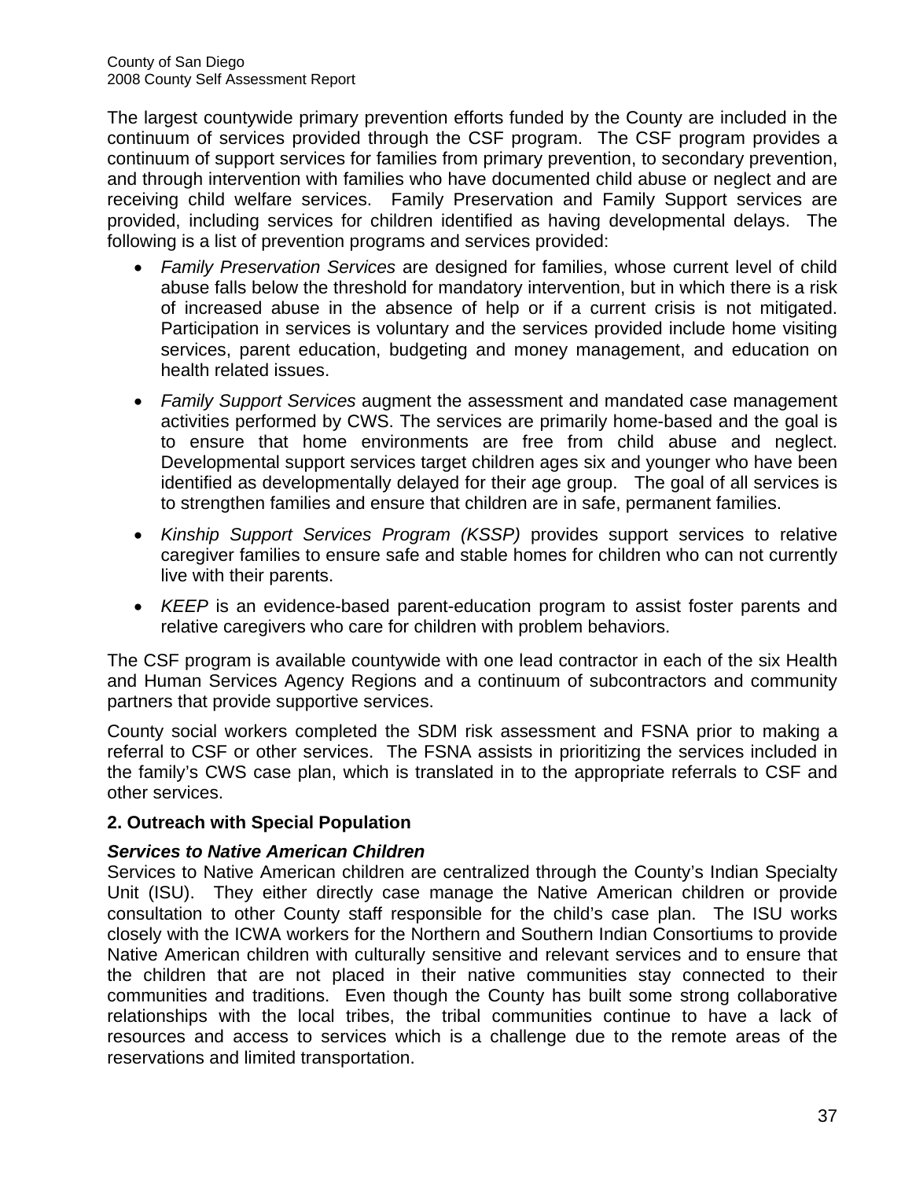The largest countywide primary prevention efforts funded by the County are included in the continuum of services provided through the CSF program. The CSF program provides a continuum of support services for families from primary prevention, to secondary prevention, and through intervention with families who have documented child abuse or neglect and are receiving child welfare services. Family Preservation and Family Support services are provided, including services for children identified as having developmental delays. The following is a list of prevention programs and services provided:

- *Family Preservation Services* are designed for families, whose current level of child abuse falls below the threshold for mandatory intervention, but in which there is a risk of increased abuse in the absence of help or if a current crisis is not mitigated. Participation in services is voluntary and the services provided include home visiting services, parent education, budgeting and money management, and education on health related issues.
- *Family Support Services* augment the assessment and mandated case management activities performed by CWS. The services are primarily home-based and the goal is to ensure that home environments are free from child abuse and neglect. Developmental support services target children ages six and younger who have been identified as developmentally delayed for their age group. The goal of all services is to strengthen families and ensure that children are in safe, permanent families.
- *Kinship Support Services Program (KSSP)* provides support services to relative caregiver families to ensure safe and stable homes for children who can not currently live with their parents.
- *KEEP* is an evidence-based parent-education program to assist foster parents and relative caregivers who care for children with problem behaviors.

The CSF program is available countywide with one lead contractor in each of the six Health and Human Services Agency Regions and a continuum of subcontractors and community partners that provide supportive services.

County social workers completed the SDM risk assessment and FSNA prior to making a referral to CSF or other services. The FSNA assists in prioritizing the services included in the family's CWS case plan, which is translated in to the appropriate referrals to CSF and other services.

### 2. Outreach with Special Population

#### *Services to Native American Children*

Services to Native American children are centralized through the County's Indian Specialty Unit (ISU). They either directly case manage the Native American children or provide consultation to other County staff responsible for the child's case plan. The ISU works closely with the ICWA workers for the Northern and Southern Indian Consortiums to provide Native American children with culturally sensitive and relevant services and to ensure that the children that are not placed in their native communities stay connected to their communities and traditions. Even though the County has built some strong collaborative relationships with the local tribes, the tribal communities continue to have a lack of resources and access to services which is a challenge due to the remote areas of the reservations and limited transportation.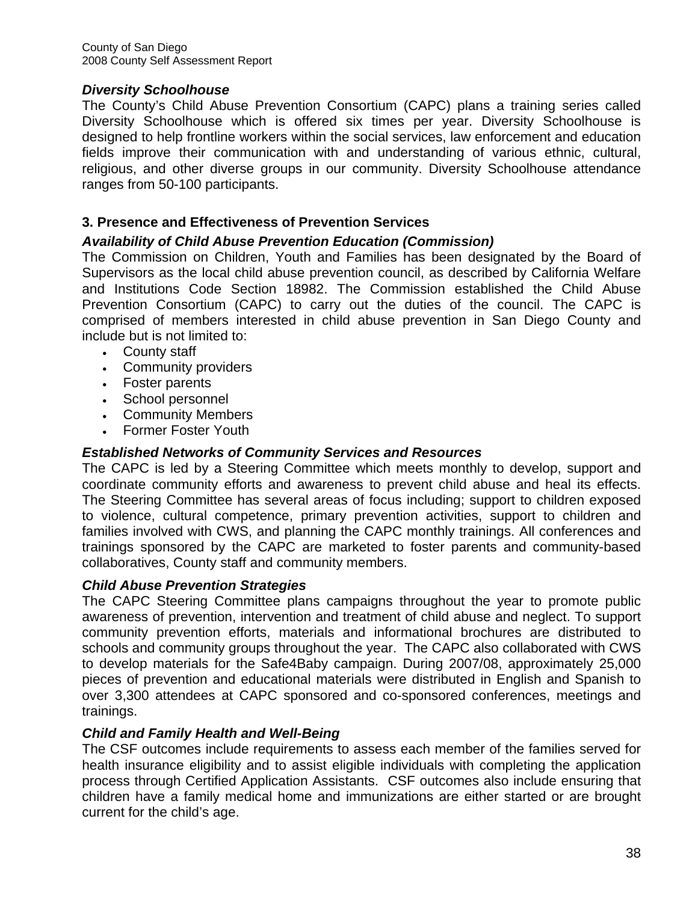### *Diversity Schoolhouse*

The County's Child Abuse Prevention Consortium (CAPC) plans a training series called Diversity Schoolhouse which is offered six times per year. Diversity Schoolhouse is designed to help frontline workers within the social services, law enforcement and education fields improve their communication with and understanding of various ethnic, cultural, religious, and other diverse groups in our community. Diversity Schoolhouse attendance ranges from 50-100 participants.

## 3. Presence and Effectiveness of Prevention Services

### *Availability of Child Abuse Prevention Education (Commission)*

The Commission on Children, Youth and Families has been designated by the Board of Supervisors as the local child abuse prevention council, as described by California Welfare and Institutions Code Section 18982. The Commission established the Child Abuse Prevention Consortium (CAPC) to carry out the duties of the council. The CAPC is comprised of members interested in child abuse prevention in San Diego County and include but is not limited to:

- County staff
- Community providers
- Foster parents
- School personnel
- Community Members
- Former Foster Youth

### *Established Networks of Community Services and Resources*

The CAPC is led by a Steering Committee which meets monthly to develop, support and coordinate community efforts and awareness to prevent child abuse and heal its effects. The Steering Committee has several areas of focus including; support to children exposed to violence, cultural competence, primary prevention activities, support to children and families involved with CWS, and planning the CAPC monthly trainings. All conferences and trainings sponsored by the CAPC are marketed to foster parents and community-based collaboratives, County staff and community members.

### *Child Abuse Prevention Strategies*

The CAPC Steering Committee plans campaigns throughout the year to promote public awareness of prevention, intervention and treatment of child abuse and neglect. To support community prevention efforts, materials and informational brochures are distributed to schools and community groups throughout the year. The CAPC also collaborated with CWS to develop materials for the Safe4Baby campaign. During 2007/08, approximately 25,000 pieces of prevention and educational materials were distributed in English and Spanish to over 3,300 attendees at CAPC sponsored and co-sponsored conferences, meetings and trainings.

### *Child and Family Health and Well-Being*

The CSF outcomes include requirements to assess each member of the families served for health insurance eligibility and to assist eligible individuals with completing the application process through Certified Application Assistants. CSF outcomes also include ensuring that children have a family medical home and immunizations are either started or are brought current for the child's age.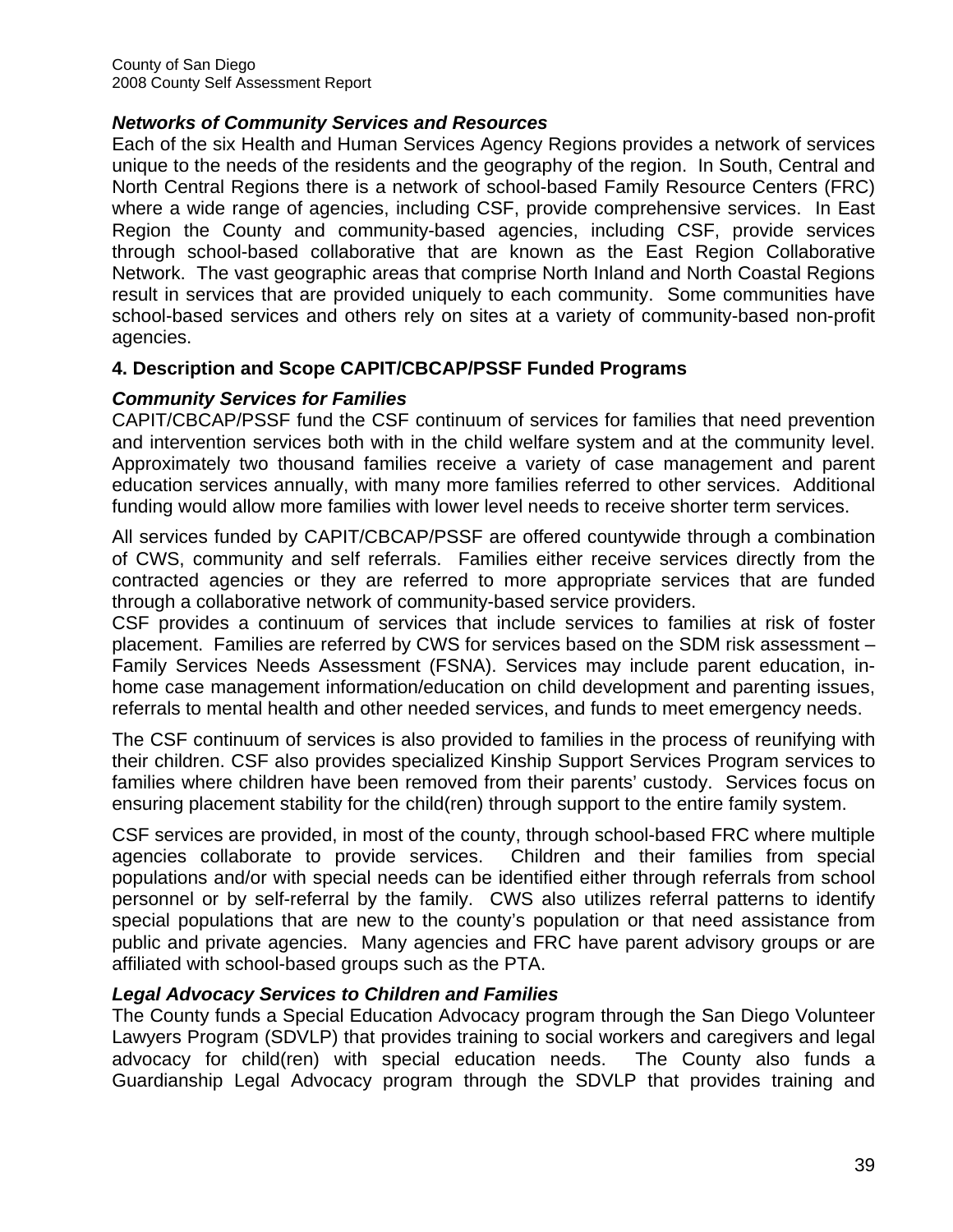### *Networks of Community Services and Resources*

Each of the six Health and Human Services Agency Regions provides a network of services unique to the needs of the residents and the geography of the region. In South, Central and North Central Regions there is a network of school-based Family Resource Centers (FRC) where a wide range of agencies, including CSF, provide comprehensive services. In East Region the County and community-based agencies, including CSF, provide services through school-based collaborative that are known as the East Region Collaborative Network. The vast geographic areas that comprise North Inland and North Coastal Regions result in services that are provided uniquely to each community. Some communities have school-based services and others rely on sites at a variety of community-based non-profit agencies.

## 4. Description and Scope CAPIT/CBCAP/PSSF Funded Programs

### *Community Services for Families*

CAPIT/CBCAP/PSSF fund the CSF continuum of services for families that need prevention and intervention services both with in the child welfare system and at the community level. Approximately two thousand families receive a variety of case management and parent education services annually, with many more families referred to other services. Additional funding would allow more families with lower level needs to receive shorter term services.

All services funded by CAPIT/CBCAP/PSSF are offered countywide through a combination of CWS, community and self referrals. Families either receive services directly from the contracted agencies or they are referred to more appropriate services that are funded through a collaborative network of community-based service providers.

CSF provides a continuum of services that include services to families at risk of foster placement. Families are referred by CWS for services based on the SDM risk assessment – Family Services Needs Assessment (FSNA). Services may include parent education, in-home case management information/education on child development and parenting issues, referrals to mental health and other needed services, and funds to meet emergency needs.

The CSF continuum of services is also provided to families in the process of reunifying with their children. CSF also provides specialized Kinship Support Services Program services to families where children have been removed from their parents' custody. Services focus on ensuring placement stability for the child(ren) through support to the entire family system.

CSF services are provided, in most of the county, through school-based FRC where multiple agencies collaborate to provide services. Children and their families from special populations and/or with special needs can be identified either through referrals from school personnel or by self-referral by the family. CWS also utilizes referral patterns to identify special populations that are new to the county's population or that need assistance from public and private agencies. Many agencies and FRC have parent advisory groups or are affiliated with school-based groups such as the PTA.

### *Legal Advocacy Services to Children and Families*

The County funds a Special Education Advocacy program through the San Diego Volunteer Lawyers Program (SDVLP) that provides training to social workers and caregivers and legal advocacy for child(ren) with special education needs. The County also funds a Guardianship Legal Advocacy program through the SDVLP that provides training and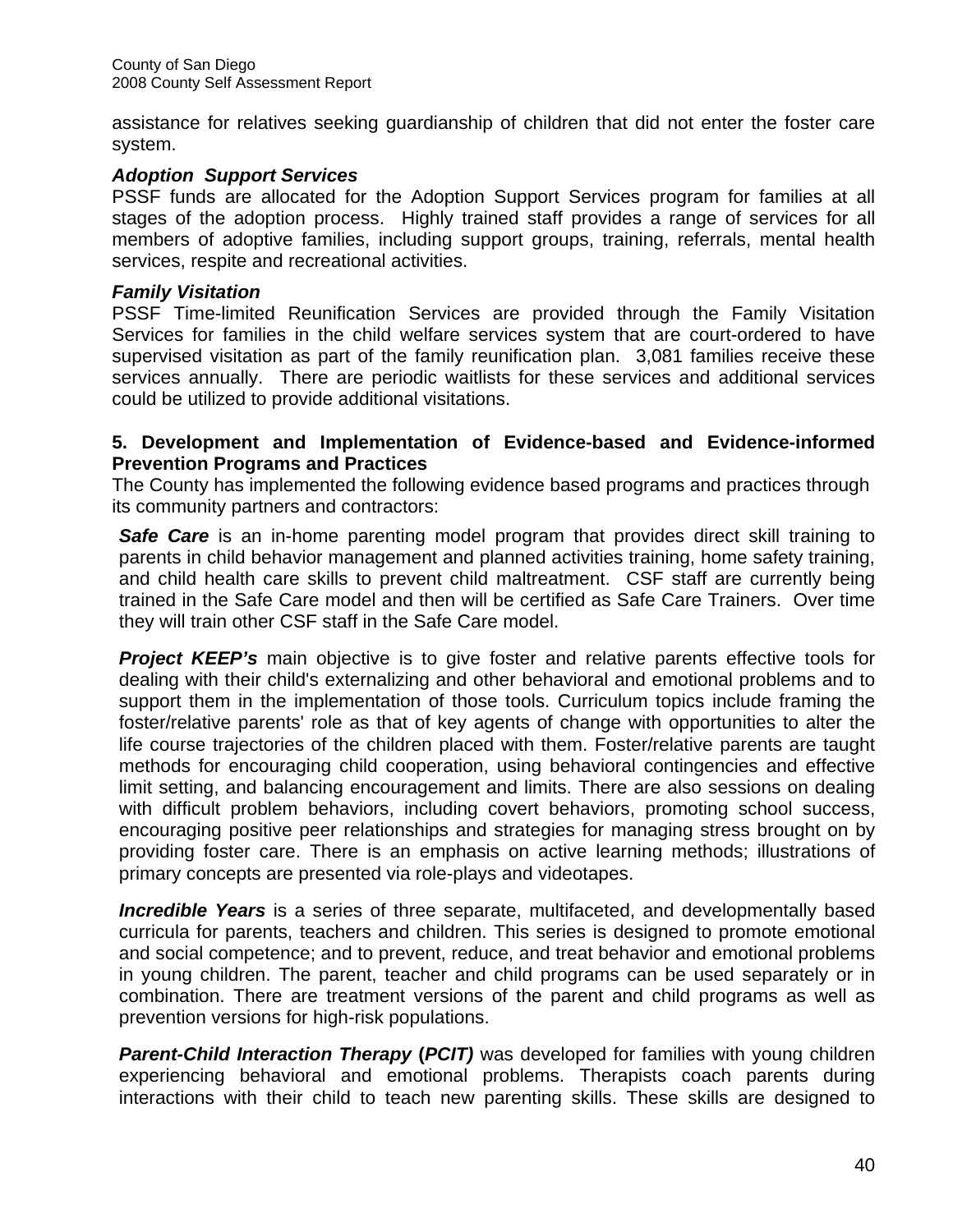assistance for relatives seeking guardianship of children that did not enter the foster care system.

***Adoption Support Services***
PSSF funds are allocated for the Adoption Support Services program for families at all stages of the adoption process. Highly trained staff provides a range of services for all members of adoptive families, including support groups, training, referrals, mental health services, respite and recreational activities.

***Family Visitation***
PSSF Time-limited Reunification Services are provided through the Family Visitation Services for families in the child welfare services system that are court-ordered to have supervised visitation as part of the family reunification plan. 3,081 families receive these services annually. There are periodic waitlists for these services and additional services could be utilized to provide additional visitations.

**5. Development and Implementation of Evidence-based and Evidence-informed Prevention Programs and Practices**
The County has implemented the following evidence based programs and practices through its community partners and contractors:

***Safe Care*** is an in-home parenting model program that provides direct skill training to parents in child behavior management and planned activities training, home safety training, and child health care skills to prevent child maltreatment. CSF staff are currently being trained in the Safe Care model and then will be certified as Safe Care Trainers. Over time they will train other CSF staff in the Safe Care model.

***Project KEEP's*** main objective is to give foster and relative parents effective tools for dealing with their child's externalizing and other behavioral and emotional problems and to support them in the implementation of those tools. Curriculum topics include framing the foster/relative parents' role as that of key agents of change with opportunities to alter the life course trajectories of the children placed with them. Foster/relative parents are taught methods for encouraging child cooperation, using behavioral contingencies and effective limit setting, and balancing encouragement and limits. There are also sessions on dealing with difficult problem behaviors, including covert behaviors, promoting school success, encouraging positive peer relationships and strategies for managing stress brought on by providing foster care. There is an emphasis on active learning methods; illustrations of primary concepts are presented via role-plays and videotapes.

***Incredible Years*** is a series of three separate, multifaceted, and developmentally based curricula for parents, teachers and children. This series is designed to promote emotional and social competence; and to prevent, reduce, and treat behavior and emotional problems in young children. The parent, teacher and child programs can be used separately or in combination. There are treatment versions of the parent and child programs as well as prevention versions for high-risk populations.

***Parent-Child Interaction Therapy (PCIT)*** was developed for families with young children experiencing behavioral and emotional problems. Therapists coach parents during interactions with their child to teach new parenting skills. These skills are designed to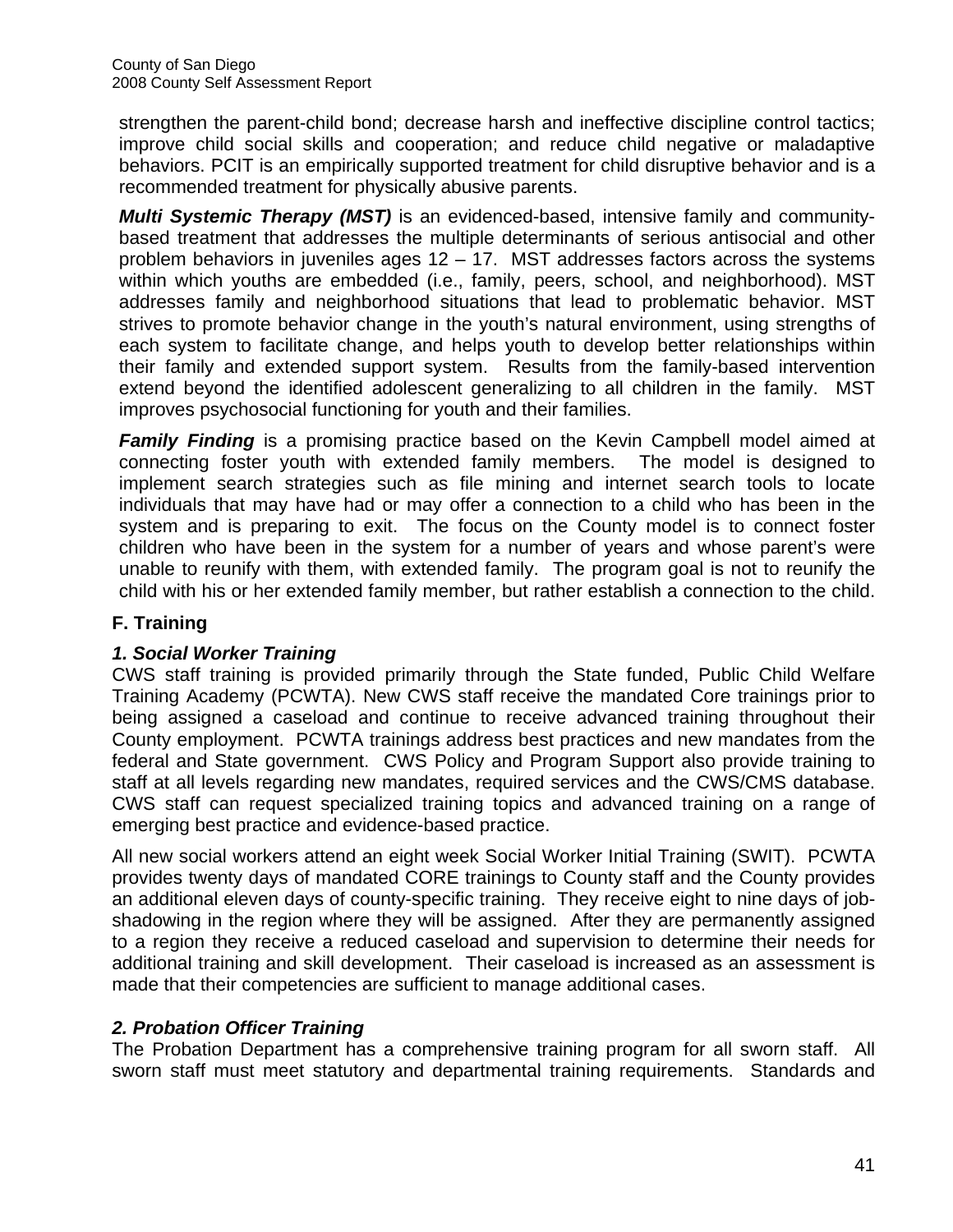strengthen the parent-child bond; decrease harsh and ineffective discipline control tactics; improve child social skills and cooperation; and reduce child negative or maladaptive behaviors. PCIT is an empirically supported treatment for child disruptive behavior and is a recommended treatment for physically abusive parents.

***Multi Systemic Therapy (MST)*** is an evidenced-based, intensive family and community-based treatment that addresses the multiple determinants of serious antisocial and other problem behaviors in juveniles ages 12 – 17. MST addresses factors across the systems within which youths are embedded (i.e., family, peers, school, and neighborhood). MST addresses family and neighborhood situations that lead to problematic behavior. MST strives to promote behavior change in the youth's natural environment, using strengths of each system to facilitate change, and helps youth to develop better relationships within their family and extended support system. Results from the family-based intervention extend beyond the identified adolescent generalizing to all children in the family. MST improves psychosocial functioning for youth and their families.

***Family Finding*** is a promising practice based on the Kevin Campbell model aimed at connecting foster youth with extended family members. The model is designed to implement search strategies such as file mining and internet search tools to locate individuals that may have had or may offer a connection to a child who has been in the system and is preparing to exit. The focus on the County model is to connect foster children who have been in the system for a number of years and whose parent's were unable to reunify with them, with extended family. The program goal is not to reunify the child with his or her extended family member, but rather establish a connection to the child.

## F. Training

### *1. Social Worker Training*

CWS staff training is provided primarily through the State funded, Public Child Welfare Training Academy (PCWTA). New CWS staff receive the mandated Core trainings prior to being assigned a caseload and continue to receive advanced training throughout their County employment. PCWTA trainings address best practices and new mandates from the federal and State government. CWS Policy and Program Support also provide training to staff at all levels regarding new mandates, required services and the CWS/CMS database. CWS staff can request specialized training topics and advanced training on a range of emerging best practice and evidence-based practice.

All new social workers attend an eight week Social Worker Initial Training (SWIT). PCWTA provides twenty days of mandated CORE trainings to County staff and the County provides an additional eleven days of county-specific training. They receive eight to nine days of job-shadowing in the region where they will be assigned. After they are permanently assigned to a region they receive a reduced caseload and supervision to determine their needs for additional training and skill development. Their caseload is increased as an assessment is made that their competencies are sufficient to manage additional cases.

### *2. Probation Officer Training*

The Probation Department has a comprehensive training program for all sworn staff. All sworn staff must meet statutory and departmental training requirements. Standards and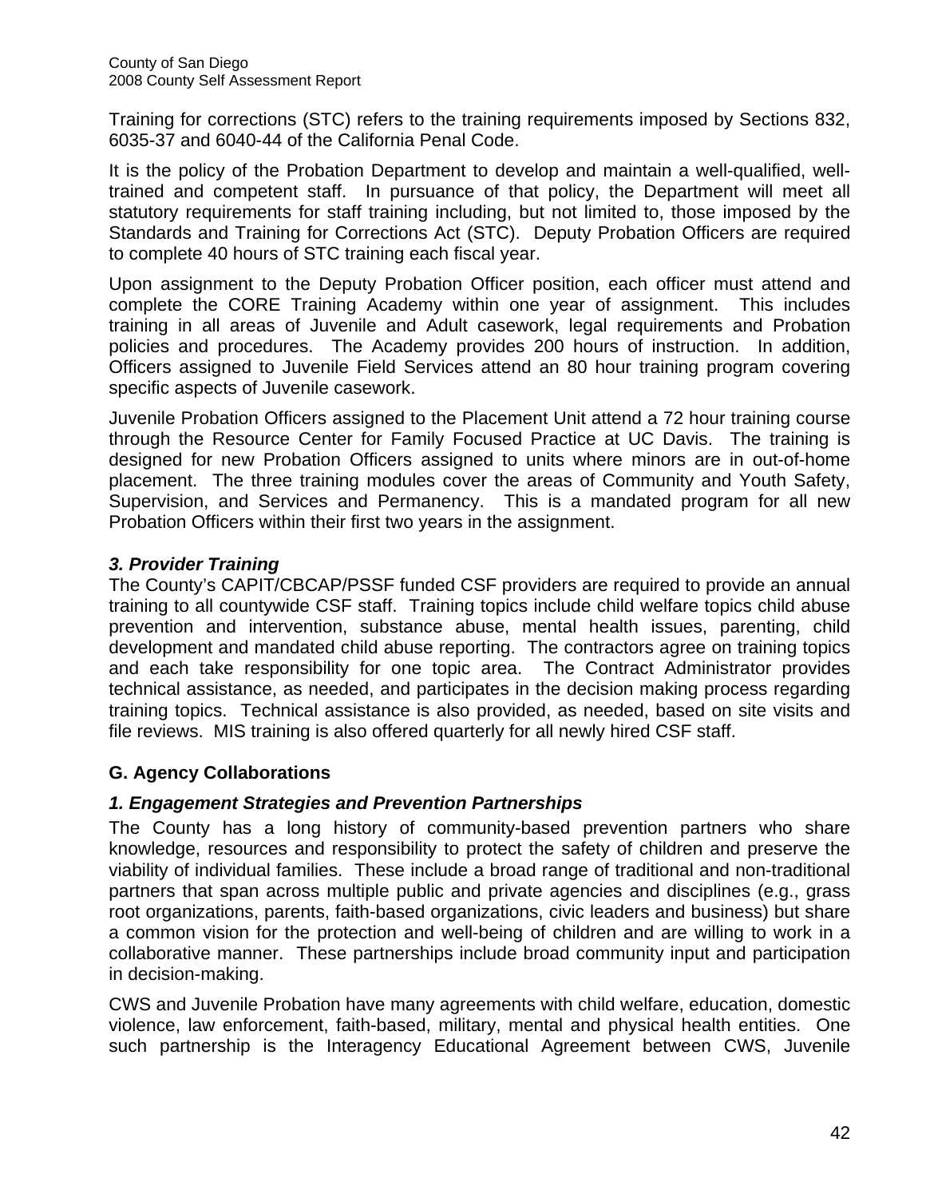Training for corrections (STC) refers to the training requirements imposed by Sections 832, 6035-37 and 6040-44 of the California Penal Code.

It is the policy of the Probation Department to develop and maintain a well-qualified, well-trained and competent staff. In pursuance of that policy, the Department will meet all statutory requirements for staff training including, but not limited to, those imposed by the Standards and Training for Corrections Act (STC). Deputy Probation Officers are required to complete 40 hours of STC training each fiscal year.

Upon assignment to the Deputy Probation Officer position, each officer must attend and complete the CORE Training Academy within one year of assignment. This includes training in all areas of Juvenile and Adult casework, legal requirements and Probation policies and procedures. The Academy provides 200 hours of instruction. In addition, Officers assigned to Juvenile Field Services attend an 80 hour training program covering specific aspects of Juvenile casework.

Juvenile Probation Officers assigned to the Placement Unit attend a 72 hour training course through the Resource Center for Family Focused Practice at UC Davis. The training is designed for new Probation Officers assigned to units where minors are in out-of-home placement. The three training modules cover the areas of Community and Youth Safety, Supervision, and Services and Permanency. This is a mandated program for all new Probation Officers within their first two years in the assignment.

### *3. Provider Training*

The County's CAPIT/CBCAP/PSSF funded CSF providers are required to provide an annual training to all countywide CSF staff. Training topics include child welfare topics child abuse prevention and intervention, substance abuse, mental health issues, parenting, child development and mandated child abuse reporting. The contractors agree on training topics and each take responsibility for one topic area. The Contract Administrator provides technical assistance, as needed, and participates in the decision making process regarding training topics. Technical assistance is also provided, as needed, based on site visits and file reviews. MIS training is also offered quarterly for all newly hired CSF staff.

## G. Agency Collaborations

### *1. Engagement Strategies and Prevention Partnerships*

The County has a long history of community-based prevention partners who share knowledge, resources and responsibility to protect the safety of children and preserve the viability of individual families. These include a broad range of traditional and non-traditional partners that span across multiple public and private agencies and disciplines (e.g., grass root organizations, parents, faith-based organizations, civic leaders and business) but share a common vision for the protection and well-being of children and are willing to work in a collaborative manner. These partnerships include broad community input and participation in decision-making.

CWS and Juvenile Probation have many agreements with child welfare, education, domestic violence, law enforcement, faith-based, military, mental and physical health entities. One such partnership is the Interagency Educational Agreement between CWS, Juvenile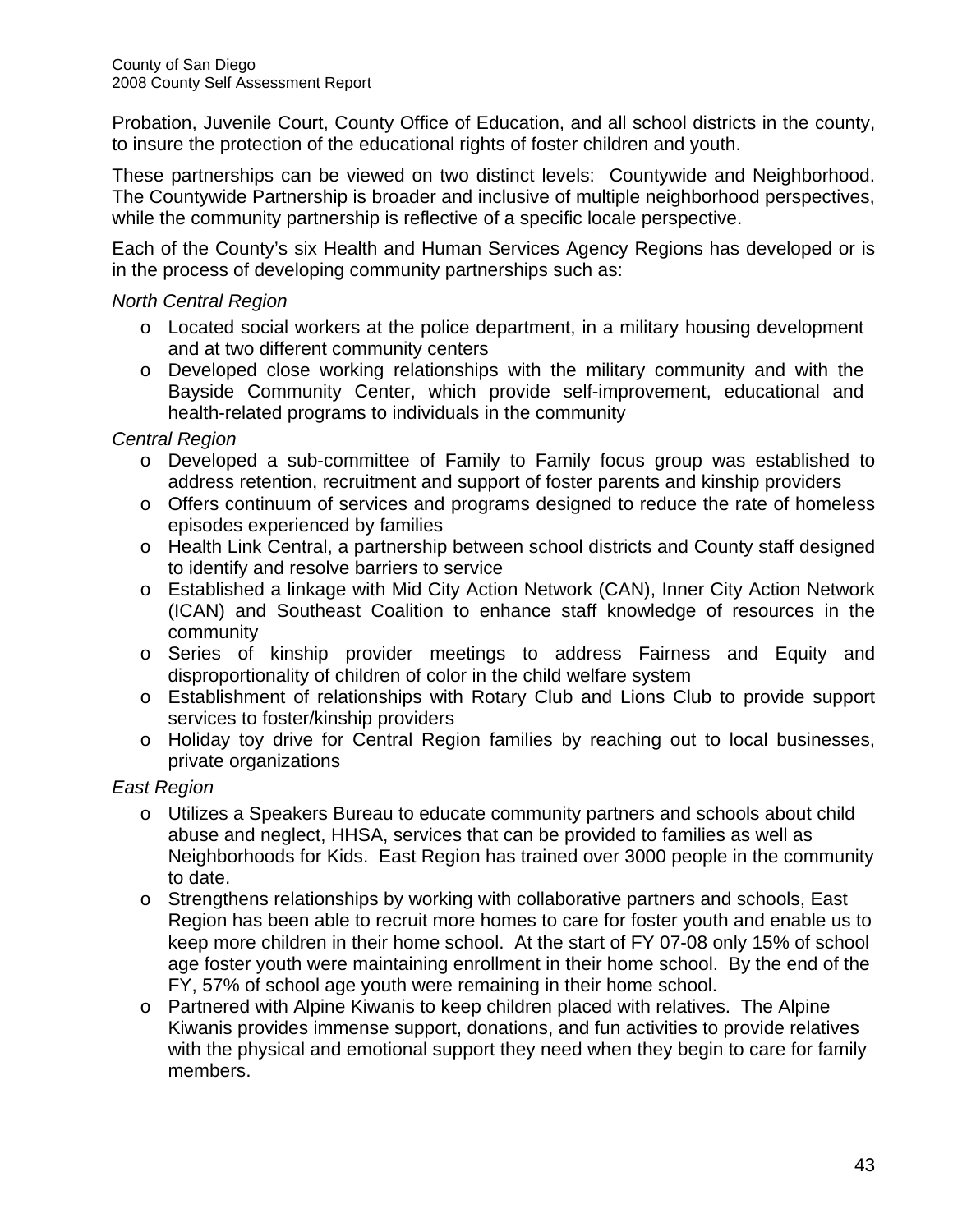Probation, Juvenile Court, County Office of Education, and all school districts in the county, to insure the protection of the educational rights of foster children and youth.

These partnerships can be viewed on two distinct levels: Countywide and Neighborhood. The Countywide Partnership is broader and inclusive of multiple neighborhood perspectives, while the community partnership is reflective of a specific locale perspective.

Each of the County's six Health and Human Services Agency Regions has developed or is in the process of developing community partnerships such as:

*North Central Region*

- Located social workers at the police department, in a military housing development and at two different community centers
- Developed close working relationships with the military community and with the Bayside Community Center, which provide self-improvement, educational and health-related programs to individuals in the community

*Central Region*

- Developed a sub-committee of Family to Family focus group was established to address retention, recruitment and support of foster parents and kinship providers
- Offers continuum of services and programs designed to reduce the rate of homeless episodes experienced by families
- Health Link Central, a partnership between school districts and County staff designed to identify and resolve barriers to service
- Established a linkage with Mid City Action Network (CAN), Inner City Action Network (ICAN) and Southeast Coalition to enhance staff knowledge of resources in the community
- Series of kinship provider meetings to address Fairness and Equity and disproportionality of children of color in the child welfare system
- Establishment of relationships with Rotary Club and Lions Club to provide support services to foster/kinship providers
- Holiday toy drive for Central Region families by reaching out to local businesses, private organizations

*East Region*

- Utilizes a Speakers Bureau to educate community partners and schools about child abuse and neglect, HHSA, services that can be provided to families as well as Neighborhoods for Kids. East Region has trained over 3000 people in the community to date.
- Strengthens relationships by working with collaborative partners and schools, East Region has been able to recruit more homes to care for foster youth and enable us to keep more children in their home school. At the start of FY 07-08 only 15% of school age foster youth were maintaining enrollment in their home school. By the end of the FY, 57% of school age youth were remaining in their home school.
- Partnered with Alpine Kiwanis to keep children placed with relatives. The Alpine Kiwanis provides immense support, donations, and fun activities to provide relatives with the physical and emotional support they need when they begin to care for family members.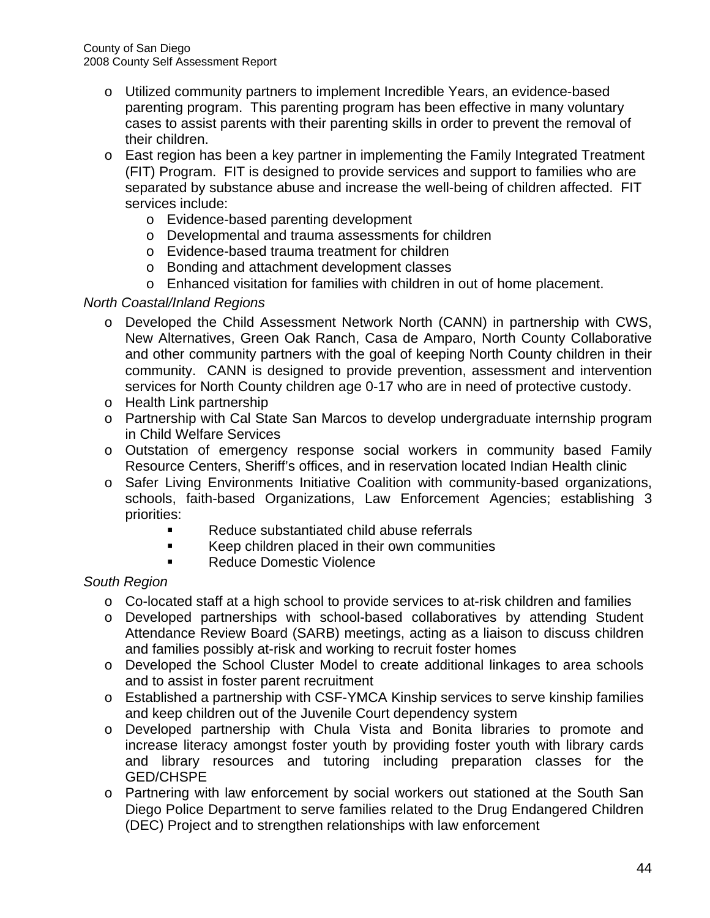- Utilized community partners to implement Incredible Years, an evidence-based parenting program. This parenting program has been effective in many voluntary cases to assist parents with their parenting skills in order to prevent the removal of their children.
- East region has been a key partner in implementing the Family Integrated Treatment (FIT) Program. FIT is designed to provide services and support to families who are separated by substance abuse and increase the well-being of children affected. FIT services include:
  - Evidence-based parenting development
  - Developmental and trauma assessments for children
  - Evidence-based trauma treatment for children
  - Bonding and attachment development classes
  - Enhanced visitation for families with children in out of home placement.

*North Coastal/Inland Regions*

- Developed the Child Assessment Network North (CANN) in partnership with CWS, New Alternatives, Green Oak Ranch, Casa de Amparo, North County Collaborative and other community partners with the goal of keeping North County children in their community. CANN is designed to provide prevention, assessment and intervention services for North County children age 0-17 who are in need of protective custody.
- Health Link partnership
- Partnership with Cal State San Marcos to develop undergraduate internship program in Child Welfare Services
- Outstation of emergency response social workers in community based Family Resource Centers, Sheriff's offices, and in reservation located Indian Health clinic
- Safer Living Environments Initiative Coalition with community-based organizations, schools, faith-based Organizations, Law Enforcement Agencies; establishing 3 priorities:
  - Reduce substantiated child abuse referrals
  - Keep children placed in their own communities
  - Reduce Domestic Violence

*South Region*

- Co-located staff at a high school to provide services to at-risk children and families
- Developed partnerships with school-based collaboratives by attending Student Attendance Review Board (SARB) meetings, acting as a liaison to discuss children and families possibly at-risk and working to recruit foster homes
- Developed the School Cluster Model to create additional linkages to area schools and to assist in foster parent recruitment
- Established a partnership with CSF-YMCA Kinship services to serve kinship families and keep children out of the Juvenile Court dependency system
- Developed partnership with Chula Vista and Bonita libraries to promote and increase literacy amongst foster youth by providing foster youth with library cards and library resources and tutoring including preparation classes for the GED/CHSPE
- Partnering with law enforcement by social workers out stationed at the South San Diego Police Department to serve families related to the Drug Endangered Children (DEC) Project and to strengthen relationships with law enforcement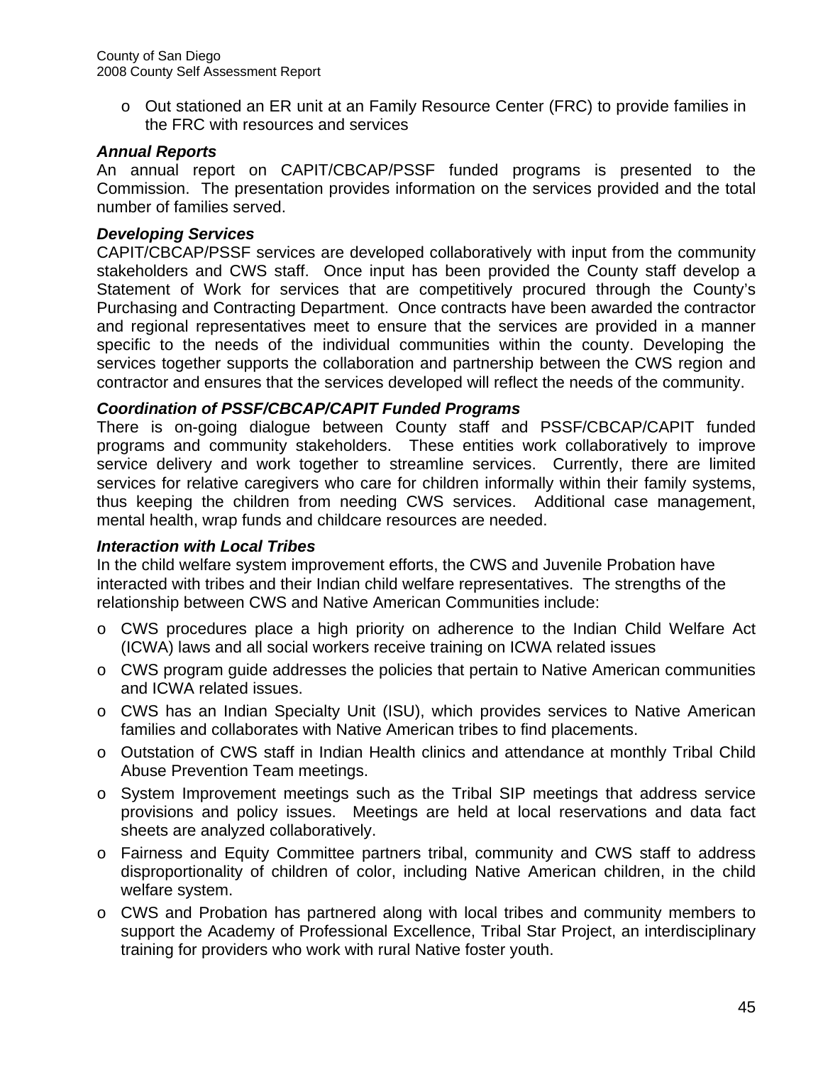- Out stationed an ER unit at an Family Resource Center (FRC) to provide families in the FRC with resources and services

***Annual Reports***

An annual report on CAPIT/CBCAP/PSSF funded programs is presented to the Commission. The presentation provides information on the services provided and the total number of families served.

***Developing Services***

CAPIT/CBCAP/PSSF services are developed collaboratively with input from the community stakeholders and CWS staff. Once input has been provided the County staff develop a Statement of Work for services that are competitively procured through the County's Purchasing and Contracting Department. Once contracts have been awarded the contractor and regional representatives meet to ensure that the services are provided in a manner specific to the needs of the individual communities within the county. Developing the services together supports the collaboration and partnership between the CWS region and contractor and ensures that the services developed will reflect the needs of the community.

***Coordination of PSSF/CBCAP/CAPIT Funded Programs***

There is on-going dialogue between County staff and PSSF/CBCAP/CAPIT funded programs and community stakeholders. These entities work collaboratively to improve service delivery and work together to streamline services. Currently, there are limited services for relative caregivers who care for children informally within their family systems, thus keeping the children from needing CWS services. Additional case management, mental health, wrap funds and childcare resources are needed.

***Interaction with Local Tribes***

In the child welfare system improvement efforts, the CWS and Juvenile Probation have interacted with tribes and their Indian child welfare representatives. The strengths of the relationship between CWS and Native American Communities include:

- CWS procedures place a high priority on adherence to the Indian Child Welfare Act (ICWA) laws and all social workers receive training on ICWA related issues
- CWS program guide addresses the policies that pertain to Native American communities and ICWA related issues.
- CWS has an Indian Specialty Unit (ISU), which provides services to Native American families and collaborates with Native American tribes to find placements.
- Outstation of CWS staff in Indian Health clinics and attendance at monthly Tribal Child Abuse Prevention Team meetings.
- System Improvement meetings such as the Tribal SIP meetings that address service provisions and policy issues. Meetings are held at local reservations and data fact sheets are analyzed collaboratively.
- Fairness and Equity Committee partners tribal, community and CWS staff to address disproportionality of children of color, including Native American children, in the child welfare system.
- CWS and Probation has partnered along with local tribes and community members to support the Academy of Professional Excellence, Tribal Star Project, an interdisciplinary training for providers who work with rural Native foster youth.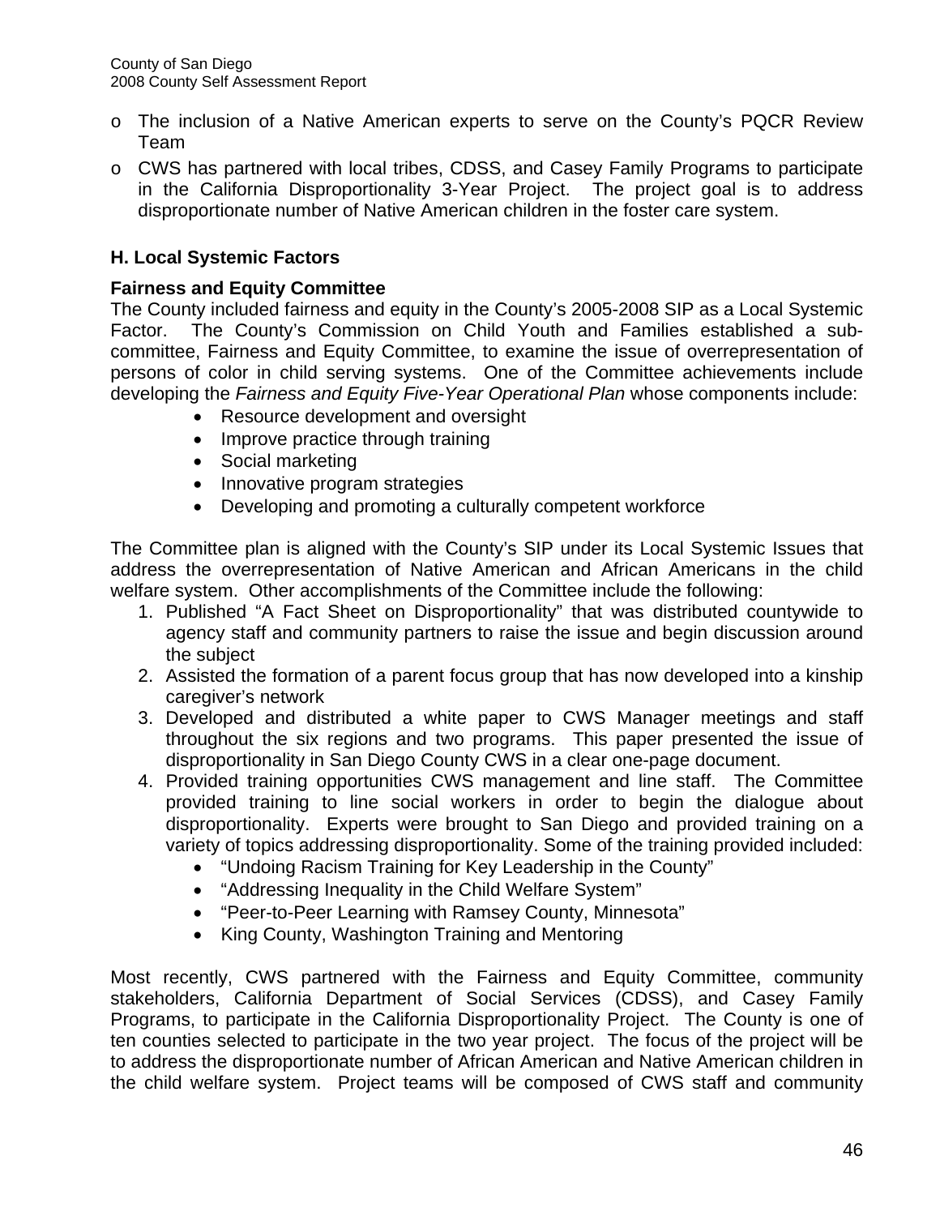- o The inclusion of a Native American experts to serve on the County's PQCR Review Team
- o CWS has partnered with local tribes, CDSS, and Casey Family Programs to participate in the California Disproportionality 3-Year Project. The project goal is to address disproportionate number of Native American children in the foster care system.

## H. Local Systemic Factors

### Fairness and Equity Committee

The County included fairness and equity in the County's 2005-2008 SIP as a Local Systemic Factor. The County's Commission on Child Youth and Families established a sub-committee, Fairness and Equity Committee, to examine the issue of overrepresentation of persons of color in child serving systems. One of the Committee achievements include developing the *Fairness and Equity Five-Year Operational Plan* whose components include:

- Resource development and oversight
- Improve practice through training
- Social marketing
- Innovative program strategies
- Developing and promoting a culturally competent workforce

The Committee plan is aligned with the County's SIP under its Local Systemic Issues that address the overrepresentation of Native American and African Americans in the child welfare system. Other accomplishments of the Committee include the following:

1. Published "A Fact Sheet on Disproportionality" that was distributed countywide to agency staff and community partners to raise the issue and begin discussion around the subject
2. Assisted the formation of a parent focus group that has now developed into a kinship caregiver's network
3. Developed and distributed a white paper to CWS Manager meetings and staff throughout the six regions and two programs. This paper presented the issue of disproportionality in San Diego County CWS in a clear one-page document.
4. Provided training opportunities CWS management and line staff. The Committee provided training to line social workers in order to begin the dialogue about disproportionality. Experts were brought to San Diego and provided training on a variety of topics addressing disproportionality. Some of the training provided included:
    - "Undoing Racism Training for Key Leadership in the County"
    - "Addressing Inequality in the Child Welfare System"
    - "Peer-to-Peer Learning with Ramsey County, Minnesota"
    - King County, Washington Training and Mentoring

Most recently, CWS partnered with the Fairness and Equity Committee, community stakeholders, California Department of Social Services (CDSS), and Casey Family Programs, to participate in the California Disproportionality Project. The County is one of ten counties selected to participate in the two year project. The focus of the project will be to address the disproportionate number of African American and Native American children in the child welfare system. Project teams will be composed of CWS staff and community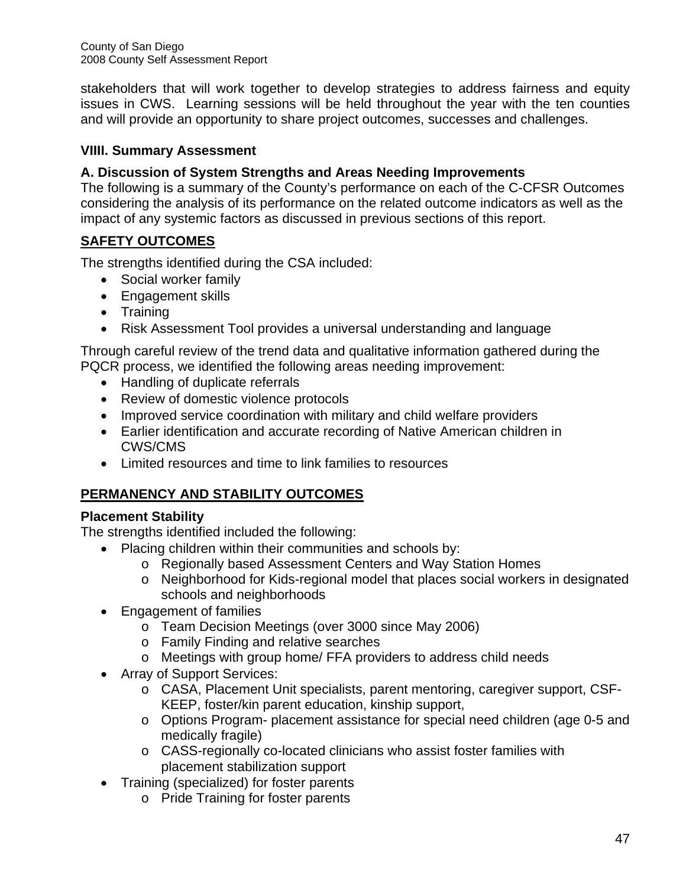stakeholders that will work together to develop strategies to address fairness and equity issues in CWS. Learning sessions will be held throughout the year with the ten counties and will provide an opportunity to share project outcomes, successes and challenges.

## VIIII. Summary Assessment

### A. Discussion of System Strengths and Areas Needing Improvements

The following is a summary of the County's performance on each of the C-CFSR Outcomes considering the analysis of its performance on the related outcome indicators as well as the impact of any systemic factors as discussed in previous sections of this report.

### SAFETY OUTCOMES

The strengths identified during the CSA included:

- Social worker family
- Engagement skills
- Training
- Risk Assessment Tool provides a universal understanding and language

Through careful review of the trend data and qualitative information gathered during the PQCR process, we identified the following areas needing improvement:

- Handling of duplicate referrals
- Review of domestic violence protocols
- Improved service coordination with military and child welfare providers
- Earlier identification and accurate recording of Native American children in CWS/CMS
- Limited resources and time to link families to resources

### PERMANENCY AND STABILITY OUTCOMES

**Placement Stability**

The strengths identified included the following:

- Placing children within their communities and schools by:
  - Regionally based Assessment Centers and Way Station Homes
  - Neighborhood for Kids-regional model that places social workers in designated schools and neighborhoods
- Engagement of families
  - Team Decision Meetings (over 3000 since May 2006)
  - Family Finding and relative searches
  - Meetings with group home/ FFA providers to address child needs
- Array of Support Services:
  - CASA, Placement Unit specialists, parent mentoring, caregiver support, CSF-KEEP, foster/kin parent education, kinship support,
  - Options Program- placement assistance for special need children (age 0-5 and medically fragile)
  - CASS-regionally co-located clinicians who assist foster families with placement stabilization support
- Training (specialized) for foster parents
  - Pride Training for foster parents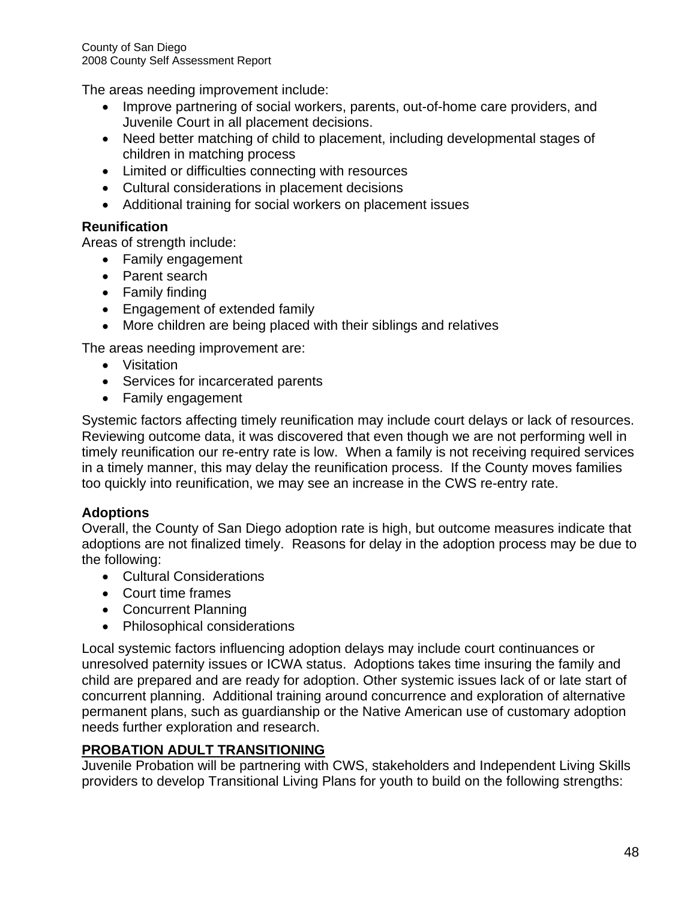The areas needing improvement include:

- Improve partnering of social workers, parents, out-of-home care providers, and Juvenile Court in all placement decisions.
- Need better matching of child to placement, including developmental stages of children in matching process
- Limited or difficulties connecting with resources
- Cultural considerations in placement decisions
- Additional training for social workers on placement issues

**Reunification**

Areas of strength include:

- Family engagement
- Parent search
- Family finding
- Engagement of extended family
- More children are being placed with their siblings and relatives

The areas needing improvement are:

- Visitation
- Services for incarcerated parents
- Family engagement

Systemic factors affecting timely reunification may include court delays or lack of resources. Reviewing outcome data, it was discovered that even though we are not performing well in timely reunification our re-entry rate is low. When a family is not receiving required services in a timely manner, this may delay the reunification process. If the County moves families too quickly into reunification, we may see an increase in the CWS re-entry rate.

**Adoptions**

Overall, the County of San Diego adoption rate is high, but outcome measures indicate that adoptions are not finalized timely. Reasons for delay in the adoption process may be due to the following:

- Cultural Considerations
- Court time frames
- Concurrent Planning
- Philosophical considerations

Local systemic factors influencing adoption delays may include court continuances or unresolved paternity issues or ICWA status. Adoptions takes time insuring the family and child are prepared and are ready for adoption. Other systemic issues lack of or late start of concurrent planning. Additional training around concurrence and exploration of alternative permanent plans, such as guardianship or the Native American use of customary adoption needs further exploration and research.

**PROBATION ADULT TRANSITIONING**

Juvenile Probation will be partnering with CWS, stakeholders and Independent Living Skills providers to develop Transitional Living Plans for youth to build on the following strengths: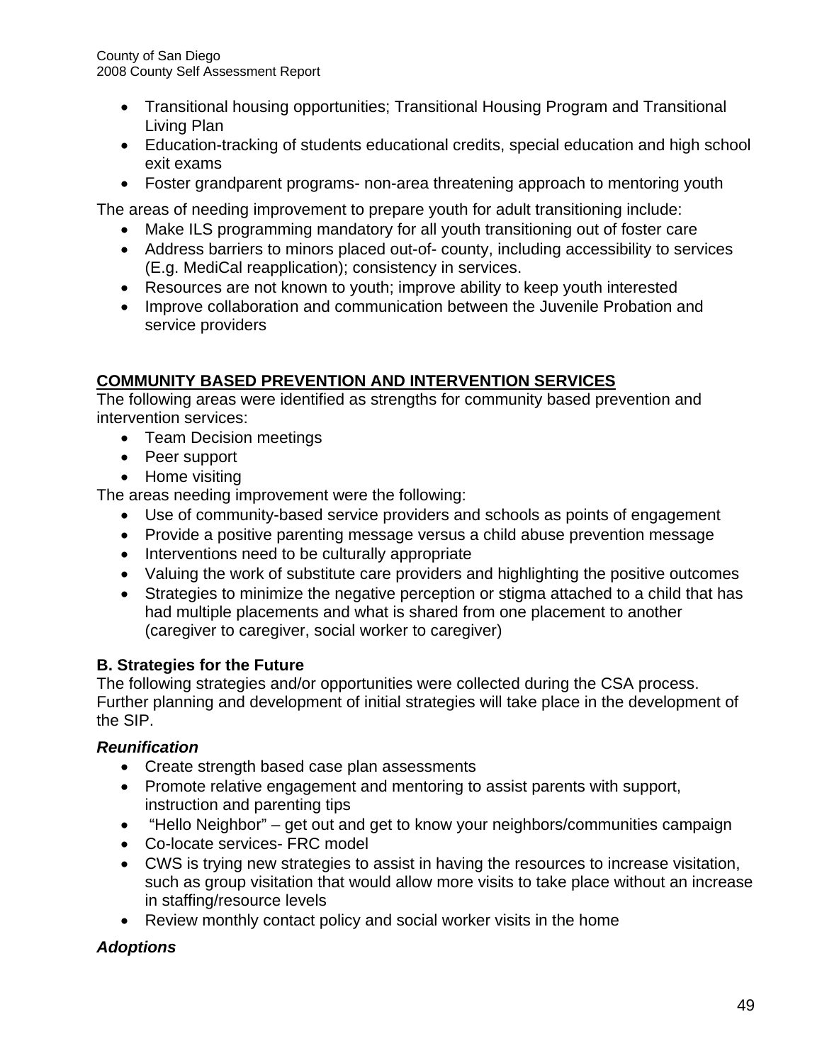- Transitional housing opportunities; Transitional Housing Program and Transitional Living Plan
- Education-tracking of students educational credits, special education and high school exit exams
- Foster grandparent programs- non-area threatening approach to mentoring youth

The areas of needing improvement to prepare youth for adult transitioning include:

- Make ILS programming mandatory for all youth transitioning out of foster care
- Address barriers to minors placed out-of- county, including accessibility to services (E.g. MediCal reapplication); consistency in services.
- Resources are not known to youth; improve ability to keep youth interested
- Improve collaboration and communication between the Juvenile Probation and service providers

**COMMUNITY BASED PREVENTION AND INTERVENTION SERVICES**

The following areas were identified as strengths for community based prevention and intervention services:

- Team Decision meetings
- Peer support
- Home visiting

The areas needing improvement were the following:

- Use of community-based service providers and schools as points of engagement
- Provide a positive parenting message versus a child abuse prevention message
- Interventions need to be culturally appropriate
- Valuing the work of substitute care providers and highlighting the positive outcomes
- Strategies to minimize the negative perception or stigma attached to a child that has had multiple placements and what is shared from one placement to another (caregiver to caregiver, social worker to caregiver)

### B. Strategies for the Future

The following strategies and/or opportunities were collected during the CSA process. Further planning and development of initial strategies will take place in the development of the SIP.

#### *Reunification*

- Create strength based case plan assessments
- Promote relative engagement and mentoring to assist parents with support, instruction and parenting tips
- "Hello Neighbor" – get out and get to know your neighbors/communities campaign
- Co-locate services- FRC model
- CWS is trying new strategies to assist in having the resources to increase visitation, such as group visitation that would allow more visits to take place without an increase in staffing/resource levels
- Review monthly contact policy and social worker visits in the home

#### *Adoptions*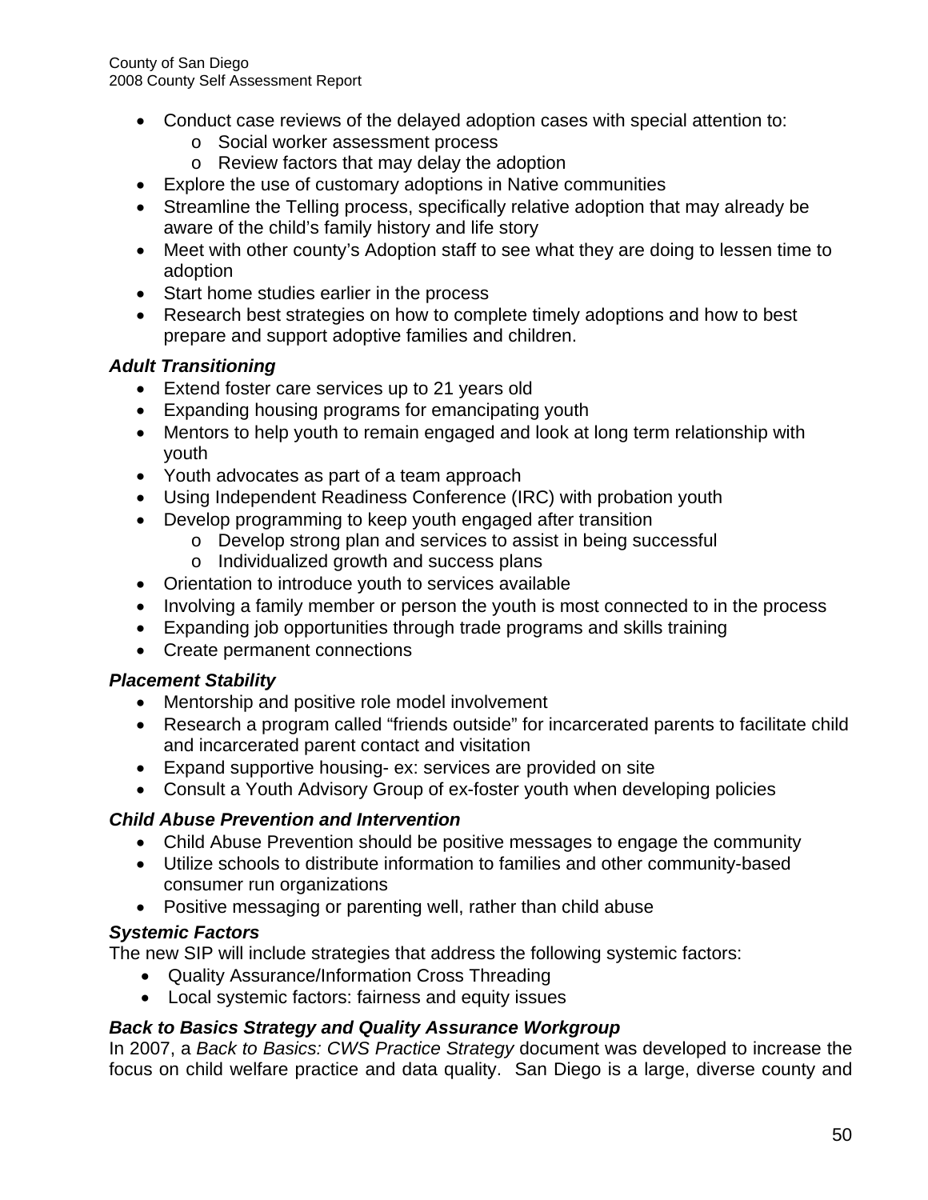- Conduct case reviews of the delayed adoption cases with special attention to:
  - Social worker assessment process
  - Review factors that may delay the adoption
- Explore the use of customary adoptions in Native communities
- Streamline the Telling process, specifically relative adoption that may already be aware of the child's family history and life story
- Meet with other county's Adoption staff to see what they are doing to lessen time to adoption
- Start home studies earlier in the process
- Research best strategies on how to complete timely adoptions and how to best prepare and support adoptive families and children.

### *Adult Transitioning*

- Extend foster care services up to 21 years old
- Expanding housing programs for emancipating youth
- Mentors to help youth to remain engaged and look at long term relationship with youth
- Youth advocates as part of a team approach
- Using Independent Readiness Conference (IRC) with probation youth
- Develop programming to keep youth engaged after transition
  - Develop strong plan and services to assist in being successful
  - Individualized growth and success plans
- Orientation to introduce youth to services available
- Involving a family member or person the youth is most connected to in the process
- Expanding job opportunities through trade programs and skills training
- Create permanent connections

### *Placement Stability*

- Mentorship and positive role model involvement
- Research a program called "friends outside" for incarcerated parents to facilitate child and incarcerated parent contact and visitation
- Expand supportive housing- ex: services are provided on site
- Consult a Youth Advisory Group of ex-foster youth when developing policies

### *Child Abuse Prevention and Intervention*

- Child Abuse Prevention should be positive messages to engage the community
- Utilize schools to distribute information to families and other community-based consumer run organizations
- Positive messaging or parenting well, rather than child abuse

### *Systemic Factors*

The new SIP will include strategies that address the following systemic factors:

- Quality Assurance/Information Cross Threading
- Local systemic factors: fairness and equity issues

### *Back to Basics Strategy and Quality Assurance Workgroup*

In 2007, a *Back to Basics: CWS Practice Strategy* document was developed to increase the focus on child welfare practice and data quality. San Diego is a large, diverse county and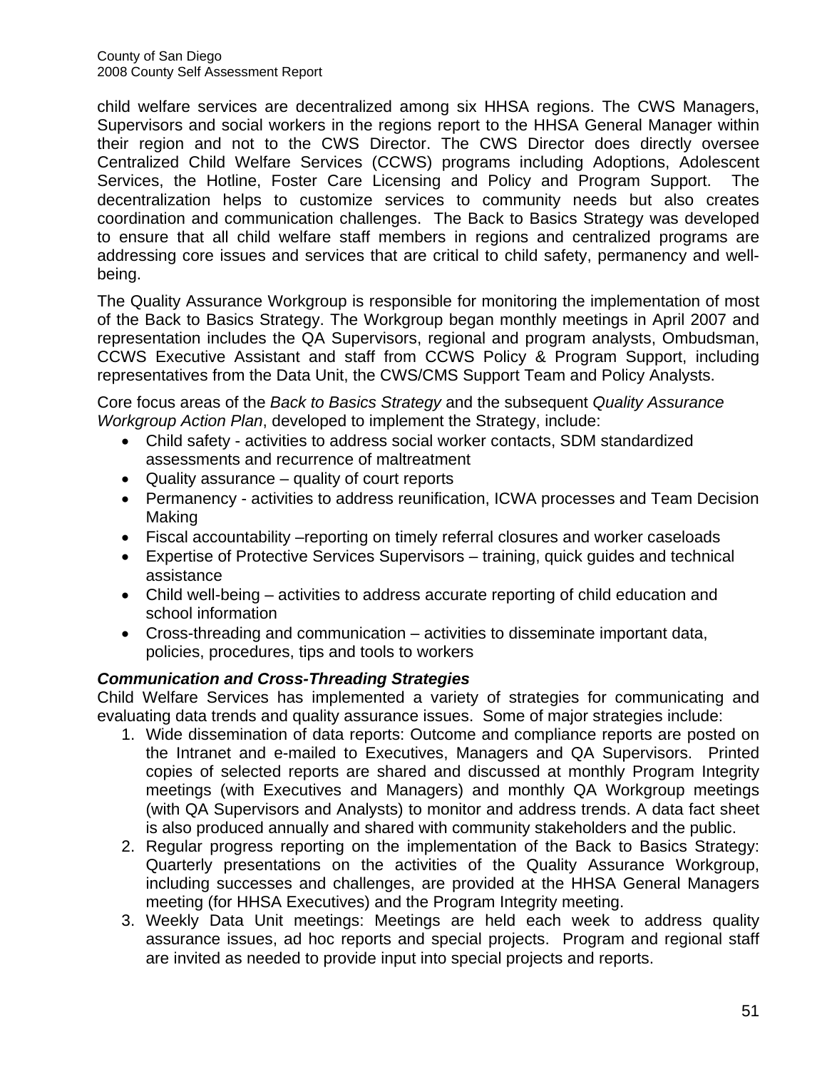child welfare services are decentralized among six HHSA regions. The CWS Managers, Supervisors and social workers in the regions report to the HHSA General Manager within their region and not to the CWS Director. The CWS Director does directly oversee Centralized Child Welfare Services (CCWS) programs including Adoptions, Adolescent Services, the Hotline, Foster Care Licensing and Policy and Program Support. The decentralization helps to customize services to community needs but also creates coordination and communication challenges. The Back to Basics Strategy was developed to ensure that all child welfare staff members in regions and centralized programs are addressing core issues and services that are critical to child safety, permanency and well-being.

The Quality Assurance Workgroup is responsible for monitoring the implementation of most of the Back to Basics Strategy. The Workgroup began monthly meetings in April 2007 and representation includes the QA Supervisors, regional and program analysts, Ombudsman, CCWS Executive Assistant and staff from CCWS Policy & Program Support, including representatives from the Data Unit, the CWS/CMS Support Team and Policy Analysts.

Core focus areas of the *Back to Basics Strategy* and the subsequent *Quality Assurance Workgroup Action Plan*, developed to implement the Strategy, include:

- Child safety - activities to address social worker contacts, SDM standardized assessments and recurrence of maltreatment
- Quality assurance – quality of court reports
- Permanency - activities to address reunification, ICWA processes and Team Decision Making
- Fiscal accountability –reporting on timely referral closures and worker caseloads
- Expertise of Protective Services Supervisors – training, quick guides and technical assistance
- Child well-being – activities to address accurate reporting of child education and school information
- Cross-threading and communication – activities to disseminate important data, policies, procedures, tips and tools to workers

***Communication and Cross-Threading Strategies***

Child Welfare Services has implemented a variety of strategies for communicating and evaluating data trends and quality assurance issues. Some of major strategies include:

1. Wide dissemination of data reports: Outcome and compliance reports are posted on the Intranet and e-mailed to Executives, Managers and QA Supervisors. Printed copies of selected reports are shared and discussed at monthly Program Integrity meetings (with Executives and Managers) and monthly QA Workgroup meetings (with QA Supervisors and Analysts) to monitor and address trends. A data fact sheet is also produced annually and shared with community stakeholders and the public.
2. Regular progress reporting on the implementation of the Back to Basics Strategy: Quarterly presentations on the activities of the Quality Assurance Workgroup, including successes and challenges, are provided at the HHSA General Managers meeting (for HHSA Executives) and the Program Integrity meeting.
3. Weekly Data Unit meetings: Meetings are held each week to address quality assurance issues, ad hoc reports and special projects. Program and regional staff are invited as needed to provide input into special projects and reports.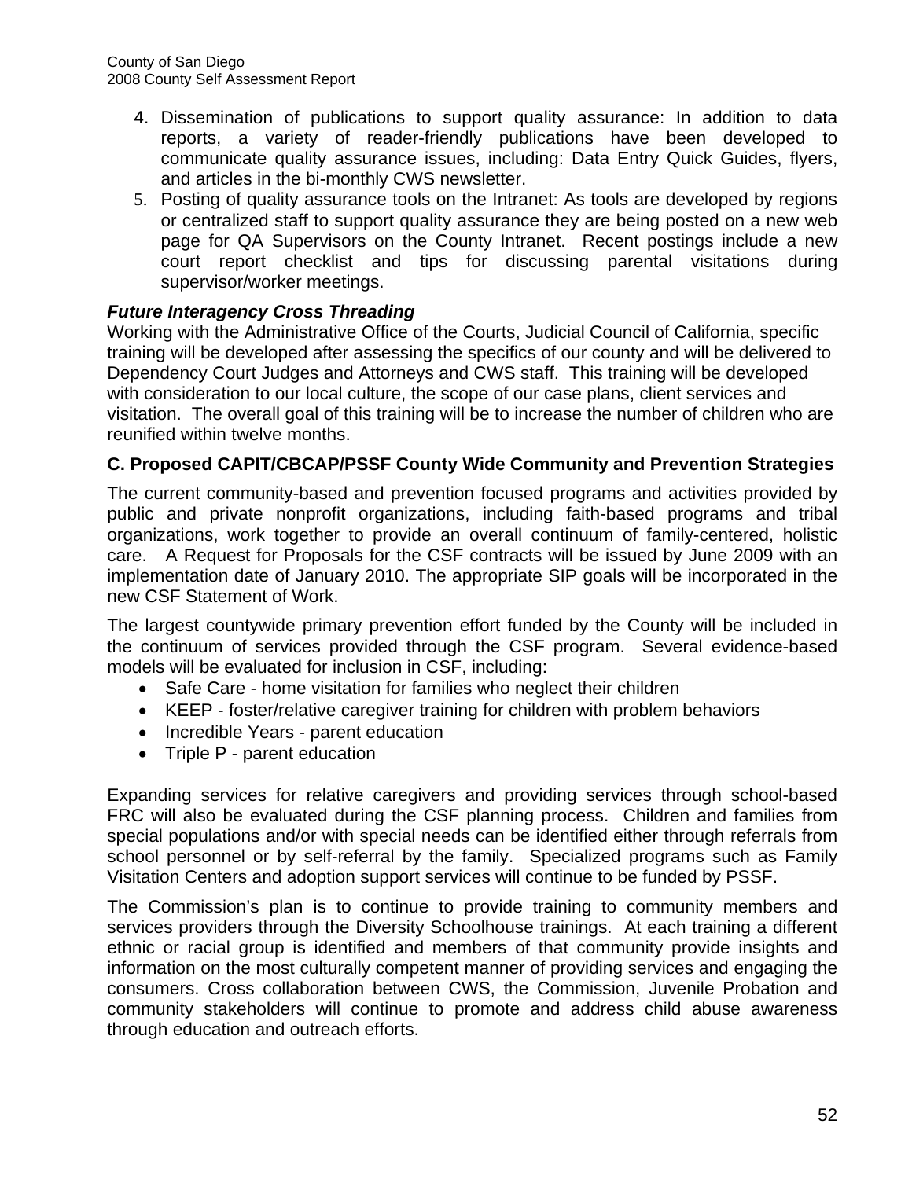4. Dissemination of publications to support quality assurance: In addition to data reports, a variety of reader-friendly publications have been developed to communicate quality assurance issues, including: Data Entry Quick Guides, flyers, and articles in the bi-monthly CWS newsletter.
5. Posting of quality assurance tools on the Intranet: As tools are developed by regions or centralized staff to support quality assurance they are being posted on a new web page for QA Supervisors on the County Intranet. Recent postings include a new court report checklist and tips for discussing parental visitations during supervisor/worker meetings.

***Future Interagency Cross Threading***

Working with the Administrative Office of the Courts, Judicial Council of California, specific training will be developed after assessing the specifics of our county and will be delivered to Dependency Court Judges and Attorneys and CWS staff. This training will be developed with consideration to our local culture, the scope of our case plans, client services and visitation. The overall goal of this training will be to increase the number of children who are reunified within twelve months.

### C. Proposed CAPIT/CBCAP/PSSF County Wide Community and Prevention Strategies

The current community-based and prevention focused programs and activities provided by public and private nonprofit organizations, including faith-based programs and tribal organizations, work together to provide an overall continuum of family-centered, holistic care. A Request for Proposals for the CSF contracts will be issued by June 2009 with an implementation date of January 2010. The appropriate SIP goals will be incorporated in the new CSF Statement of Work.

The largest countywide primary prevention effort funded by the County will be included in the continuum of services provided through the CSF program. Several evidence-based models will be evaluated for inclusion in CSF, including:

- Safe Care - home visitation for families who neglect their children
- KEEP - foster/relative caregiver training for children with problem behaviors
- Incredible Years - parent education
- Triple P - parent education

Expanding services for relative caregivers and providing services through school-based FRC will also be evaluated during the CSF planning process. Children and families from special populations and/or with special needs can be identified either through referrals from school personnel or by self-referral by the family. Specialized programs such as Family Visitation Centers and adoption support services will continue to be funded by PSSF.

The Commission's plan is to continue to provide training to community members and services providers through the Diversity Schoolhouse trainings. At each training a different ethnic or racial group is identified and members of that community provide insights and information on the most culturally competent manner of providing services and engaging the consumers. Cross collaboration between CWS, the Commission, Juvenile Probation and community stakeholders will continue to promote and address child abuse awareness through education and outreach efforts.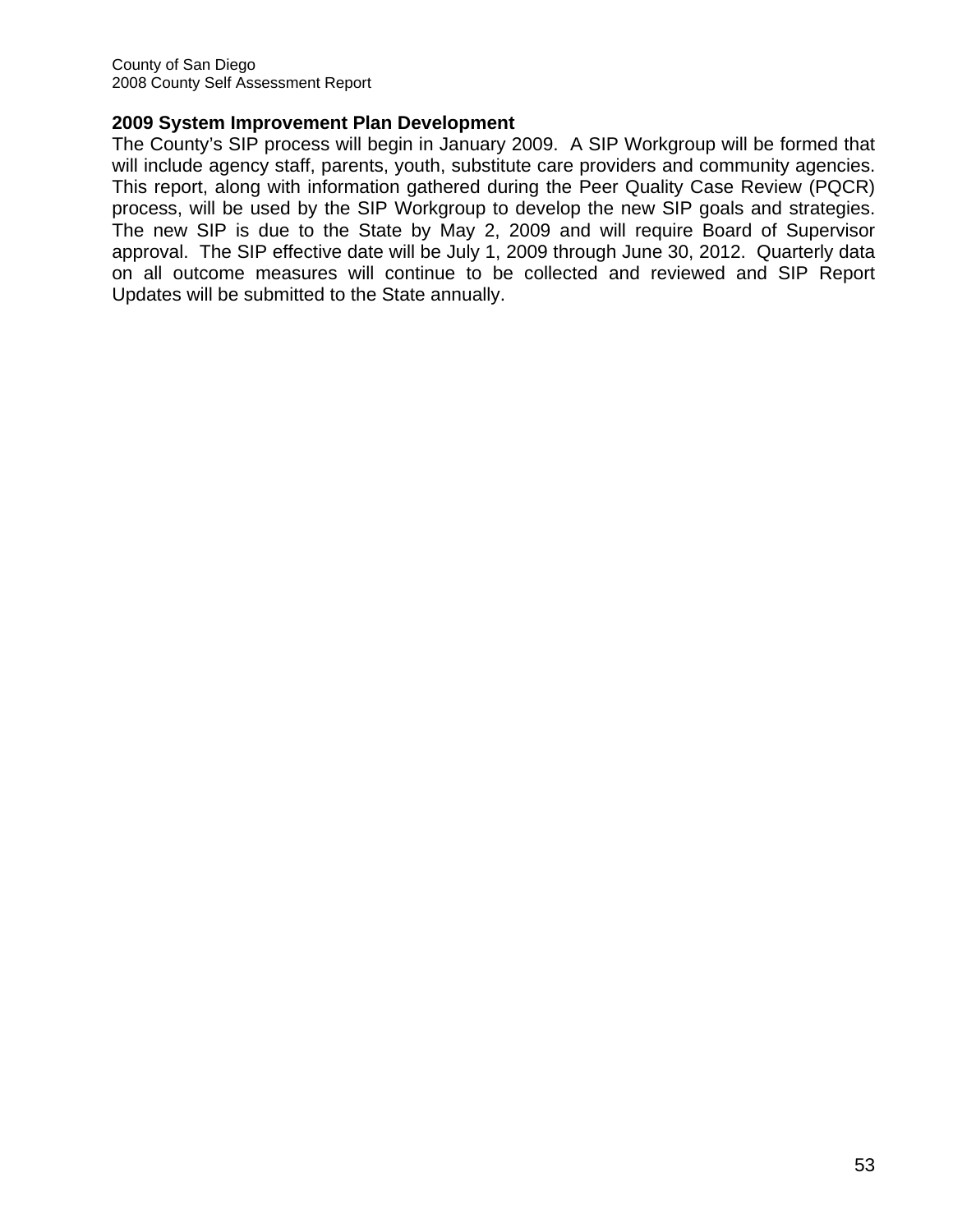**2009 System Improvement Plan Development**

The County's SIP process will begin in January 2009. A SIP Workgroup will be formed that will include agency staff, parents, youth, substitute care providers and community agencies. This report, along with information gathered during the Peer Quality Case Review (PQCR) process, will be used by the SIP Workgroup to develop the new SIP goals and strategies. The new SIP is due to the State by May 2, 2009 and will require Board of Supervisor approval. The SIP effective date will be July 1, 2009 through June 30, 2012. Quarterly data on all outcome measures will continue to be collected and reviewed and SIP Report Updates will be submitted to the State annually.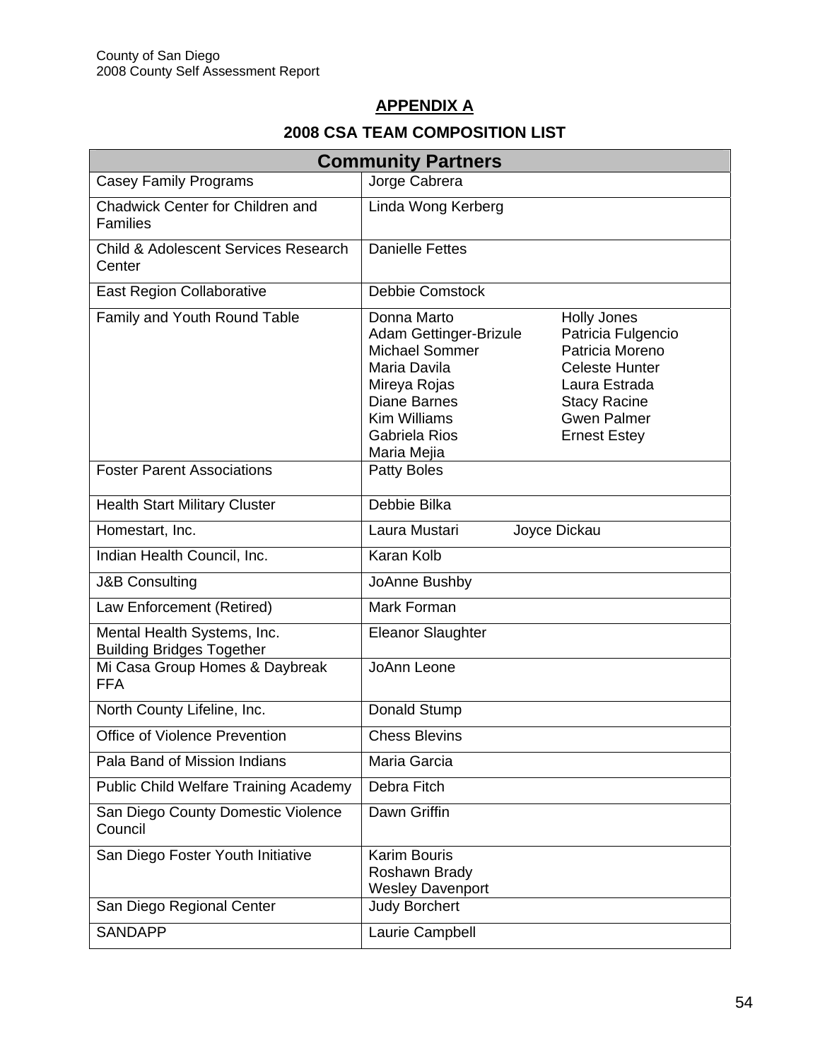## APPENDIX A

## 2008 CSA TEAM COMPOSITION LIST

| Community Partners | |
|---|---|
| Casey Family Programs | Jorge Cabrera |
| Chadwick Center for Children and Families | Linda Wong Kerberg |
| Child & Adolescent Services Research Center | Danielle Fettes |
| East Region Collaborative | Debbie Comstock |
| Family and Youth Round Table | Donna Marto, Holly Jones, Adam Gettinger-Brizule, Patricia Fulgencio, Michael Sommer, Patricia Moreno, Maria Davila, Celeste Hunter, Mireya Rojas, Laura Estrada, Diane Barnes, Stacy Racine, Kim Williams, Gwen Palmer, Gabriela Rios, Ernest Estey, Maria Mejia |
| Foster Parent Associations | Patty Boles |
| Health Start Military Cluster | Debbie Bilka |
| Homestart, Inc. | Laura Mustari, Joyce Dickau |
| Indian Health Council, Inc. | Karan Kolb |
| J&B Consulting | JoAnne Bushby |
| Law Enforcement (Retired) | Mark Forman |
| Mental Health Systems, Inc. Building Bridges Together | Eleanor Slaughter |
| Mi Casa Group Homes & Daybreak FFA | JoAnn Leone |
| North County Lifeline, Inc. | Donald Stump |
| Office of Violence Prevention | Chess Blevins |
| Pala Band of Mission Indians | Maria Garcia |
| Public Child Welfare Training Academy | Debra Fitch |
| San Diego County Domestic Violence Council | Dawn Griffin |
| San Diego Foster Youth Initiative | Karim Bouris, Roshawn Brady, Wesley Davenport |
| San Diego Regional Center | Judy Borchert |
| SANDAPP | Laurie Campbell |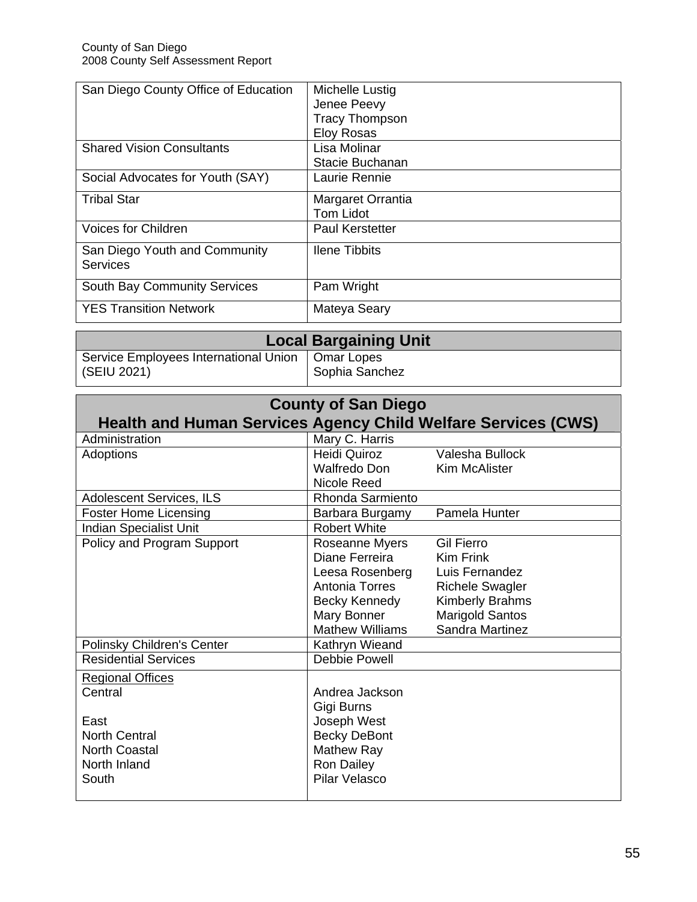| | |
|---|---|
| San Diego County Office of Education | Michelle Lustig<br>Jenee Peevy<br>Tracy Thompson<br>Eloy Rosas |
| Shared Vision Consultants | Lisa Molinar<br>Stacie Buchanan |
| Social Advocates for Youth (SAY) | Laurie Rennie |
| Tribal Star | Margaret Orrantia<br>Tom Lidot |
| Voices for Children | Paul Kerstetter |
| San Diego Youth and Community Services | Ilene Tibbits |
| South Bay Community Services | Pam Wright |
| YES Transition Network | Mateya Seary |

| **Local Bargaining Unit** | |
|---|---|
| Service Employees International Union (SEIU 2021) | Omar Lopes<br>Sophia Sanchez |

| **County of San Diego Health and Human Services Agency Child Welfare Services (CWS)** | | |
|---|---|---|
| Administration | Mary C. Harris | |
| Adoptions | Heidi Quiroz<br>Walfredo Don<br>Nicole Reed | Valesha Bullock<br>Kim McAlister |
| Adolescent Services, ILS | Rhonda Sarmiento | |
| Foster Home Licensing | Barbara Burgamy | Pamela Hunter |
| Indian Specialist Unit | Robert White | |
| Policy and Program Support | Roseanne Myers<br>Diane Ferreira<br>Leesa Rosenberg<br>Antonia Torres<br>Becky Kennedy<br>Mary Bonner<br>Mathew Williams | Gil Fierro<br>Kim Frink<br>Luis Fernandez<br>Richele Swagler<br>Kimberly Brahms<br>Marigold Santos<br>Sandra Martinez |
| Polinsky Children's Center | Kathryn Wieand | |
| Residential Services | Debbie Powell | |
| <u>Regional Offices</u><br>Central<br><br>East<br>North Central<br>North Coastal<br>North Inland<br>South | <br>Andrea Jackson<br>Gigi Burns<br>Joseph West<br>Becky DeBont<br>Mathew Ray<br>Ron Dailey<br>Pilar Velasco | |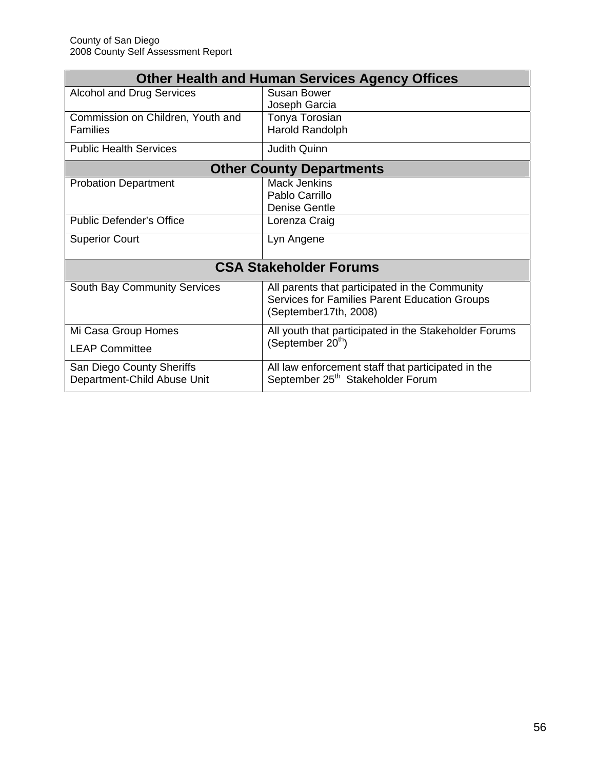| Other Health and Human Services Agency Offices | |
|---|---|
| Alcohol and Drug Services | Susan Bower<br>Joseph Garcia |
| Commission on Children, Youth and Families | Tonya Torosian<br>Harold Randolph |
| Public Health Services | Judith Quinn |
| **Other County Departments** | |
| Probation Department | Mack Jenkins<br>Pablo Carrillo<br>Denise Gentle |
| Public Defender's Office | Lorenza Craig |
| Superior Court | Lyn Angene |
| **CSA Stakeholder Forums** | |
| South Bay Community Services | All parents that participated in the Community Services for Families Parent Education Groups (September17th, 2008) |
| Mi Casa Group Homes<br>LEAP Committee | All youth that participated in the Stakeholder Forums (September 20th) |
| San Diego County Sheriffs Department-Child Abuse Unit | All law enforcement staff that participated in the September 25th Stakeholder Forum |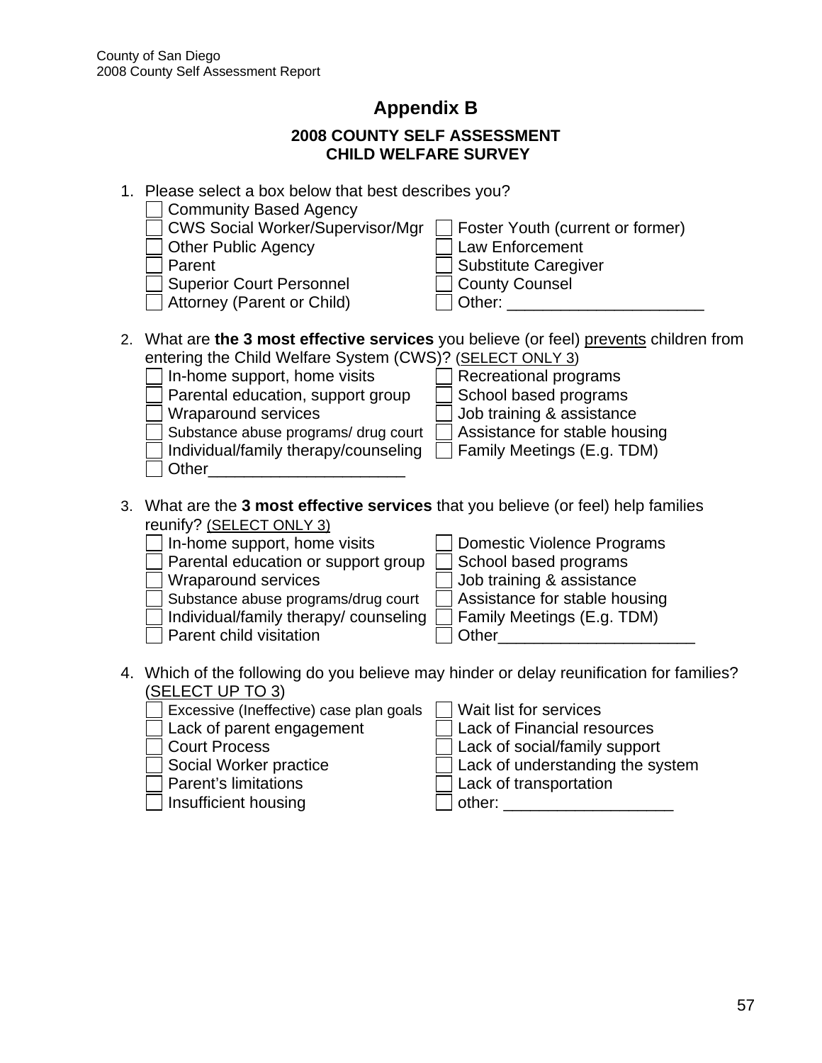## Appendix B

### 2008 COUNTY SELF ASSESSMENT
### CHILD WELFARE SURVEY

1. Please select a box below that best describes you?
   - ☐ Community Based Agency
   - ☐ CWS Social Worker/Supervisor/Mgr
   - ☐ Foster Youth (current or former)
   - ☐ Other Public Agency
   - ☐ Law Enforcement
   - ☐ Parent
   - ☐ Substitute Caregiver
   - ☐ Superior Court Personnel
   - ☐ County Counsel
   - ☐ Attorney (Parent or Child)
   - ☐ Other: _____________________

2. What are **the 3 most effective services** you believe (or feel) <u>prevents</u> children from entering the Child Welfare System (CWS)? (<u>SELECT ONLY 3</u>)
   - ☐ In-home support, home visits
   - ☐ Recreational programs
   - ☐ Parental education, support group
   - ☐ School based programs
   - ☐ Wraparound services
   - ☐ Job training & assistance
   - ☐ Substance abuse programs/ drug court
   - ☐ Assistance for stable housing
   - ☐ Individual/family therapy/counseling
   - ☐ Family Meetings (E.g. TDM)
   - ☐ Other_____________________

3. What are the **3 most effective services** that you believe (or feel) help families reunify? (<u>SELECT ONLY 3</u>)
   - ☐ In-home support, home visits
   - ☐ Domestic Violence Programs
   - ☐ Parental education or support group
   - ☐ School based programs
   - ☐ Wraparound services
   - ☐ Job training & assistance
   - ☐ Substance abuse programs/drug court
   - ☐ Assistance for stable housing
   - ☐ Individual/family therapy/ counseling
   - ☐ Family Meetings (E.g. TDM)
   - ☐ Parent child visitation
   - ☐ Other_____________________

4. Which of the following do you believe may hinder or delay reunification for families? (<u>SELECT UP TO 3</u>)
   - ☐ Excessive (Ineffective) case plan goals
   - ☐ Wait list for services
   - ☐ Lack of parent engagement
   - ☐ Lack of Financial resources
   - ☐ Court Process
   - ☐ Lack of social/family support
   - ☐ Social Worker practice
   - ☐ Lack of understanding the system
   - ☐ Parent's limitations
   - ☐ Lack of transportation
   - ☐ Insufficient housing
   - ☐ other: __________________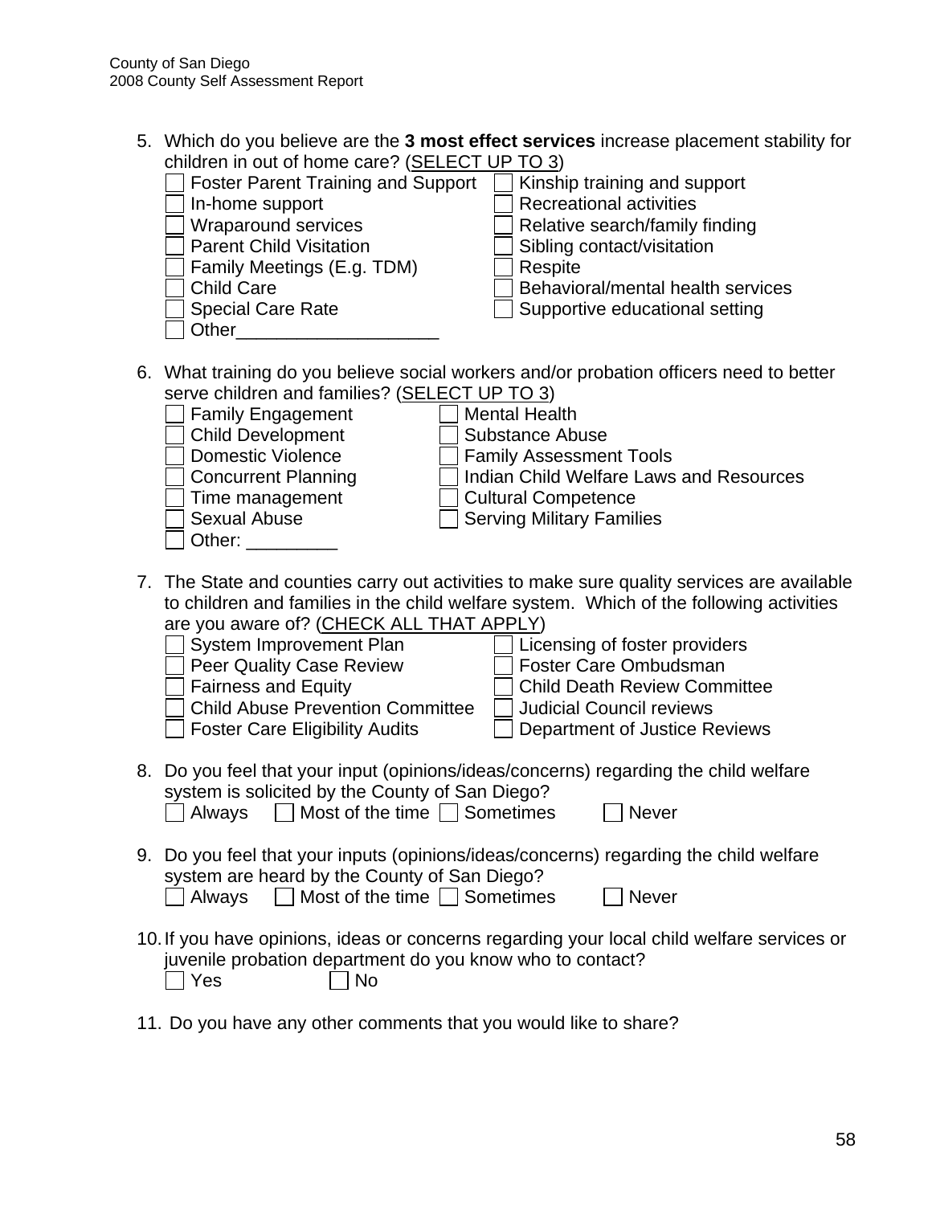5. Which do you believe are the **3 most effect services** increase placement stability for children in out of home care? (SELECT UP TO 3)
   - ☐ Foster Parent Training and Support
   - ☐ In-home support
   - ☐ Wraparound services
   - ☐ Parent Child Visitation
   - ☐ Family Meetings (E.g. TDM)
   - ☐ Child Care
   - ☐ Special Care Rate
   - ☐ Other____________________
   - ☐ Kinship training and support
   - ☐ Recreational activities
   - ☐ Relative search/family finding
   - ☐ Sibling contact/visitation
   - ☐ Respite
   - ☐ Behavioral/mental health services
   - ☐ Supportive educational setting

6. What training do you believe social workers and/or probation officers need to better serve children and families? (SELECT UP TO 3)
   - ☐ Family Engagement
   - ☐ Child Development
   - ☐ Domestic Violence
   - ☐ Concurrent Planning
   - ☐ Time management
   - ☐ Sexual Abuse
   - ☐ Other: _________
   - ☐ Mental Health
   - ☐ Substance Abuse
   - ☐ Family Assessment Tools
   - ☐ Indian Child Welfare Laws and Resources
   - ☐ Cultural Competence
   - ☐ Serving Military Families

7. The State and counties carry out activities to make sure quality services are available to children and families in the child welfare system. Which of the following activities are you aware of? (CHECK ALL THAT APPLY)
   - ☐ System Improvement Plan
   - ☐ Peer Quality Case Review
   - ☐ Fairness and Equity
   - ☐ Child Abuse Prevention Committee
   - ☐ Foster Care Eligibility Audits
   - ☐ Licensing of foster providers
   - ☐ Foster Care Ombudsman
   - ☐ Child Death Review Committee
   - ☐ Judicial Council reviews
   - ☐ Department of Justice Reviews

8. Do you feel that your input (opinions/ideas/concerns) regarding the child welfare system is solicited by the County of San Diego?
   ☐ Always ☐ Most of the time ☐ Sometimes ☐ Never

9. Do you feel that your inputs (opinions/ideas/concerns) regarding the child welfare system are heard by the County of San Diego?
   ☐ Always ☐ Most of the time ☐ Sometimes ☐ Never

10. If you have opinions, ideas or concerns regarding your local child welfare services or juvenile probation department do you know who to contact?
    ☐ Yes ☐ No

11. Do you have any other comments that you would like to share?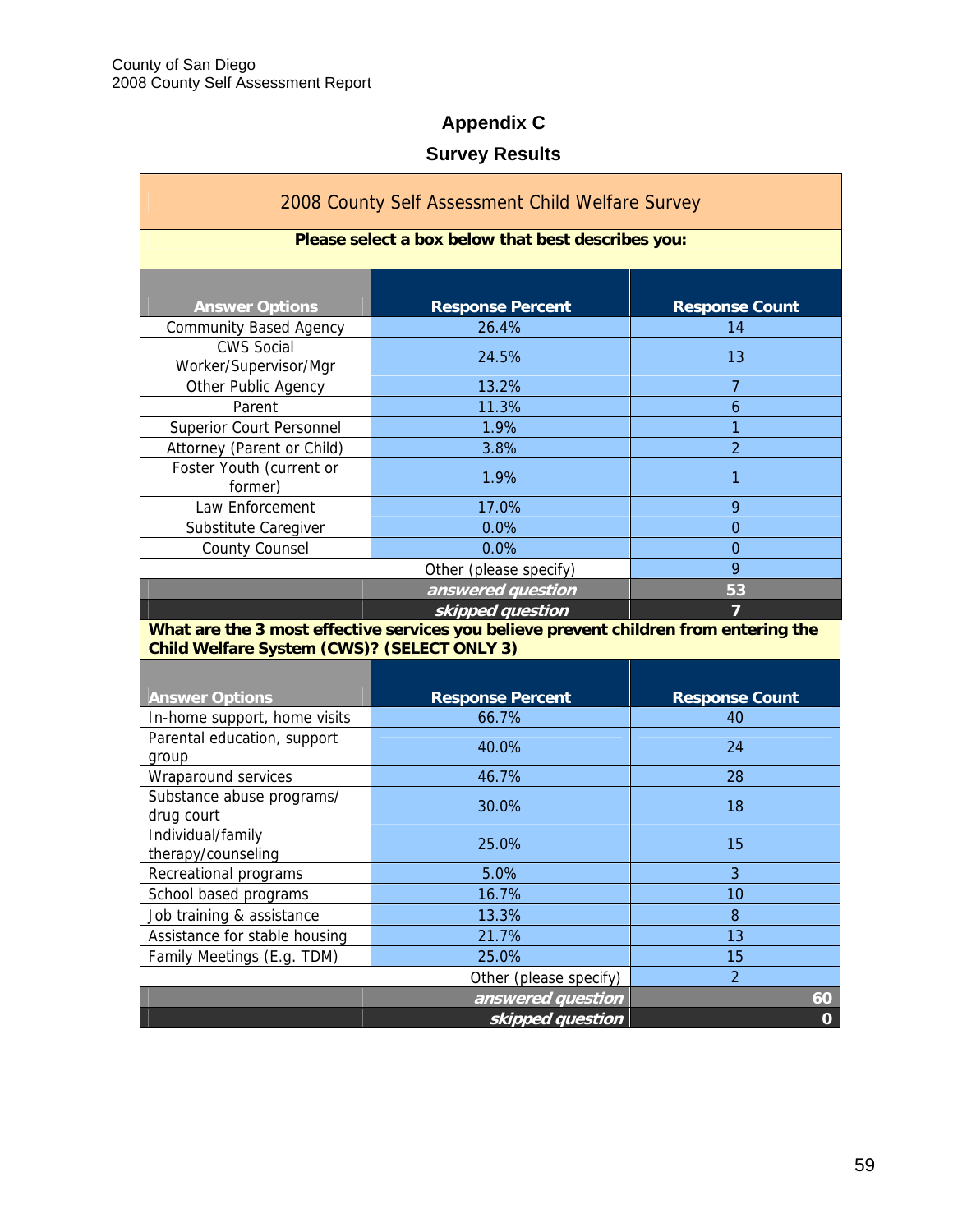# Appendix C

## Survey Results

**2008 County Self Assessment Child Welfare Survey**

**Please select a box below that best describes you:**

| Answer Options | Response Percent | Response Count |
|---|---|---|
| Community Based Agency | 26.4% | 14 |
| CWS Social Worker/Supervisor/Mgr | 24.5% | 13 |
| Other Public Agency | 13.2% | 7 |
| Parent | 11.3% | 6 |
| Superior Court Personnel | 1.9% | 1 |
| Attorney (Parent or Child) | 3.8% | 2 |
| Foster Youth (current or former) | 1.9% | 1 |
| Law Enforcement | 17.0% | 9 |
| Substitute Caregiver | 0.0% | 0 |
| County Counsel | 0.0% | 0 |
| | Other (please specify) | 9 |
| | *answered question* | 53 |
| | *skipped question* | 7 |

**What are the 3 most effective services you believe prevent children from entering the Child Welfare System (CWS)? (SELECT ONLY 3)**

| Answer Options | Response Percent | Response Count |
|---|---|---|
| In-home support, home visits | 66.7% | 40 |
| Parental education, support group | 40.0% | 24 |
| Wraparound services | 46.7% | 28 |
| Substance abuse programs/ drug court | 30.0% | 18 |
| Individual/family therapy/counseling | 25.0% | 15 |
| Recreational programs | 5.0% | 3 |
| School based programs | 16.7% | 10 |
| Job training & assistance | 13.3% | 8 |
| Assistance for stable housing | 21.7% | 13 |
| Family Meetings (E.g. TDM) | 25.0% | 15 |
| | Other (please specify) | 2 |
| | *answered question* | 60 |
| | *skipped question* | 0 |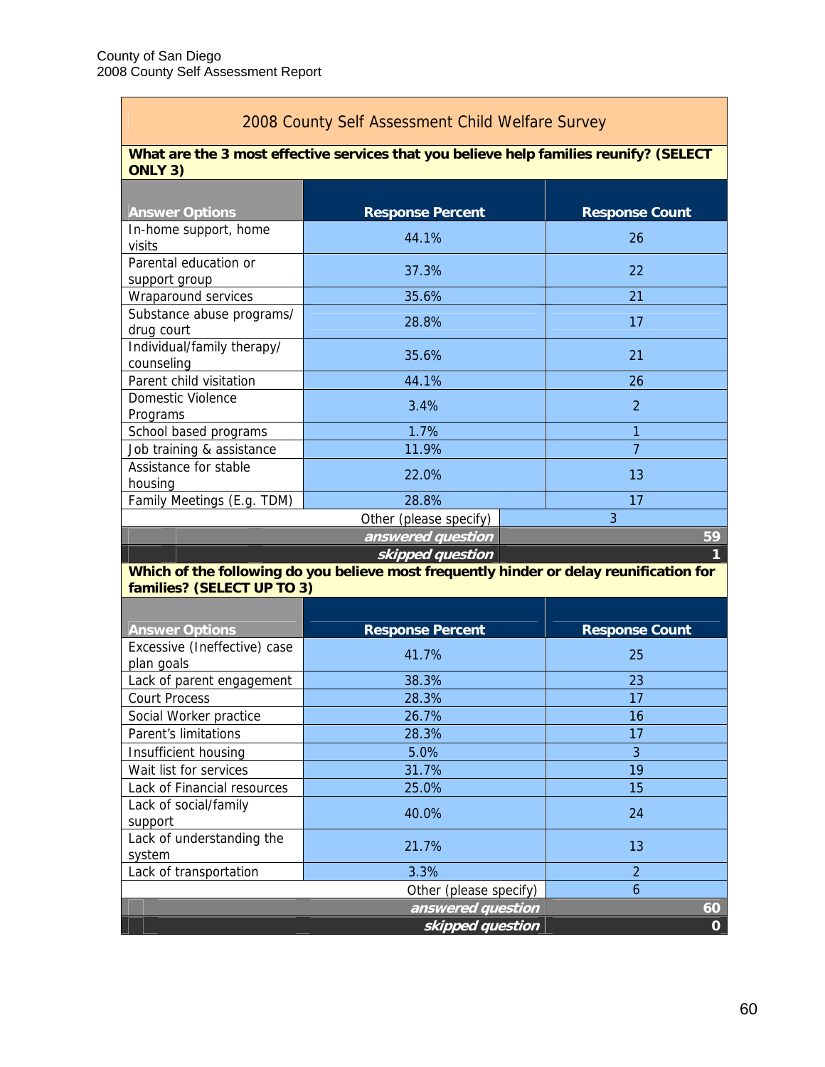## 2008 County Self Assessment Child Welfare Survey

**What are the 3 most effective services that you believe help families reunify? (SELECT ONLY 3)**

| Answer Options | Response Percent | Response Count |
|---|---|---|
| In-home support, home visits | 44.1% | 26 |
| Parental education or support group | 37.3% | 22 |
| Wraparound services | 35.6% | 21 |
| Substance abuse programs/ drug court | 28.8% | 17 |
| Individual/family therapy/ counseling | 35.6% | 21 |
| Parent child visitation | 44.1% | 26 |
| Domestic Violence Programs | 3.4% | 2 |
| School based programs | 1.7% | 1 |
| Job training & assistance | 11.9% | 7 |
| Assistance for stable housing | 22.0% | 13 |
| Family Meetings (E.g. TDM) | 28.8% | 17 |
| | Other (please specify) | 3 |
| | ***answered question*** | **59** |
| | ***skipped question*** | **1** |

**Which of the following do you believe most frequently hinder or delay reunification for families? (SELECT UP TO 3)**

| Answer Options | Response Percent | Response Count |
|---|---|---|
| Excessive (Ineffective) case plan goals | 41.7% | 25 |
| Lack of parent engagement | 38.3% | 23 |
| Court Process | 28.3% | 17 |
| Social Worker practice | 26.7% | 16 |
| Parent's limitations | 28.3% | 17 |
| Insufficient housing | 5.0% | 3 |
| Wait list for services | 31.7% | 19 |
| Lack of Financial resources | 25.0% | 15 |
| Lack of social/family support | 40.0% | 24 |
| Lack of understanding the system | 21.7% | 13 |
| Lack of transportation | 3.3% | 2 |
| | Other (please specify) | 6 |
| | ***answered question*** | **60** |
| | ***skipped question*** | **0** |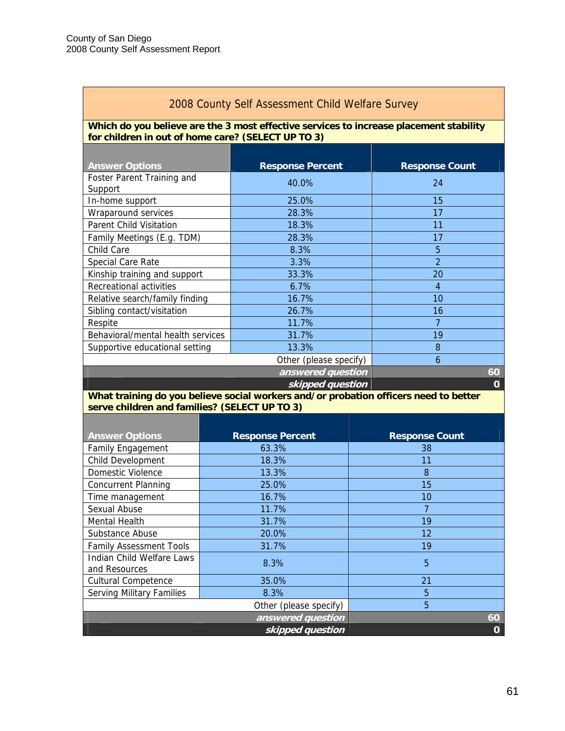## 2008 County Self Assessment Child Welfare Survey

**Which do you believe are the 3 most effective services to increase placement stability for children in out of home care? (SELECT UP TO 3)**

| Answer Options | Response Percent | Response Count |
|---|---|---|
| Foster Parent Training and Support | 40.0% | 24 |
| In-home support | 25.0% | 15 |
| Wraparound services | 28.3% | 17 |
| Parent Child Visitation | 18.3% | 11 |
| Family Meetings (E.g. TDM) | 28.3% | 17 |
| Child Care | 8.3% | 5 |
| Special Care Rate | 3.3% | 2 |
| Kinship training and support | 33.3% | 20 |
| Recreational activities | 6.7% | 4 |
| Relative search/family finding | 16.7% | 10 |
| Sibling contact/visitation | 26.7% | 16 |
| Respite | 11.7% | 7 |
| Behavioral/mental health services | 31.7% | 19 |
| Supportive educational setting | 13.3% | 8 |
| | Other (please specify) | 6 |
| | ***answered question*** | **60** |
| | ***skipped question*** | **0** |

**What training do you believe social workers and/or probation officers need to better serve children and families? (SELECT UP TO 3)**

| Answer Options | Response Percent | Response Count |
|---|---|---|
| Family Engagement | 63.3% | 38 |
| Child Development | 18.3% | 11 |
| Domestic Violence | 13.3% | 8 |
| Concurrent Planning | 25.0% | 15 |
| Time management | 16.7% | 10 |
| Sexual Abuse | 11.7% | 7 |
| Mental Health | 31.7% | 19 |
| Substance Abuse | 20.0% | 12 |
| Family Assessment Tools | 31.7% | 19 |
| Indian Child Welfare Laws and Resources | 8.3% | 5 |
| Cultural Competence | 35.0% | 21 |
| Serving Military Families | 8.3% | 5 |
| | Other (please specify) | 5 |
| | ***answered question*** | **60** |
| | ***skipped question*** | **0** |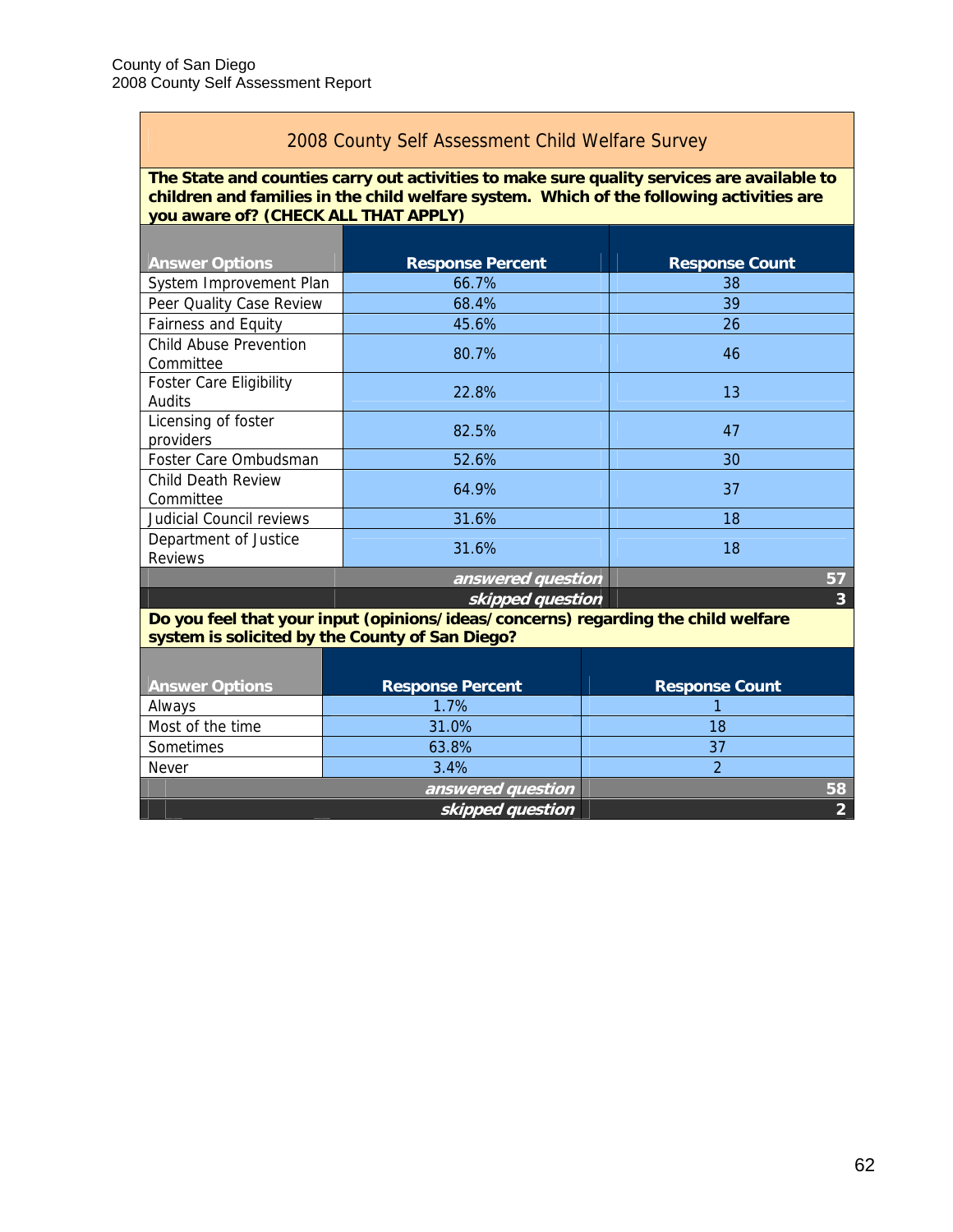## 2008 County Self Assessment Child Welfare Survey

**The State and counties carry out activities to make sure quality services are available to children and families in the child welfare system. Which of the following activities are you aware of? (CHECK ALL THAT APPLY)**

| Answer Options | Response Percent | Response Count |
|---|---|---|
| System Improvement Plan | 66.7% | 38 |
| Peer Quality Case Review | 68.4% | 39 |
| Fairness and Equity | 45.6% | 26 |
| Child Abuse Prevention Committee | 80.7% | 46 |
| Foster Care Eligibility Audits | 22.8% | 13 |
| Licensing of foster providers | 82.5% | 47 |
| Foster Care Ombudsman | 52.6% | 30 |
| Child Death Review Committee | 64.9% | 37 |
| Judicial Council reviews | 31.6% | 18 |
| Department of Justice Reviews | 31.6% | 18 |
| | *answered question* | 57 |
| | *skipped question* | 3 |

**Do you feel that your input (opinions/ideas/concerns) regarding the child welfare system is solicited by the County of San Diego?**

| Answer Options | Response Percent | Response Count |
|---|---|---|
| Always | 1.7% | 1 |
| Most of the time | 31.0% | 18 |
| Sometimes | 63.8% | 37 |
| Never | 3.4% | 2 |
| | *answered question* | 58 |
| | *skipped question* | 2 |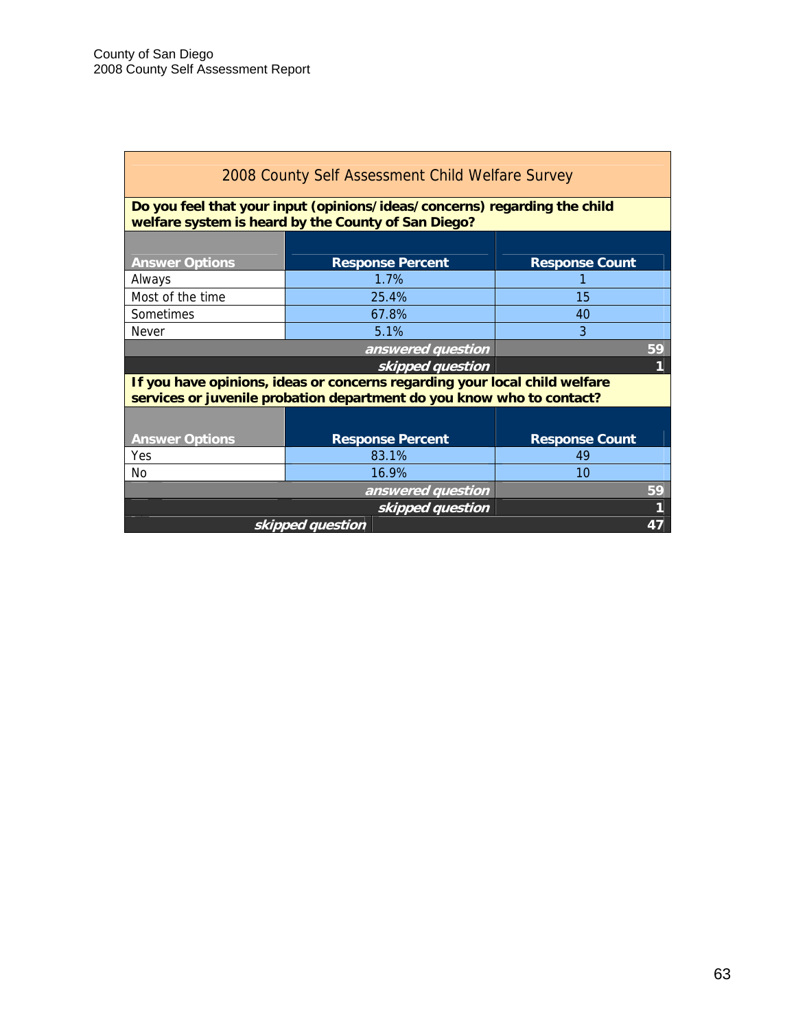## 2008 County Self Assessment Child Welfare Survey

**Do you feel that your input (opinions/ideas/concerns) regarding the child welfare system is heard by the County of San Diego?**

| Answer Options | Response Percent | Response Count |
|---|---|---|
| Always | 1.7% | 1 |
| Most of the time | 25.4% | 15 |
| Sometimes | 67.8% | 40 |
| Never | 5.1% | 3 |
| | ***answered question*** | **59** |
| | ***skipped question*** | **1** |

**If you have opinions, ideas or concerns regarding your local child welfare services or juvenile probation department do you know who to contact?**

| Answer Options | Response Percent | Response Count |
|---|---|---|
| Yes | 83.1% | 49 |
| No | 16.9% | 10 |
| | ***answered question*** | **59** |
| | ***skipped question*** | **1** |
| | ***skipped question*** | **47** |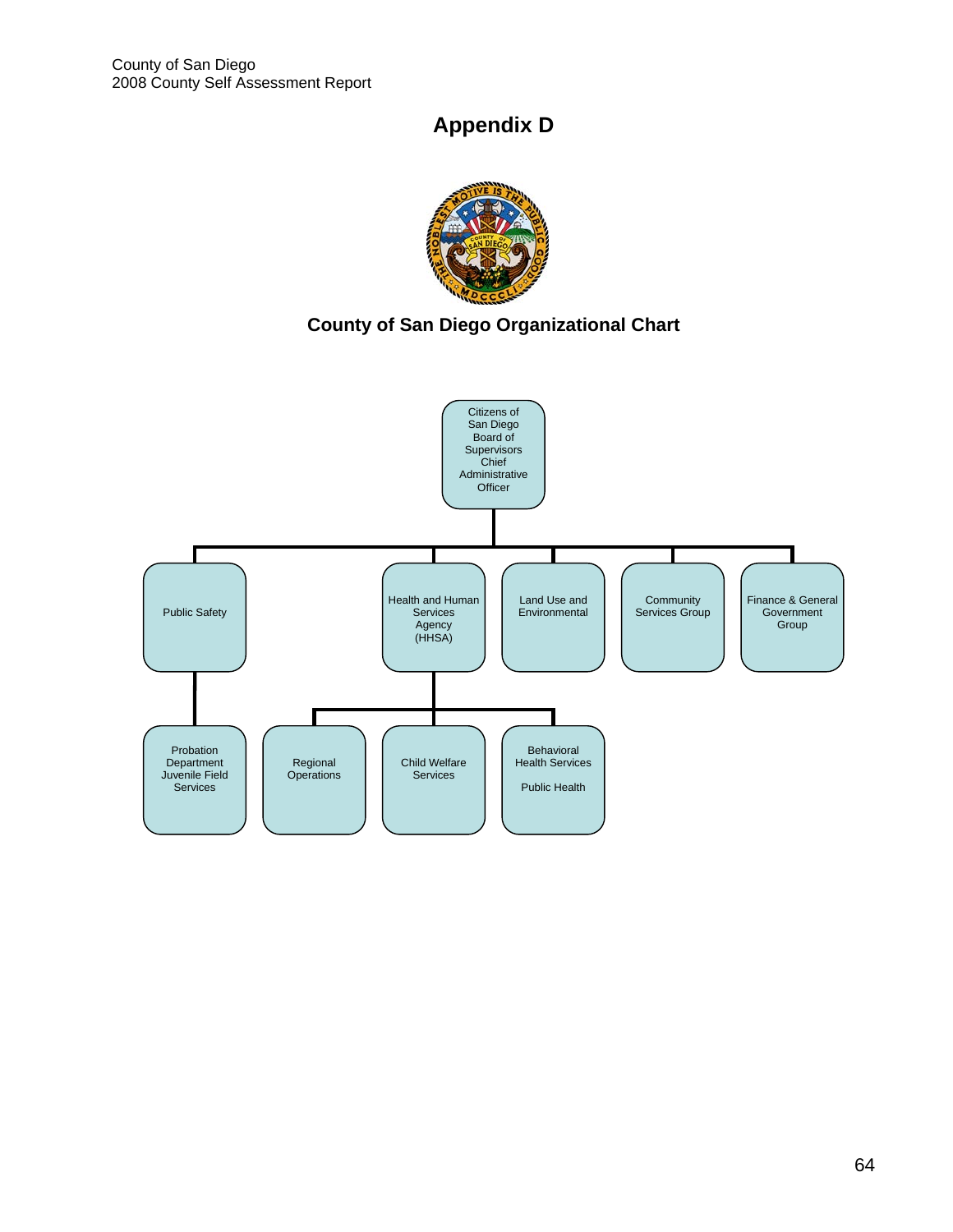# Appendix D

## County of San Diego Organizational Chart

Citizens of San Diego
Board of Supervisors
Chief Administrative Officer

Public Safety

Health and Human Services Agency (HHSA)

Land Use and Environmental

Community Services Group

Finance & General Government Group

Probation Department Juvenile Field Services

Regional Operations

Child Welfare Services

Behavioral Health Services

Public Health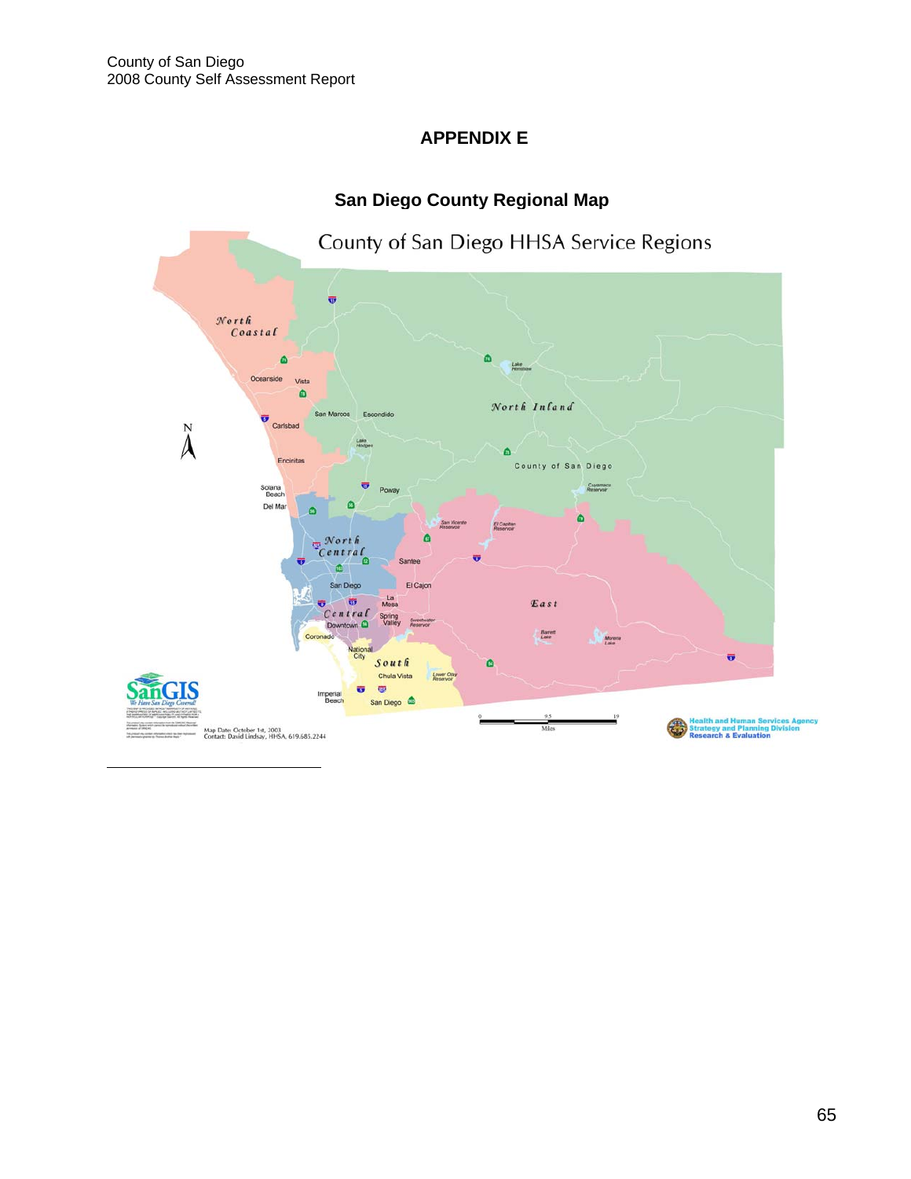## APPENDIX E

### San Diego County Regional Map

County of San Diego HHSA Service Regions

North Coastal

North Inland

North Central

Central

East

South

Oceanside

Vista

Carlsbad

San Marcos

Escondido

Encinitas

Solana Beach

Del Mar

Poway

Santee

El Cajon

San Diego

La Mesa

Spring Valley

Downtown

Coronado

National City

Chula Vista

Imperial Beach

San Diego

County of San Diego

Lake Henshaw

Lake Hodges

Cuyamaca Reservoir

San Vicente Reservoir

El Capitan Reservoir

Sweetwater Reservoir

Lower Otay Reservoir

Barrett Lake

Morena Lake

N

0 9.5 19

Miles

SanGIS

We Have San Diego Covered!

Map Date: October 1st, 2003

Contact: David Lindsay, HHSA, 619.685.2244

Health and Human Services Agency

Strategy and Planning Division

Research & Evaluation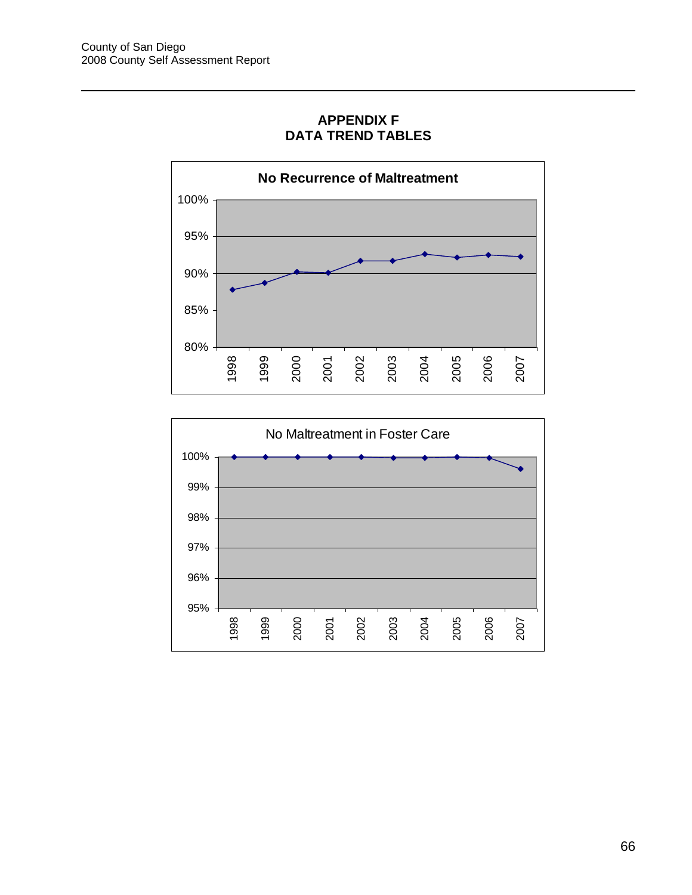# APPENDIX F
# DATA TREND TABLES

**No Recurrence of Maltreatment**

100%
95%
90%
85%
80%

1998
1999
2000
2001
2002
2003
2004
2005
2006
2007

No Maltreatment in Foster Care

100%
99%
98%
97%
96%
95%

1998
1999
2000
2001
2002
2003
2004
2005
2006
2007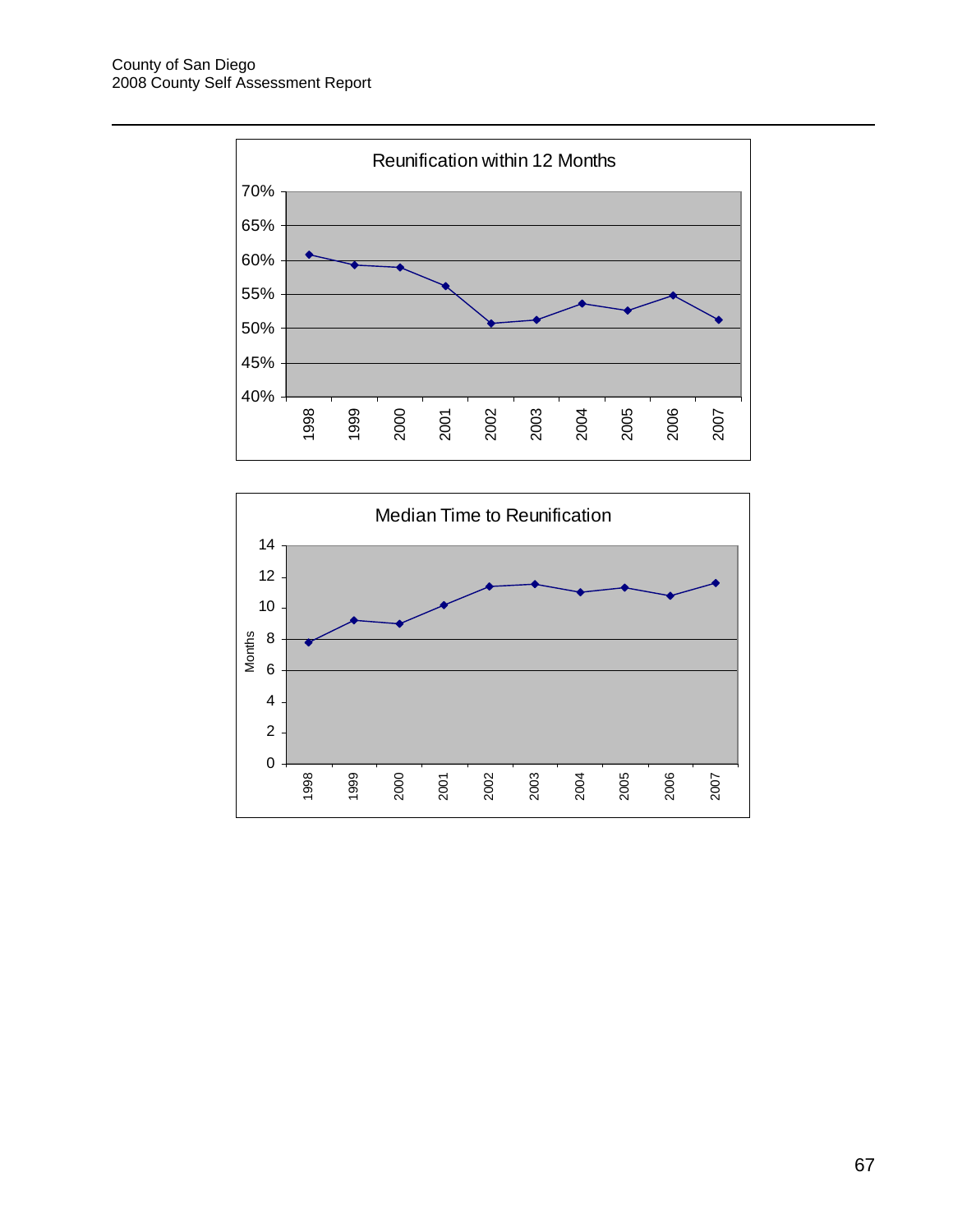Reunification within 12 Months

70%
65%
60%
55%
50%
45%
40%

1998 1999 2000 2001 2002 2003 2004 2005 2006 2007

Median Time to Reunification

Months

14
12
10
8
6
4
2
0

1998 1999 2000 2001 2002 2003 2004 2005 2006 2007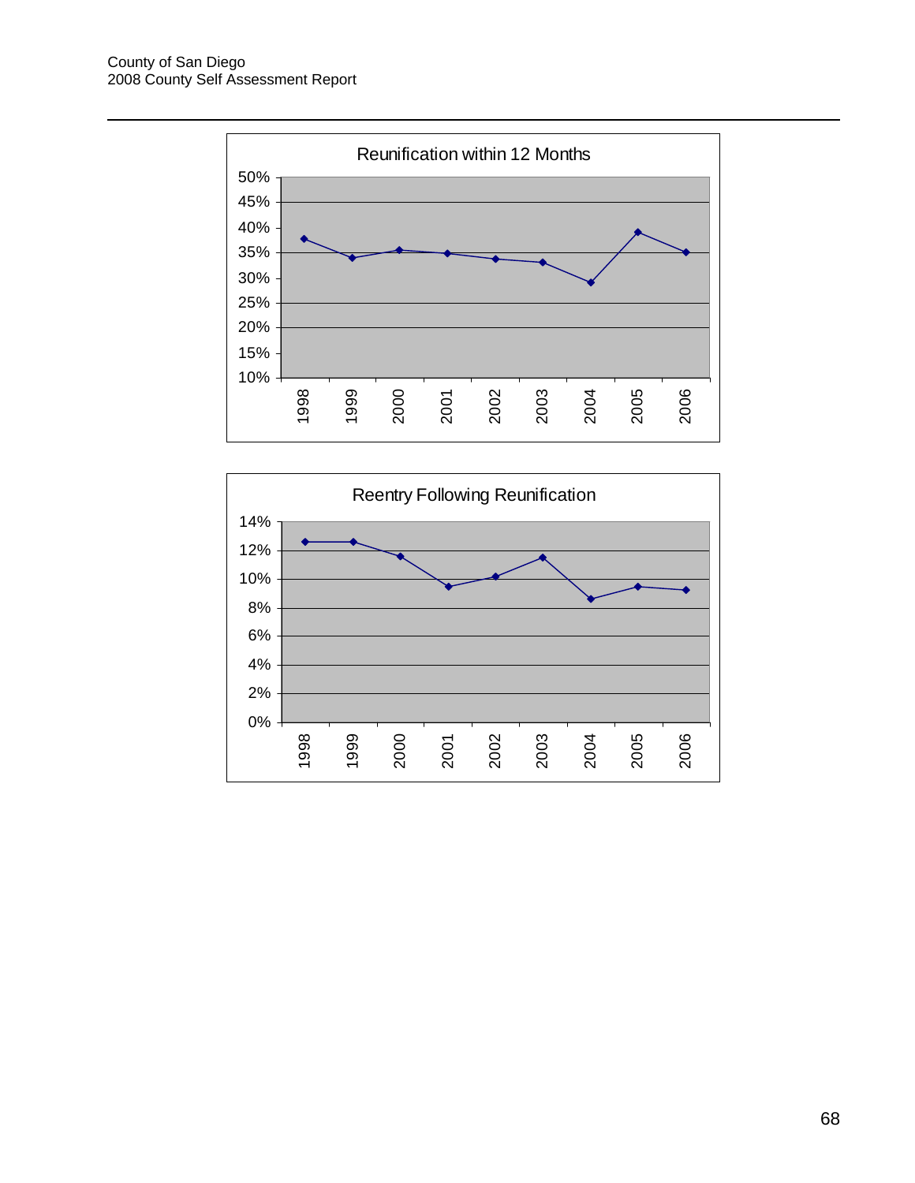Reunification within 12 Months

50%
45%
40%
35%
30%
25%
20%
15%
10%

1998 1999 2000 2001 2002 2003 2004 2005 2006

Reentry Following Reunification

14%
12%
10%
8%
6%
4%
2%
0%

1998 1999 2000 2001 2002 2003 2004 2005 2006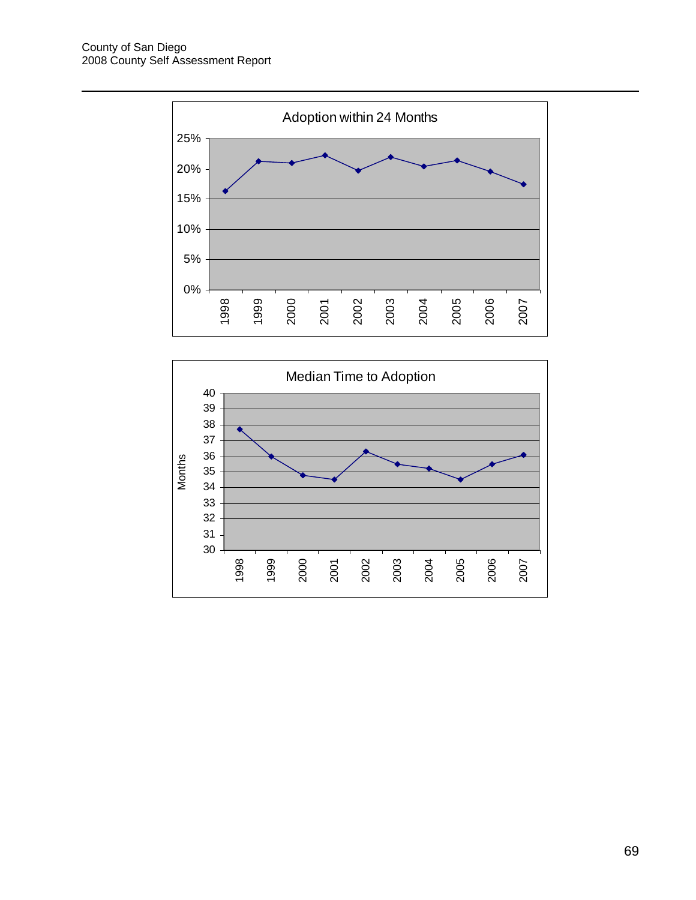Adoption within 24 Months

25%
20%
15%
10%
5%
0%

1998 1999 2000 2001 2002 2003 2004 2005 2006 2007

Median Time to Adoption

Months

40
39
38
37
36
35
34
33
32
31
30

1998 1999 2000 2001 2002 2003 2004 2005 2006 2007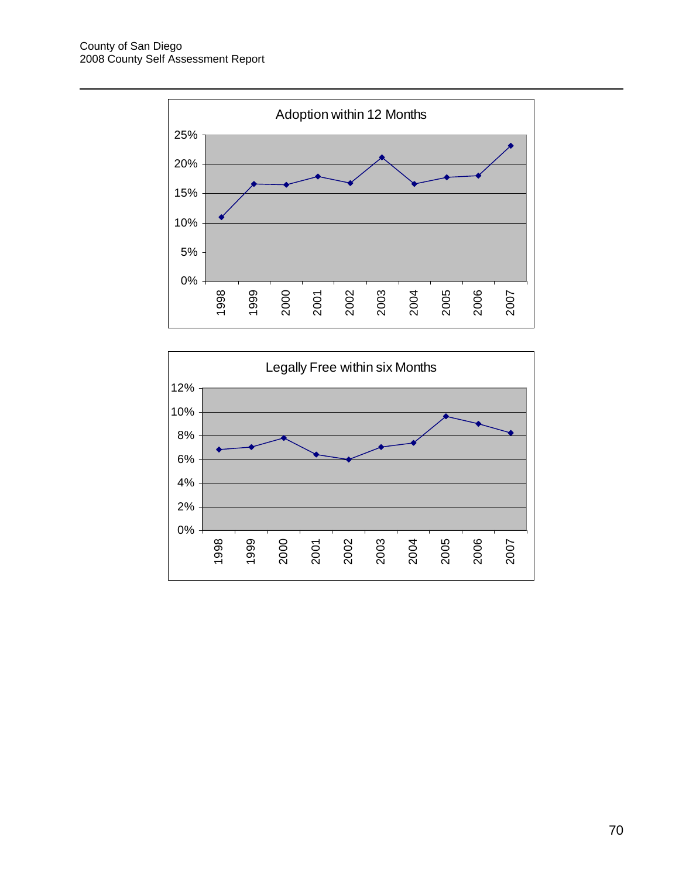Adoption within 12 Months

25%
20%
15%
10%
5%
0%

1998
1999
2000
2001
2002
2003
2004
2005
2006
2007

Legally Free within six Months

12%
10%
8%
6%
4%
2%
0%

1998
1999
2000
2001
2002
2003
2004
2005
2006
2007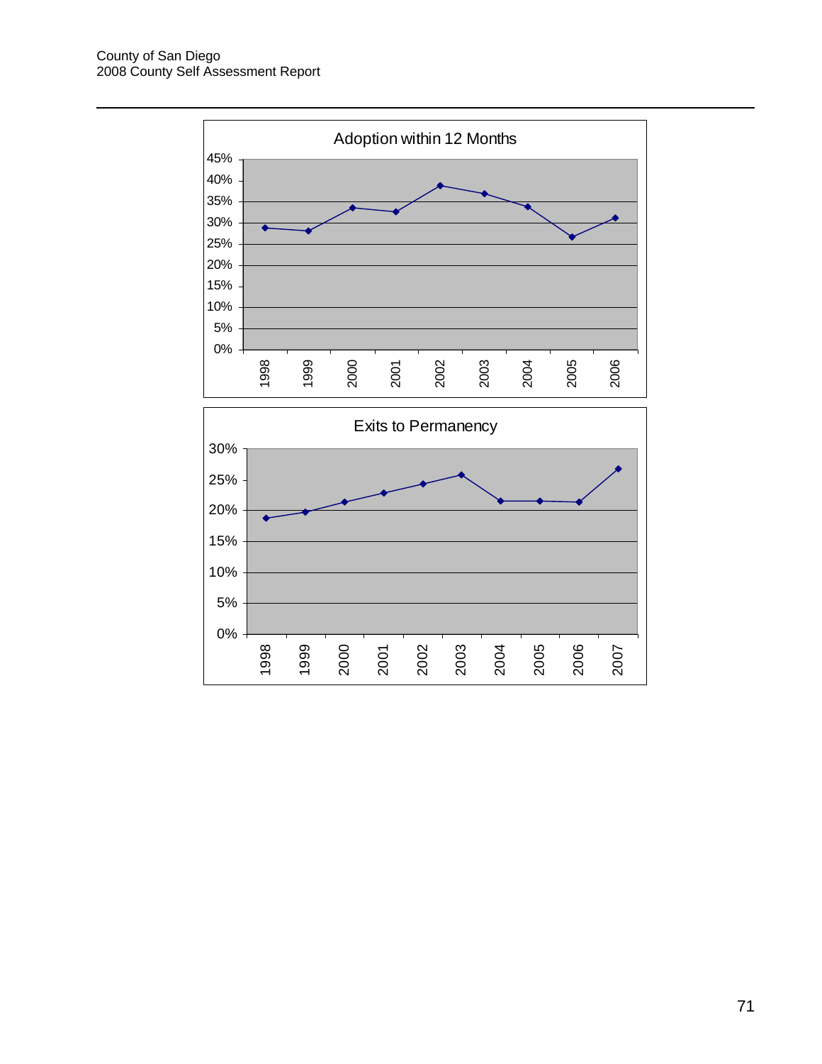Adoption within 12 Months

45%
40%
35%
30%
25%
20%
15%
10%
5%
0%

1998 1999 2000 2001 2002 2003 2004 2005 2006

Exits to Permanency

30%
25%
20%
15%
10%
5%
0%

1998 1999 2000 2001 2002 2003 2004 2005 2006 2007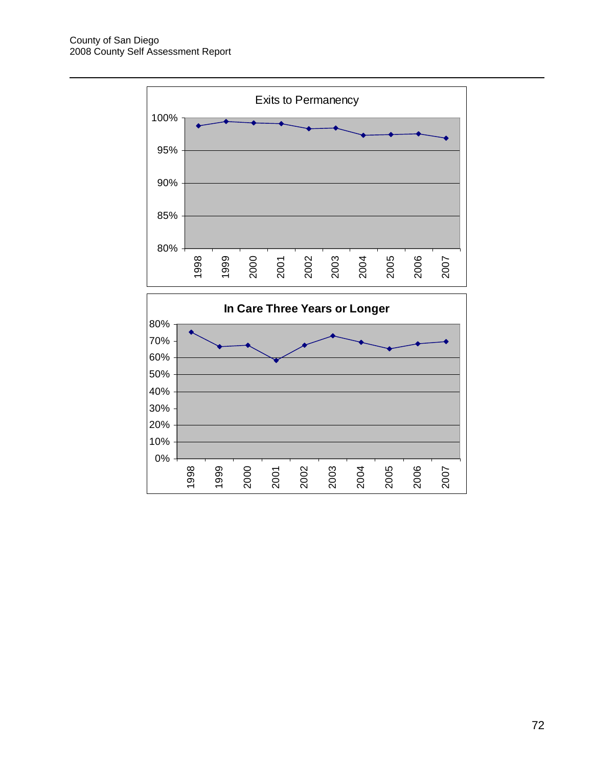Exits to Permanency

100%
95%
90%
85%
80%

1998
1999
2000
2001
2002
2003
2004
2005
2006
2007

**In Care Three Years or Longer**

80%
70%
60%
50%
40%
30%
20%
10%
0%

1998
1999
2000
2001
2002
2003
2004
2005
2006
2007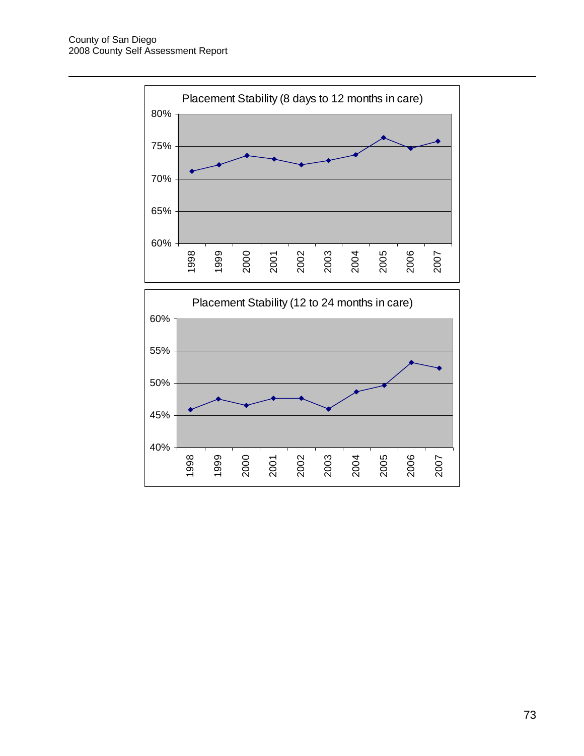**Placement Stability (8 days to 12 months in care)**

**Placement Stability (12 to 24 months in care)**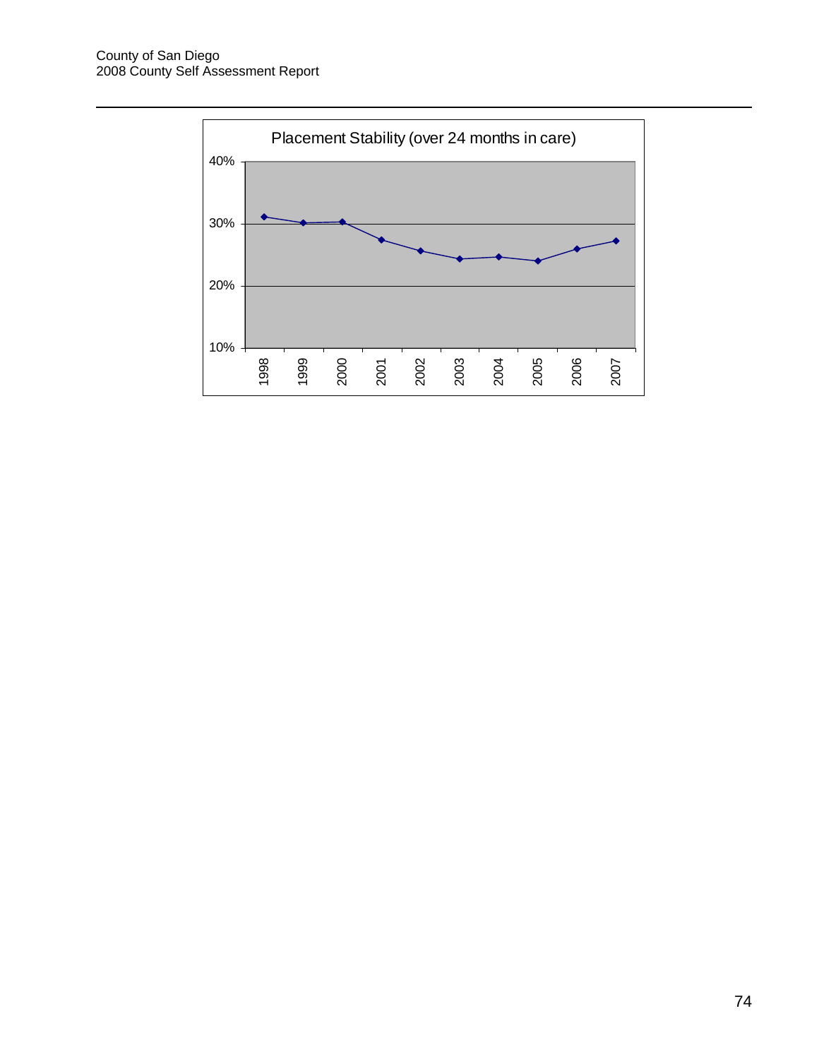Placement Stability (over 24 months in care)

40%

30%

20%

10%

1998

1999

2000

2001

2002

2003

2004

2005

2006

2007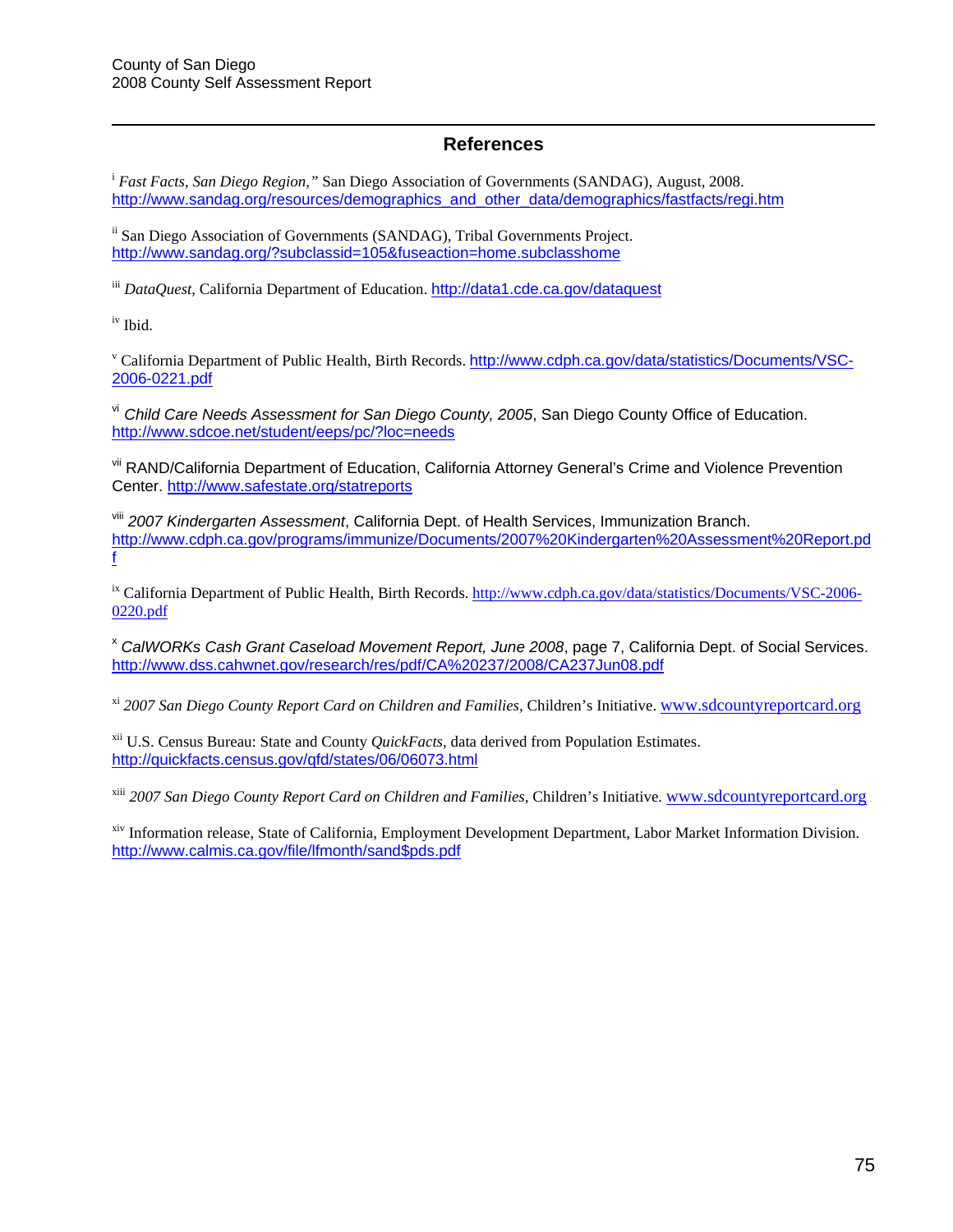## References

[i] *Fast Facts, San Diego Region,"* San Diego Association of Governments (SANDAG), August, 2008. http://www.sandag.org/resources/demographics_and_other_data/demographics/fastfacts/regi.htm

[ii] San Diego Association of Governments (SANDAG), Tribal Governments Project. http://www.sandag.org/?subclassid=105&fuseaction=home.subclasshome

[iii] *DataQuest,* California Department of Education. http://data1.cde.ca.gov/dataquest

[iv] Ibid.

[v] California Department of Public Health, Birth Records. http://www.cdph.ca.gov/data/statistics/Documents/VSC-2006-0221.pdf

[vi] *Child Care Needs Assessment for San Diego County, 2005*, San Diego County Office of Education. http://www.sdcoe.net/student/eeps/pc/?loc=needs

[vii] RAND/California Department of Education, California Attorney General's Crime and Violence Prevention Center. http://www.safestate.org/statreports

[viii] *2007 Kindergarten Assessment*, California Dept. of Health Services, Immunization Branch. http://www.cdph.ca.gov/programs/immunize/Documents/2007%20Kindergarten%20Assessment%20Report.pdf

[ix] California Department of Public Health, Birth Records. http://www.cdph.ca.gov/data/statistics/Documents/VSC-2006-0220.pdf

[x] *CalWORKs Cash Grant Caseload Movement Report, June 2008*, page 7, California Dept. of Social Services. http://www.dss.cahwnet.gov/research/res/pdf/CA%20237/2008/CA237Jun08.pdf

[xi] *2007 San Diego County Report Card on Children and Families,* Children's Initiative. www.sdcountyreportcard.org

[xii] U.S. Census Bureau: State and County *QuickFacts*, data derived from Population Estimates. http://quickfacts.census.gov/qfd/states/06/06073.html

[xiii] *2007 San Diego County Report Card on Children and Families,* Children's Initiative. www.sdcountyreportcard.org

[xiv] Information release, State of California, Employment Development Department, Labor Market Information Division. http://www.calmis.ca.gov/file/lfmonth/sand$pds.pdf